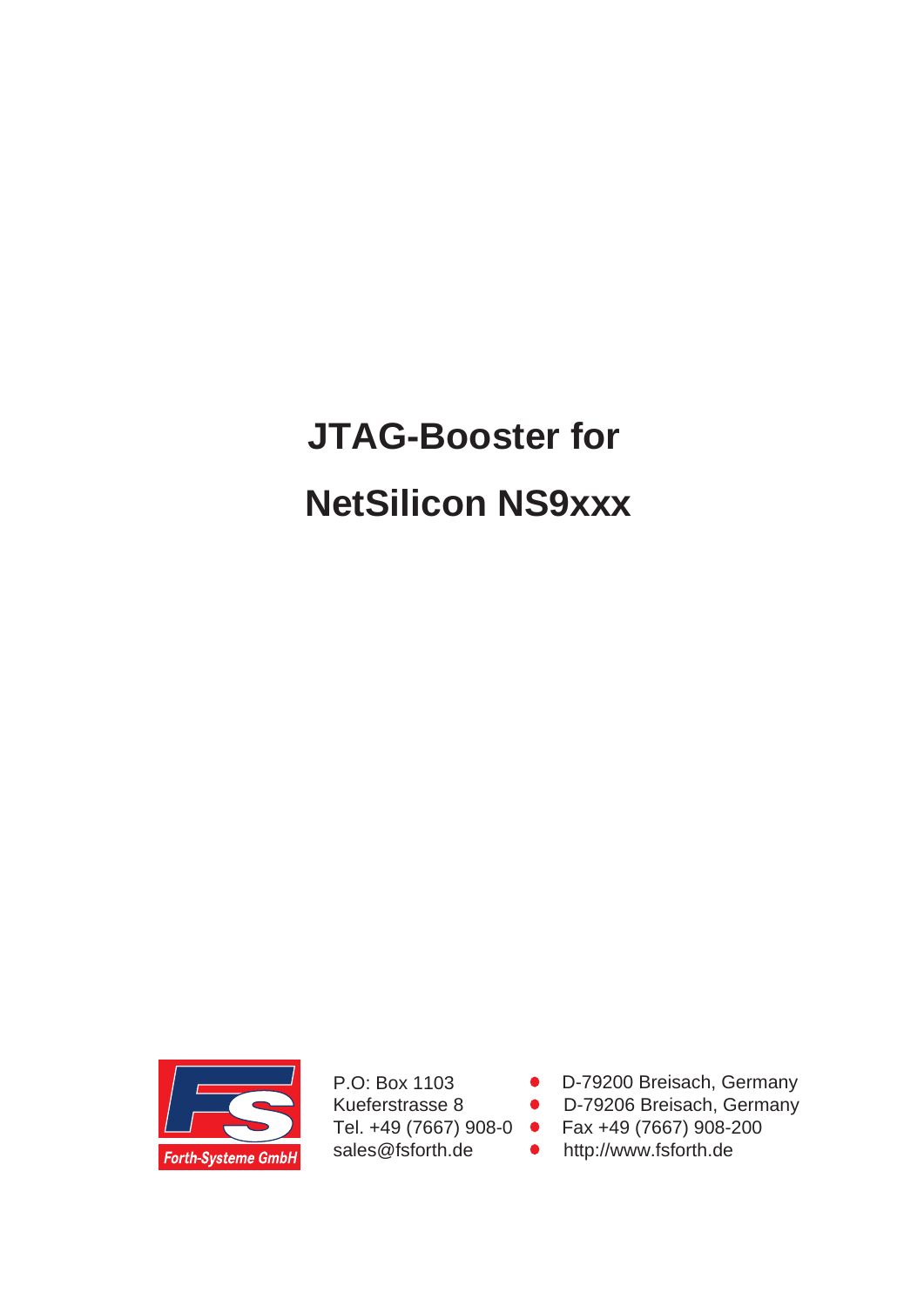# JTAG-Booster for

# NetSilicon NS9xxx

Forth-Systeme GmbH

P.O: Box 1103 • D-79200 Breisach, Germany
Kueferstrasse 8 • D-79206 Breisach, Germany
Tel. +49 (7667) 908-0 • Fax +49 (7667) 908-200
sales@fsforth.de • http://www.fsforth.de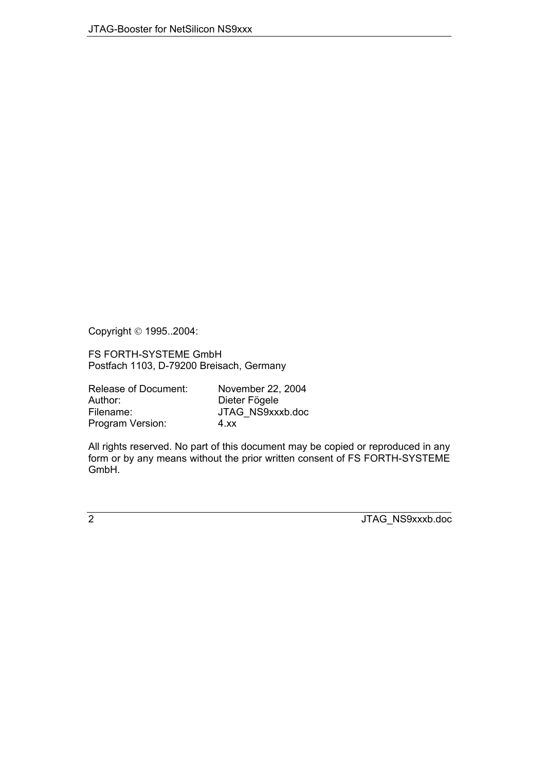Copyright © 1995..2004:

FS FORTH-SYSTEME GmbH
Postfach 1103, D-79200 Breisach, Germany

| | |
|---|---|
| Release of Document: | November 22, 2004 |
| Author: | Dieter Fögele |
| Filename: | JTAG_NS9xxxb.doc |
| Program Version: | 4.xx |

All rights reserved. No part of this document may be copied or reproduced in any form or by any means without the prior written consent of FS FORTH-SYSTEME GmbH.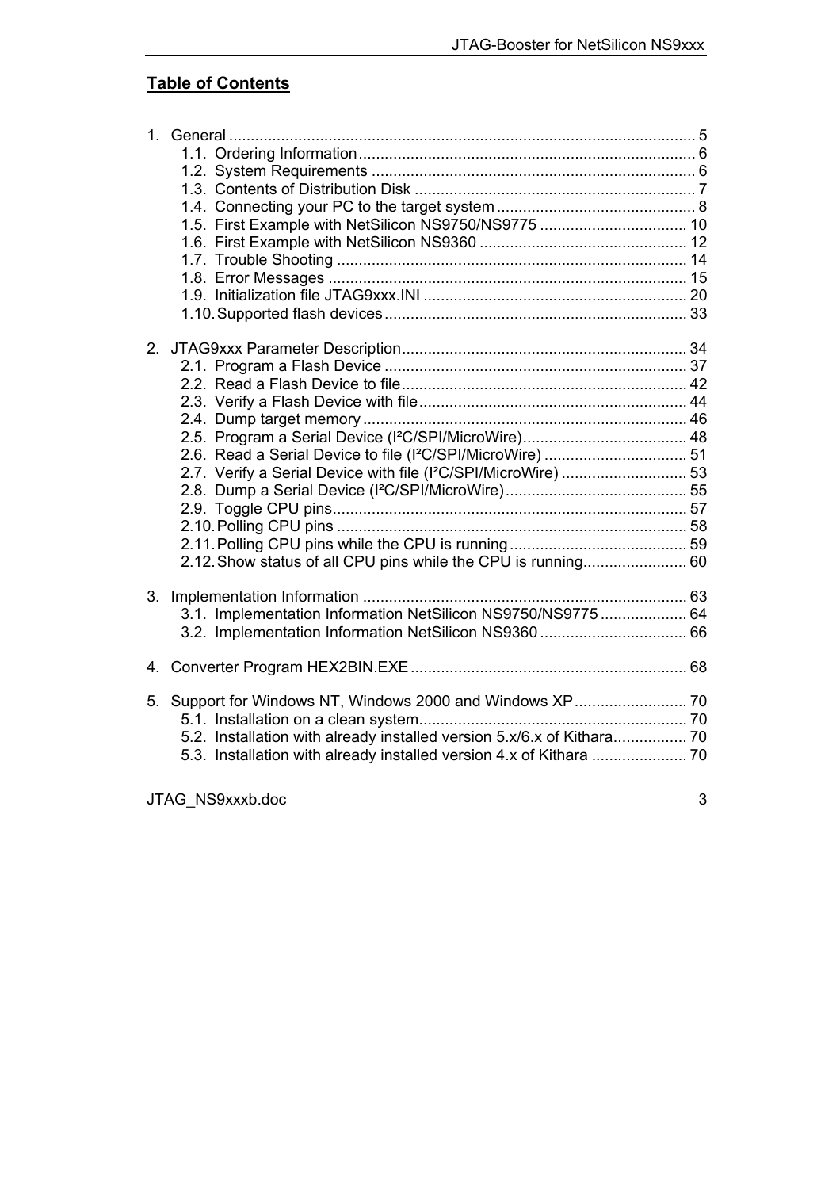## Table of Contents

1. General ........................................................................................................ 5
    - 1.1. Ordering Information ........................................................................... 6
    - 1.2. System Requirements ......................................................................... 6
    - 1.3. Contents of Distribution Disk ............................................................... 7
    - 1.4. Connecting your PC to the target system ............................................. 8
    - 1.5. First Example with NetSilicon NS9750/NS9775 .................................. 10
    - 1.6. First Example with NetSilicon NS9360 ............................................... 12
    - 1.7. Trouble Shooting ............................................................................... 14
    - 1.8. Error Messages ................................................................................. 15
    - 1.9. Initialization file JTAG9xxx.INI ............................................................ 20
    - 1.10. Supported flash devices ................................................................... 33

2. JTAG9xxx Parameter Description ................................................................. 34
    - 2.1. Program a Flash Device ..................................................................... 37
    - 2.2. Read a Flash Device to file ................................................................. 42
    - 2.3. Verify a Flash Device with file ............................................................. 44
    - 2.4. Dump target memory ......................................................................... 46
    - 2.5. Program a Serial Device (I²C/SPI/MicroWire) ...................................... 48
    - 2.6. Read a Serial Device to file (I²C/SPI/MicroWire) ................................. 51
    - 2.7. Verify a Serial Device with file (I²C/SPI/MicroWire) ............................. 53
    - 2.8. Dump a Serial Device (I²C/SPI/MicroWire) .......................................... 55
    - 2.9. Toggle CPU pins ................................................................................ 57
    - 2.10. Polling CPU pins .............................................................................. 58
    - 2.11. Polling CPU pins while the CPU is running ......................................... 59
    - 2.12. Show status of all CPU pins while the CPU is running ........................ 60

3. Implementation Information .......................................................................... 63
    - 3.1. Implementation Information NetSilicon NS9750/NS9775 ..................... 64
    - 3.2. Implementation Information NetSilicon NS9360 .................................. 66

4. Converter Program HEX2BIN.EXE ................................................................ 68

5. Support for Windows NT, Windows 2000 and Windows XP .......................... 70
    - 5.1. Installation on a clean system ............................................................. 70
    - 5.2. Installation with already installed version 5.x/6.x of Kithara ................. 70
    - 5.3. Installation with already installed version 4.x of Kithara ...................... 70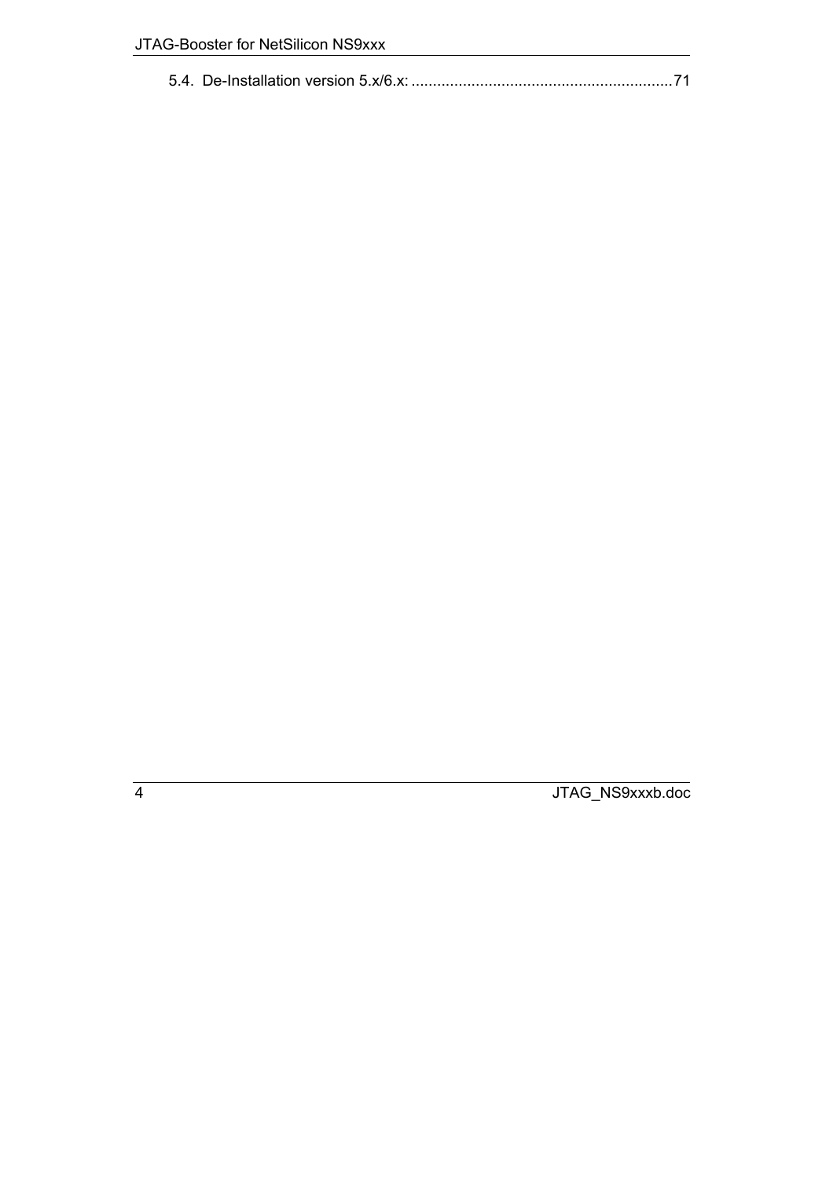5.4. De-Installation version 5.x/6.x: .............................................................71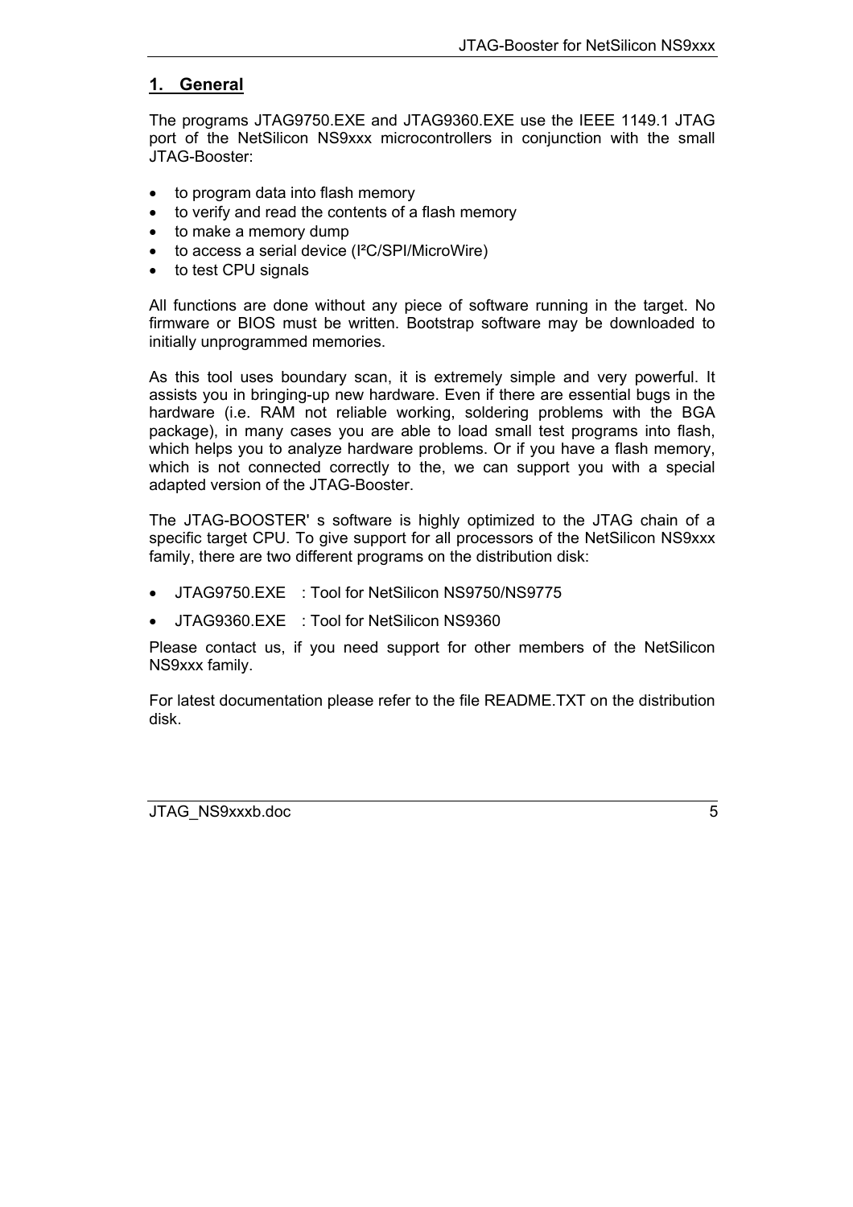# 1. General

The programs JTAG9750.EXE and JTAG9360.EXE use the IEEE 1149.1 JTAG port of the NetSilicon NS9xxx microcontrollers in conjunction with the small JTAG-Booster:

- to program data into flash memory
- to verify and read the contents of a flash memory
- to make a memory dump
- to access a serial device (I²C/SPI/MicroWire)
- to test CPU signals

All functions are done without any piece of software running in the target. No firmware or BIOS must be written. Bootstrap software may be downloaded to initially unprogrammed memories.

As this tool uses boundary scan, it is extremely simple and very powerful. It assists you in bringing-up new hardware. Even if there are essential bugs in the hardware (i.e. RAM not reliable working, soldering problems with the BGA package), in many cases you are able to load small test programs into flash, which helps you to analyze hardware problems. Or if you have a flash memory, which is not connected correctly to the, we can support you with a special adapted version of the JTAG-Booster.

The JTAG-BOOSTER' s software is highly optimized to the JTAG chain of a specific target CPU. To give support for all processors of the NetSilicon NS9xxx family, there are two different programs on the distribution disk:

- JTAG9750.EXE : Tool for NetSilicon NS9750/NS9775
- JTAG9360.EXE : Tool for NetSilicon NS9360

Please contact us, if you need support for other members of the NetSilicon NS9xxx family.

For latest documentation please refer to the file README.TXT on the distribution disk.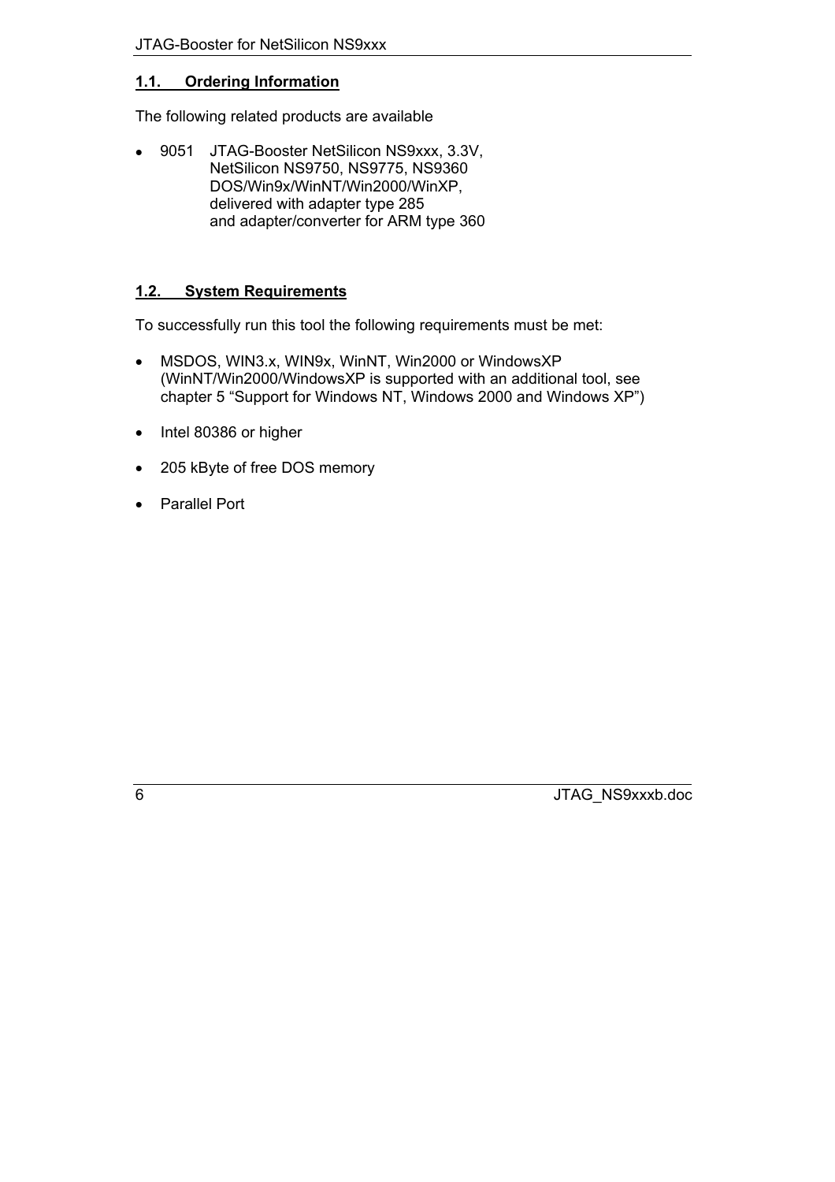## 1.1. Ordering Information

The following related products are available

- 9051 JTAG-Booster NetSilicon NS9xxx, 3.3V,
  NetSilicon NS9750, NS9775, NS9360
  DOS/Win9x/WinNT/Win2000/WinXP,
  delivered with adapter type 285
  and adapter/converter for ARM type 360

## 1.2. System Requirements

To successfully run this tool the following requirements must be met:

- MSDOS, WIN3.x, WIN9x, WinNT, Win2000 or WindowsXP (WinNT/Win2000/WindowsXP is supported with an additional tool, see chapter 5 "Support for Windows NT, Windows 2000 and Windows XP")
- Intel 80386 or higher
- 205 kByte of free DOS memory
- Parallel Port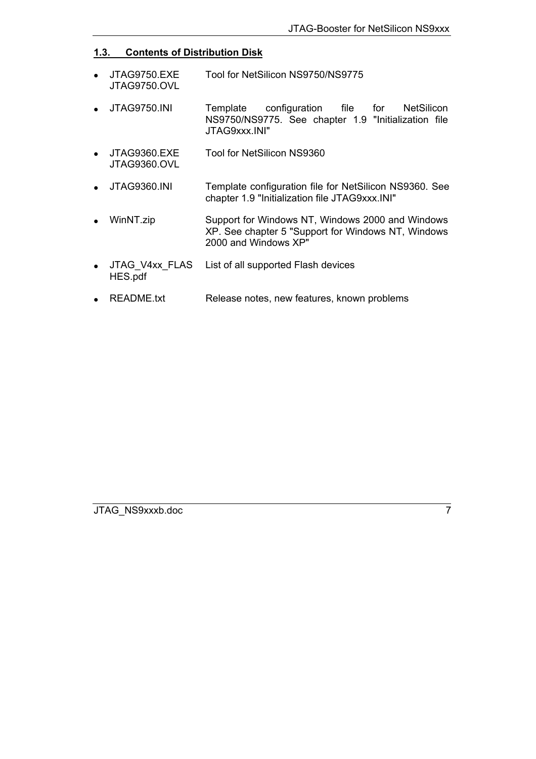### 1.3. Contents of Distribution Disk

- JTAG9750.EXE JTAG9750.OVL — Tool for NetSilicon NS9750/NS9775
- JTAG9750.INI — Template configuration file for NetSilicon NS9750/NS9775. See chapter 1.9 "Initialization file JTAG9xxx.INI"
- JTAG9360.EXE JTAG9360.OVL — Tool for NetSilicon NS9360
- JTAG9360.INI — Template configuration file for NetSilicon NS9360. See chapter 1.9 "Initialization file JTAG9xxx.INI"
- WinNT.zip — Support for Windows NT, Windows 2000 and Windows XP. See chapter 5 "Support for Windows NT, Windows 2000 and Windows XP"
- JTAG_V4xx_FLASHES.pdf — List of all supported Flash devices
- README.txt — Release notes, new features, known problems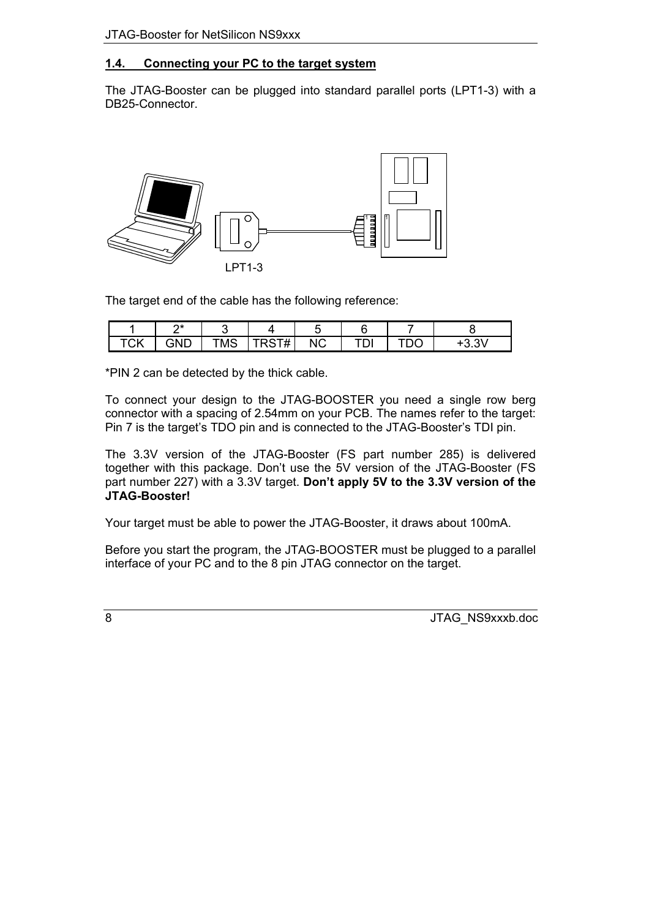## 1.4. Connecting your PC to the target system

The JTAG-Booster can be plugged into standard parallel ports (LPT1-3) with a DB25-Connector.

LPT1-3

The target end of the cable has the following reference:

| 1 | 2* | 3 | 4 | 5 | 6 | 7 | 8 |
|---|---|---|---|---|---|---|---|
| TCK | GND | TMS | TRST# | NC | TDI | TDO | +3.3V |

*PIN 2 can be detected by the thick cable.

To connect your design to the JTAG-BOOSTER you need a single row berg connector with a spacing of 2.54mm on your PCB. The names refer to the target: Pin 7 is the target's TDO pin and is connected to the JTAG-Booster's TDI pin.

The 3.3V version of the JTAG-Booster (FS part number 285) is delivered together with this package. Don't use the 5V version of the JTAG-Booster (FS part number 227) with a 3.3V target. **Don't apply 5V to the 3.3V version of the JTAG-Booster!**

Your target must be able to power the JTAG-Booster, it draws about 100mA.

Before you start the program, the JTAG-BOOSTER must be plugged to a parallel interface of your PC and to the 8 pin JTAG connector on the target.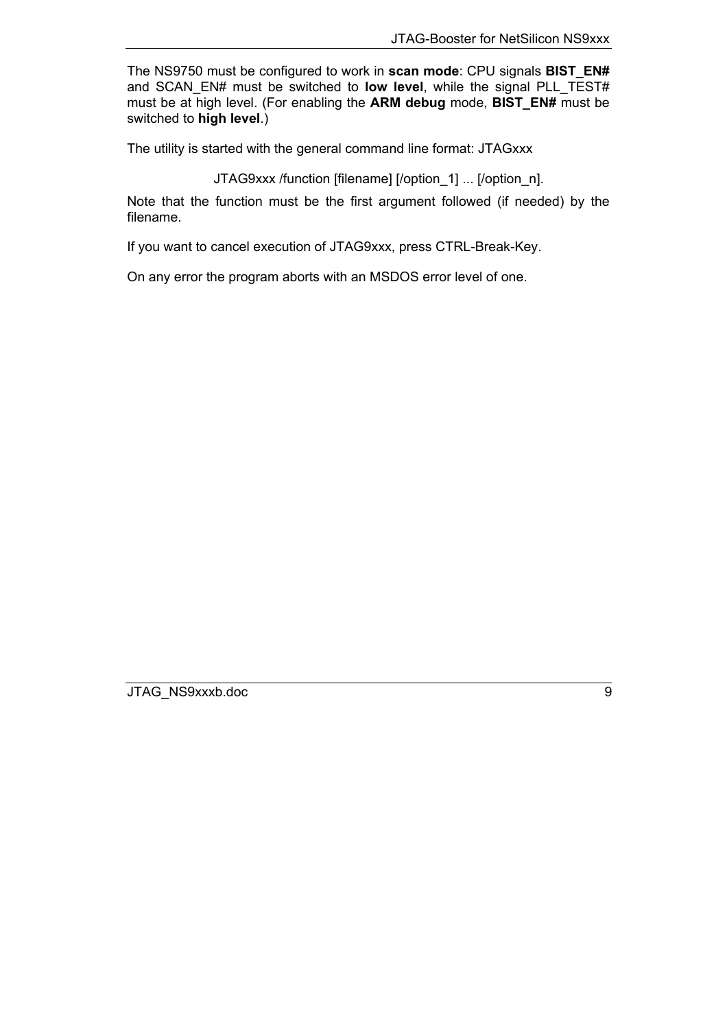The NS9750 must be configured to work in **scan mode**: CPU signals **BIST_EN#** and SCAN_EN# must be switched to **low level**, while the signal PLL_TEST# must be at high level. (For enabling the **ARM debug** mode, **BIST_EN#** must be switched to **high level**.)

The utility is started with the general command line format: JTAGxxx

JTAG9xxx /function [filename] [/option_1] ... [/option_n].

Note that the function must be the first argument followed (if needed) by the filename.

If you want to cancel execution of JTAG9xxx, press CTRL-Break-Key.

On any error the program aborts with an MSDOS error level of one.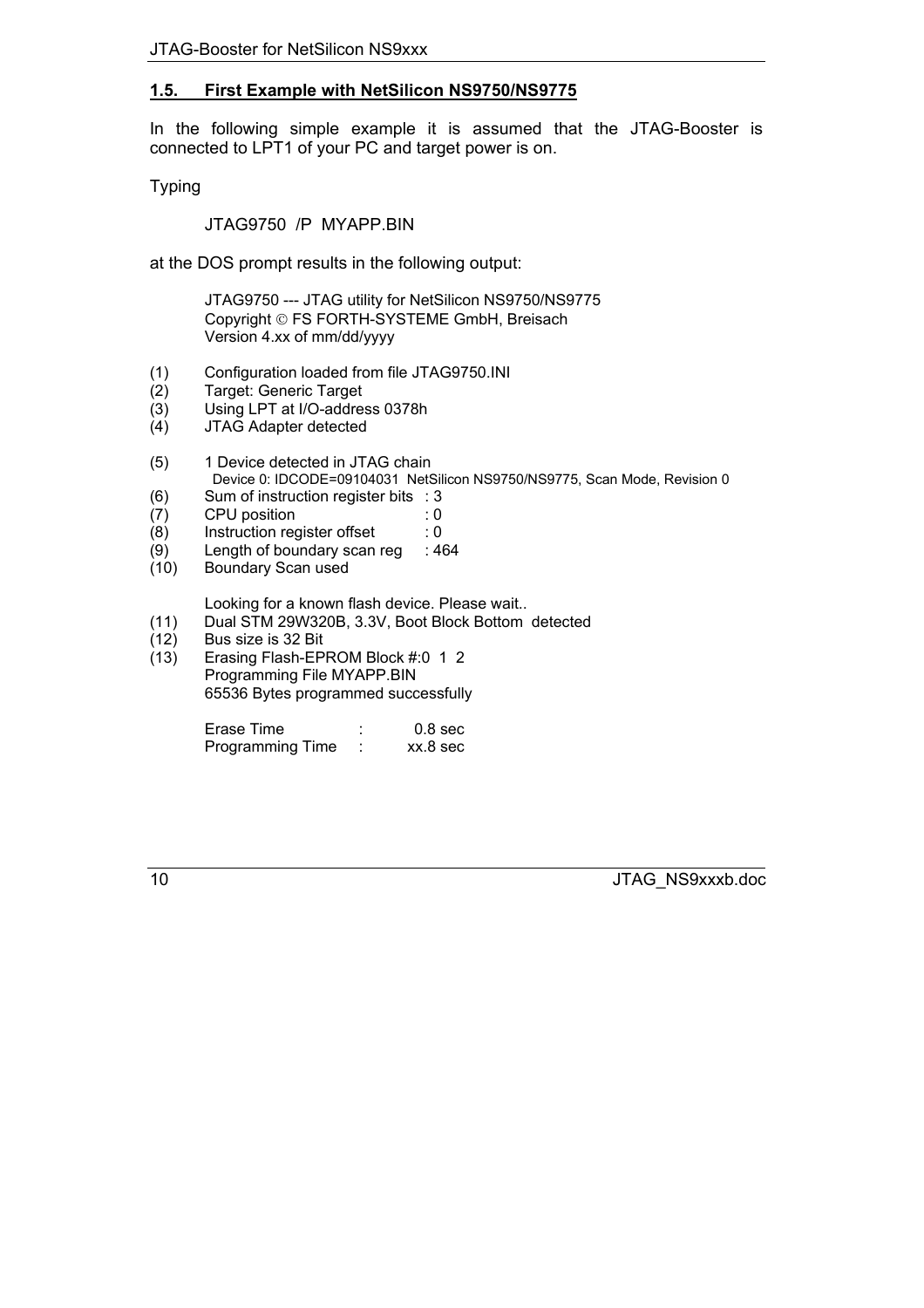## 1.5. First Example with NetSilicon NS9750/NS9775

In the following simple example it is assumed that the JTAG-Booster is connected to LPT1 of your PC and target power is on.

Typing

```
JTAG9750 /P MYAPP.BIN
```

at the DOS prompt results in the following output:

```
       JTAG9750 --- JTAG utility for NetSilicon NS9750/NS9775
       Copyright © FS FORTH-SYSTEME GmbH, Breisach
       Version 4.xx of mm/dd/yyyy

(1)    Configuration loaded from file JTAG9750.INI
(2)    Target: Generic Target
(3)    Using LPT at I/O-address 0378h
(4)    JTAG Adapter detected

(5)    1 Device detected in JTAG chain
         Device 0: IDCODE=09104031  NetSilicon NS9750/NS9775, Scan Mode, Revision 0
(6)    Sum of instruction register bits  : 3
(7)    CPU position                      : 0
(8)    Instruction register offset       : 0
(9)    Length of boundary scan reg       : 464
(10)   Boundary Scan used

       Looking for a known flash device. Please wait..
(11)   Dual STM 29W320B, 3.3V, Boot Block Bottom  detected
(12)   Bus size is 32 Bit
(13)   Erasing Flash-EPROM Block #:0  1  2
       Programming File MYAPP.BIN
       65536 Bytes programmed successfully

       Erase Time        :     0.8 sec
       Programming Time  :    xx.8 sec
```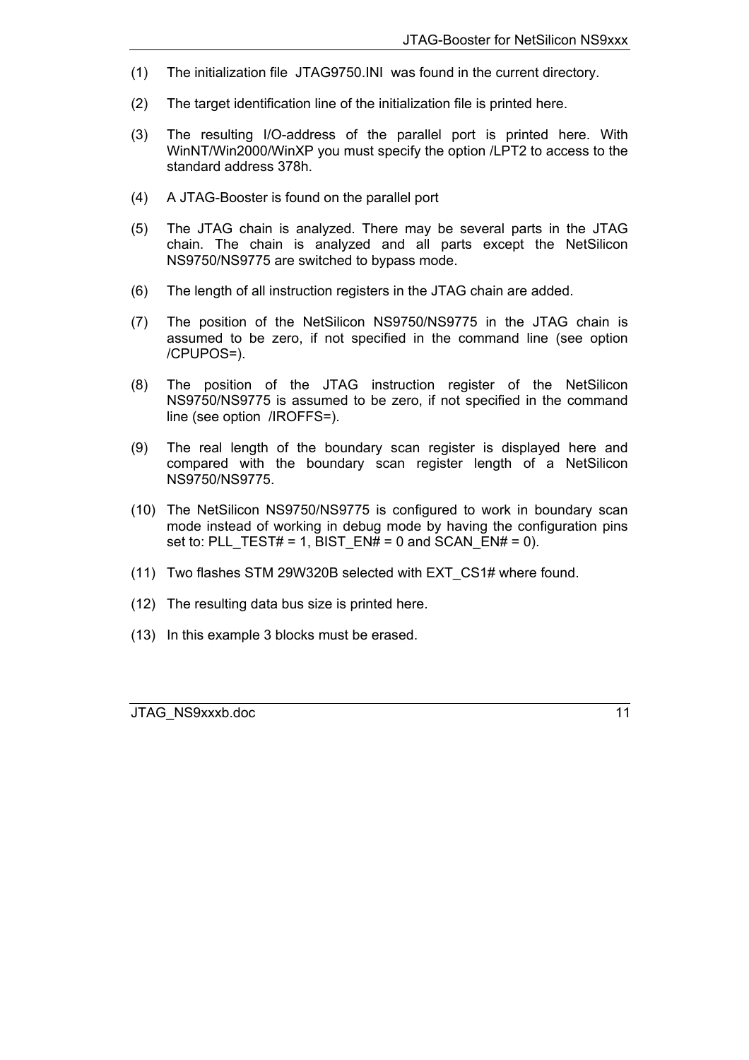(1) The initialization file JTAG9750.INI was found in the current directory.

(2) The target identification line of the initialization file is printed here.

(3) The resulting I/O-address of the parallel port is printed here. With WinNT/Win2000/WinXP you must specify the option /LPT2 to access to the standard address 378h.

(4) A JTAG-Booster is found on the parallel port

(5) The JTAG chain is analyzed. There may be several parts in the JTAG chain. The chain is analyzed and all parts except the NetSilicon NS9750/NS9775 are switched to bypass mode.

(6) The length of all instruction registers in the JTAG chain are added.

(7) The position of the NetSilicon NS9750/NS9775 in the JTAG chain is assumed to be zero, if not specified in the command line (see option /CPUPOS=).

(8) The position of the JTAG instruction register of the NetSilicon NS9750/NS9775 is assumed to be zero, if not specified in the command line (see option /IROFFS=).

(9) The real length of the boundary scan register is displayed here and compared with the boundary scan register length of a NetSilicon NS9750/NS9775.

(10) The NetSilicon NS9750/NS9775 is configured to work in boundary scan mode instead of working in debug mode by having the configuration pins set to: PLL_TEST# = 1, BIST_EN# = 0 and SCAN_EN# = 0).

(11) Two flashes STM 29W320B selected with EXT_CS1# where found.

(12) The resulting data bus size is printed here.

(13) In this example 3 blocks must be erased.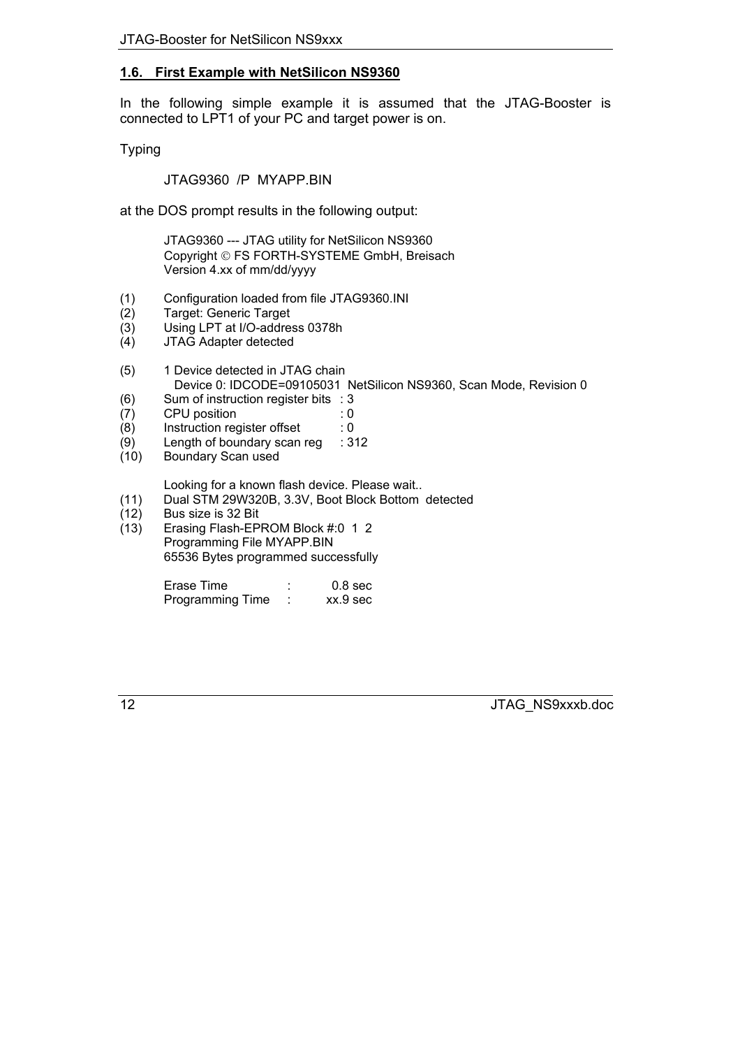## 1.6. First Example with NetSilicon NS9360

In the following simple example it is assumed that the JTAG-Booster is connected to LPT1 of your PC and target power is on.

Typing

```
JTAG9360 /P MYAPP.BIN
```

at the DOS prompt results in the following output:

```
     JTAG9360 --- JTAG utility for NetSilicon NS9360
     Copyright © FS FORTH-SYSTEME GmbH, Breisach
     Version 4.xx of mm/dd/yyyy

(1)  Configuration loaded from file JTAG9360.INI
(2)  Target: Generic Target
(3)  Using LPT at I/O-address 0378h
(4)  JTAG Adapter detected

(5)  1 Device detected in JTAG chain
       Device 0: IDCODE=09105031  NetSilicon NS9360, Scan Mode, Revision 0
(6)  Sum of instruction register bits  : 3
(7)  CPU position                      : 0
(8)  Instruction register offset       : 0
(9)  Length of boundary scan reg       : 312
(10) Boundary Scan used

     Looking for a known flash device. Please wait..
(11) Dual STM 29W320B, 3.3V, Boot Block Bottom  detected
(12) Bus size is 32 Bit
(13) Erasing Flash-EPROM Block #:0  1  2
     Programming File MYAPP.BIN
     65536 Bytes programmed successfully

     Erase Time          :      0.8 sec
     Programming Time    :     xx.9 sec
```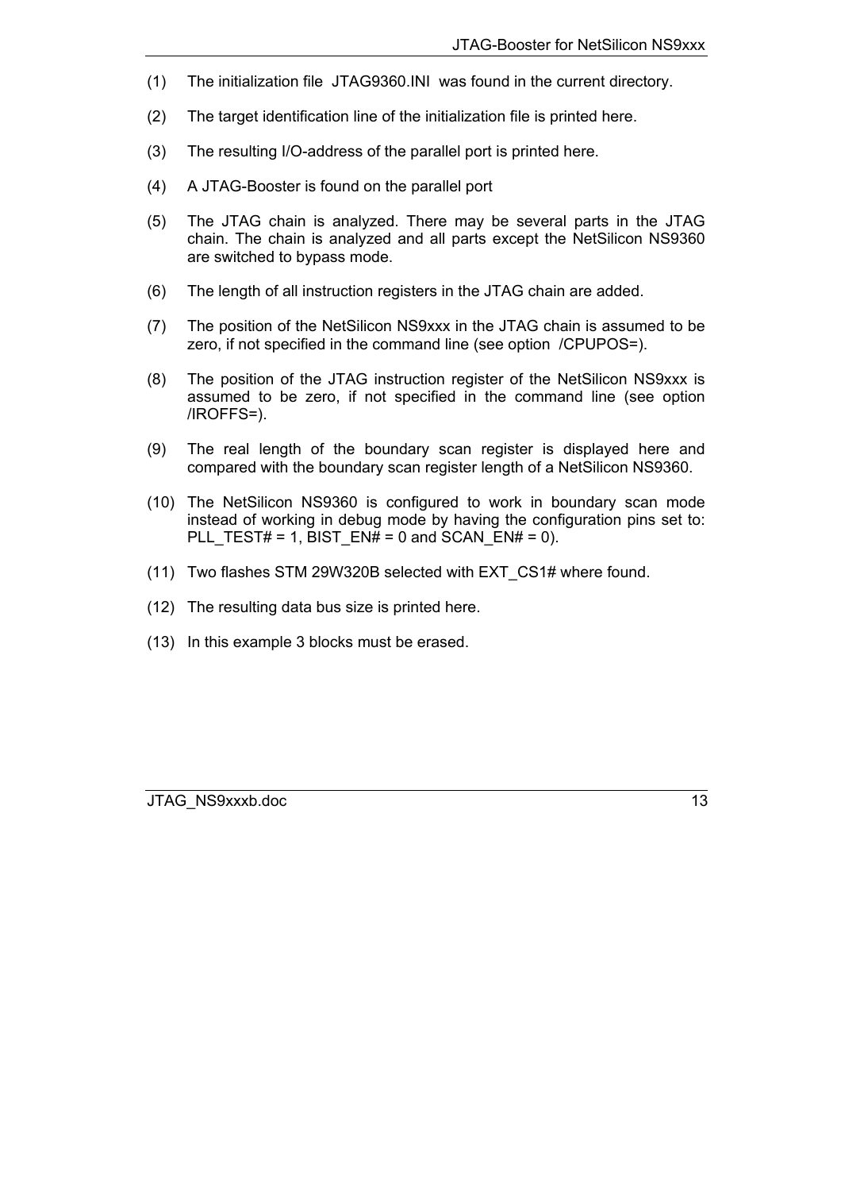(1) The initialization file JTAG9360.INI was found in the current directory.

(2) The target identification line of the initialization file is printed here.

(3) The resulting I/O-address of the parallel port is printed here.

(4) A JTAG-Booster is found on the parallel port

(5) The JTAG chain is analyzed. There may be several parts in the JTAG chain. The chain is analyzed and all parts except the NetSilicon NS9360 are switched to bypass mode.

(6) The length of all instruction registers in the JTAG chain are added.

(7) The position of the NetSilicon NS9xxx in the JTAG chain is assumed to be zero, if not specified in the command line (see option /CPUPOS=).

(8) The position of the JTAG instruction register of the NetSilicon NS9xxx is assumed to be zero, if not specified in the command line (see option /IROFFS=).

(9) The real length of the boundary scan register is displayed here and compared with the boundary scan register length of a NetSilicon NS9360.

(10) The NetSilicon NS9360 is configured to work in boundary scan mode instead of working in debug mode by having the configuration pins set to: PLL_TEST# = 1, BIST_EN# = 0 and SCAN_EN# = 0).

(11) Two flashes STM 29W320B selected with EXT_CS1# where found.

(12) The resulting data bus size is printed here.

(13) In this example 3 blocks must be erased.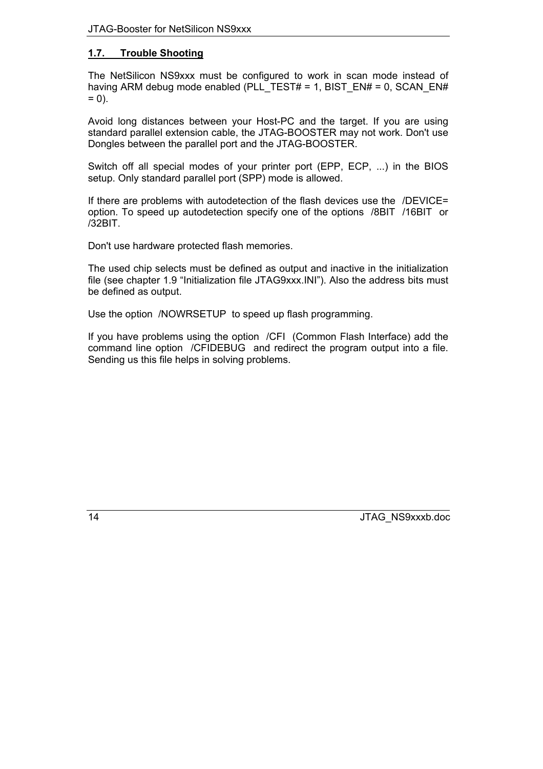## 1.7. Trouble Shooting

The NetSilicon NS9xxx must be configured to work in scan mode instead of having ARM debug mode enabled (PLL_TEST# = 1, BIST_EN# = 0, SCAN_EN# = 0).

Avoid long distances between your Host-PC and the target. If you are using standard parallel extension cable, the JTAG-BOOSTER may not work. Don't use Dongles between the parallel port and the JTAG-BOOSTER.

Switch off all special modes of your printer port (EPP, ECP, ...) in the BIOS setup. Only standard parallel port (SPP) mode is allowed.

If there are problems with autodetection of the flash devices use the /DEVICE= option. To speed up autodetection specify one of the options /8BIT /16BIT or /32BIT.

Don't use hardware protected flash memories.

The used chip selects must be defined as output and inactive in the initialization file (see chapter 1.9 "Initialization file JTAG9xxx.INI"). Also the address bits must be defined as output.

Use the option /NOWRSETUP to speed up flash programming.

If you have problems using the option /CFI (Common Flash Interface) add the command line option /CFIDEBUG and redirect the program output into a file. Sending us this file helps in solving problems.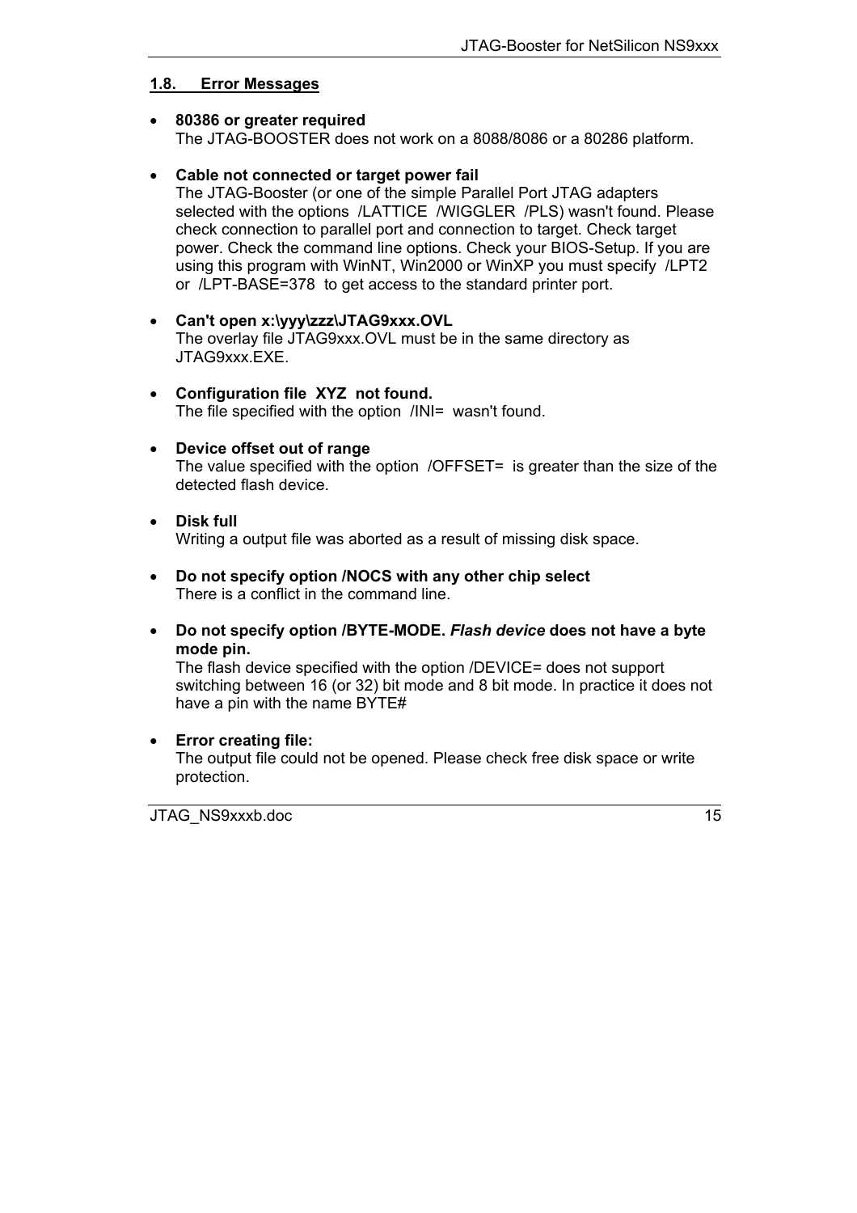## 1.8. Error Messages

- **80386 or greater required**
  The JTAG-BOOSTER does not work on a 8088/8086 or a 80286 platform.

- **Cable not connected or target power fail**
  The JTAG-Booster (or one of the simple Parallel Port JTAG adapters selected with the options /LATTICE /WIGGLER /PLS) wasn't found. Please check connection to parallel port and connection to target. Check target power. Check the command line options. Check your BIOS-Setup. If you are using this program with WinNT, Win2000 or WinXP you must specify /LPT2 or /LPT-BASE=378 to get access to the standard printer port.

- **Can't open x:\yyy\zzz\JTAG9xxx.OVL**
  The overlay file JTAG9xxx.OVL must be in the same directory as JTAG9xxx.EXE.

- **Configuration file XYZ not found.**
  The file specified with the option /INI= wasn't found.

- **Device offset out of range**
  The value specified with the option /OFFSET= is greater than the size of the detected flash device.

- **Disk full**
  Writing a output file was aborted as a result of missing disk space.

- **Do not specify option /NOCS with any other chip select**
  There is a conflict in the command line.

- **Do not specify option /BYTE-MODE. *Flash device* does not have a byte mode pin.**
  The flash device specified with the option /DEVICE= does not support switching between 16 (or 32) bit mode and 8 bit mode. In practice it does not have a pin with the name BYTE#

- **Error creating file:**
  The output file could not be opened. Please check free disk space or write protection.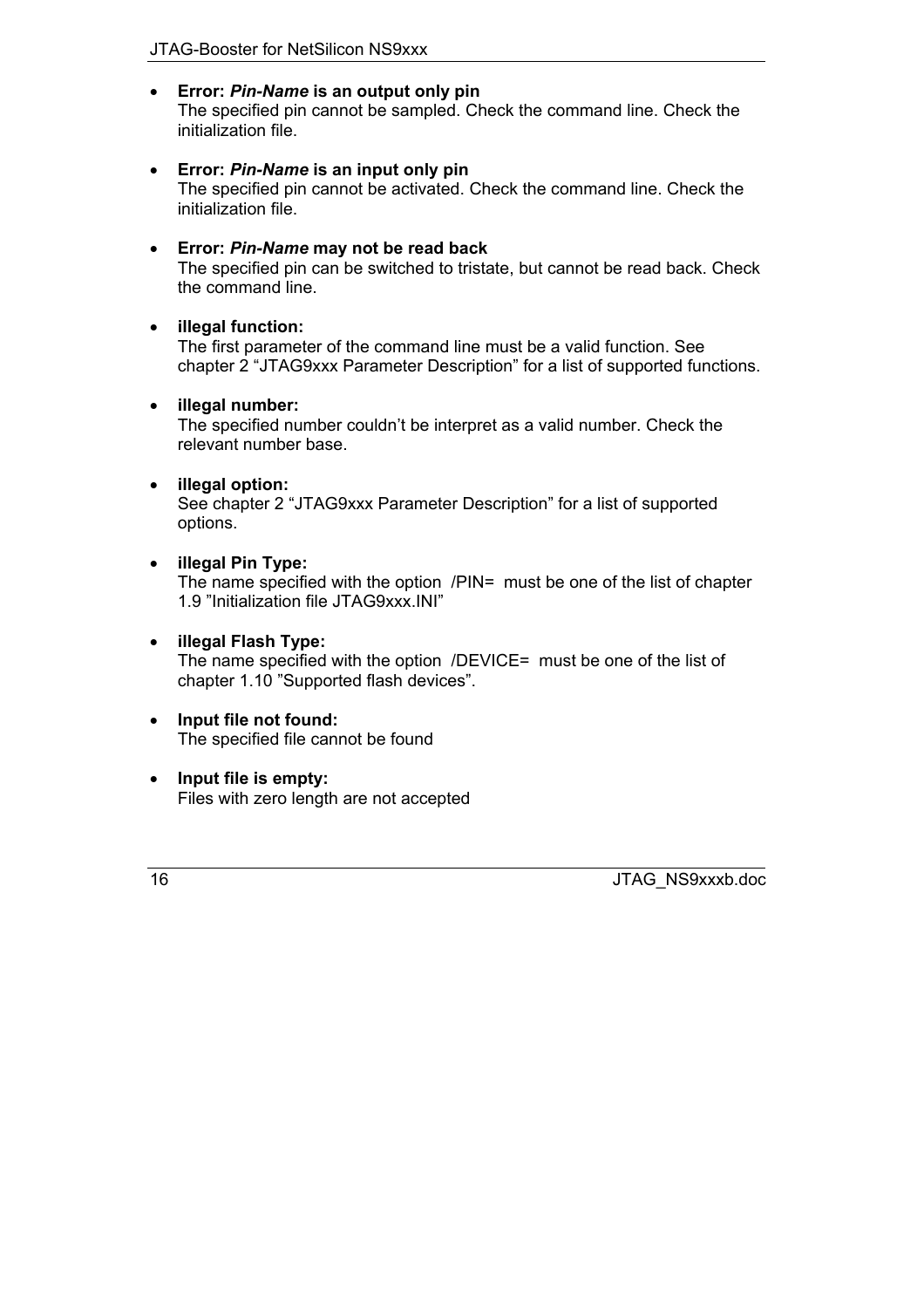- **Error: *Pin-Name* is an output only pin**
  The specified pin cannot be sampled. Check the command line. Check the initialization file.

- **Error: *Pin-Name* is an input only pin**
  The specified pin cannot be activated. Check the command line. Check the initialization file.

- **Error: *Pin-Name* may not be read back**
  The specified pin can be switched to tristate, but cannot be read back. Check the command line.

- **illegal function:**
  The first parameter of the command line must be a valid function. See chapter 2 "JTAG9xxx Parameter Description" for a list of supported functions.

- **illegal number:**
  The specified number couldn't be interpret as a valid number. Check the relevant number base.

- **illegal option:**
  See chapter 2 "JTAG9xxx Parameter Description" for a list of supported options.

- **illegal Pin Type:**
  The name specified with the option /PIN= must be one of the list of chapter 1.9 "Initialization file JTAG9xxx.INI"

- **illegal Flash Type:**
  The name specified with the option /DEVICE= must be one of the list of chapter 1.10 "Supported flash devices".

- **Input file not found:**
  The specified file cannot be found

- **Input file is empty:**
  Files with zero length are not accepted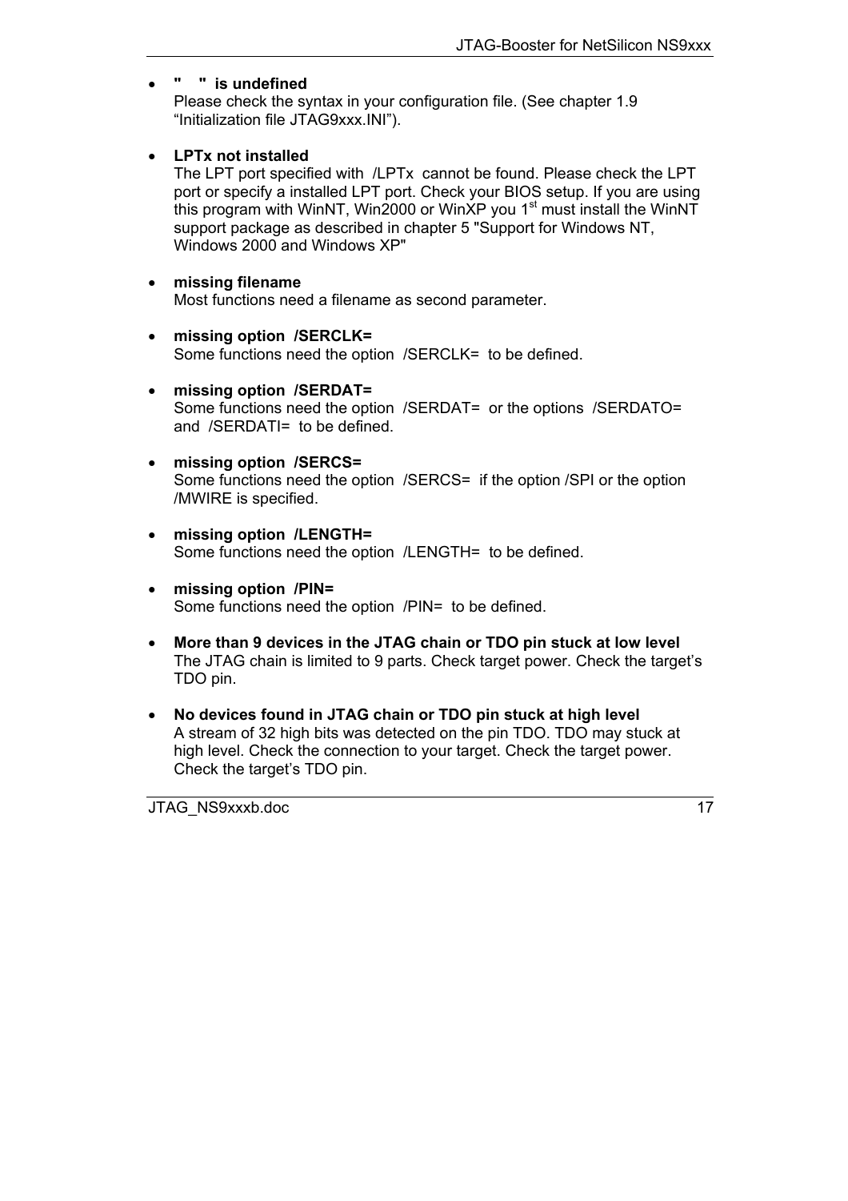- **"   " is undefined**
  Please check the syntax in your configuration file. (See chapter 1.9 "Initialization file JTAG9xxx.INI").

- **LPTx not installed**
  The LPT port specified with /LPTx cannot be found. Please check the LPT port or specify a installed LPT port. Check your BIOS setup. If you are using this program with WinNT, Win2000 or WinXP you 1st must install the WinNT support package as described in chapter 5 "Support for Windows NT, Windows 2000 and Windows XP"

- **missing filename**
  Most functions need a filename as second parameter.

- **missing option /SERCLK=**
  Some functions need the option /SERCLK= to be defined.

- **missing option /SERDAT=**
  Some functions need the option /SERDAT= or the options /SERDATO= and /SERDATI= to be defined.

- **missing option /SERCS=**
  Some functions need the option /SERCS= if the option /SPI or the option /MWIRE is specified.

- **missing option /LENGTH=**
  Some functions need the option /LENGTH= to be defined.

- **missing option /PIN=**
  Some functions need the option /PIN= to be defined.

- **More than 9 devices in the JTAG chain or TDO pin stuck at low level**
  The JTAG chain is limited to 9 parts. Check target power. Check the target's TDO pin.

- **No devices found in JTAG chain or TDO pin stuck at high level**
  A stream of 32 high bits was detected on the pin TDO. TDO may stuck at high level. Check the connection to your target. Check the target power. Check the target's TDO pin.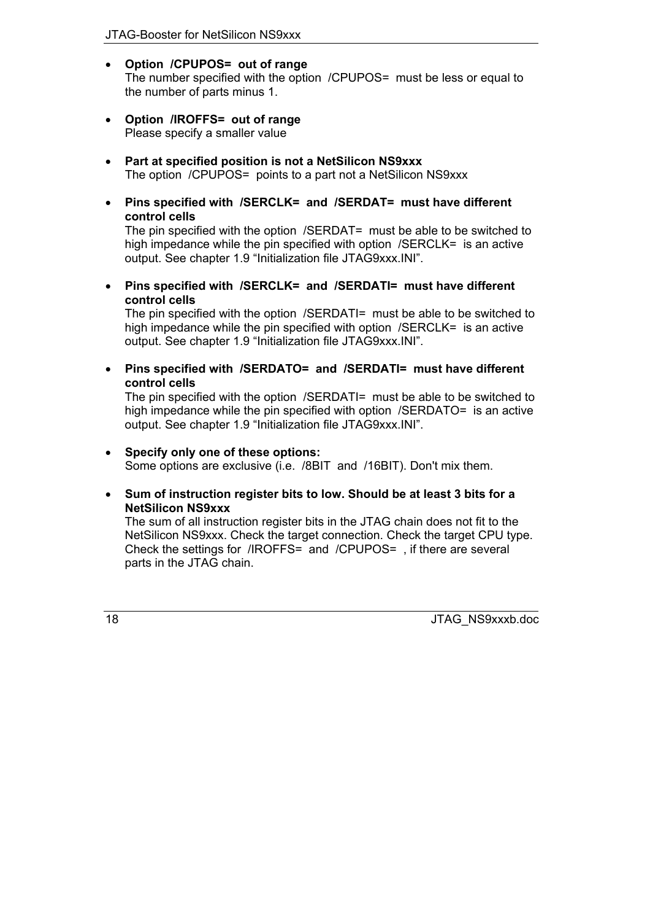- **Option /CPUPOS= out of range**
  The number specified with the option /CPUPOS= must be less or equal to the number of parts minus 1.

- **Option /IROFFS= out of range**
  Please specify a smaller value

- **Part at specified position is not a NetSilicon NS9xxx**
  The option /CPUPOS= points to a part not a NetSilicon NS9xxx

- **Pins specified with /SERCLK= and /SERDAT= must have different control cells**
  The pin specified with the option /SERDAT= must be able to be switched to high impedance while the pin specified with option /SERCLK= is an active output. See chapter 1.9 “Initialization file JTAG9xxx.INI”.

- **Pins specified with /SERCLK= and /SERDATI= must have different control cells**
  The pin specified with the option /SERDATI= must be able to be switched to high impedance while the pin specified with option /SERCLK= is an active output. See chapter 1.9 “Initialization file JTAG9xxx.INI”.

- **Pins specified with /SERDATO= and /SERDATI= must have different control cells**
  The pin specified with the option /SERDATI= must be able to be switched to high impedance while the pin specified with option /SERDATO= is an active output. See chapter 1.9 “Initialization file JTAG9xxx.INI”.

- **Specify only one of these options:**
  Some options are exclusive (i.e. /8BIT and /16BIT). Don't mix them.

- **Sum of instruction register bits to low. Should be at least 3 bits for a NetSilicon NS9xxx**
  The sum of all instruction register bits in the JTAG chain does not fit to the NetSilicon NS9xxx. Check the target connection. Check the target CPU type. Check the settings for /IROFFS= and /CPUPOS= , if there are several parts in the JTAG chain.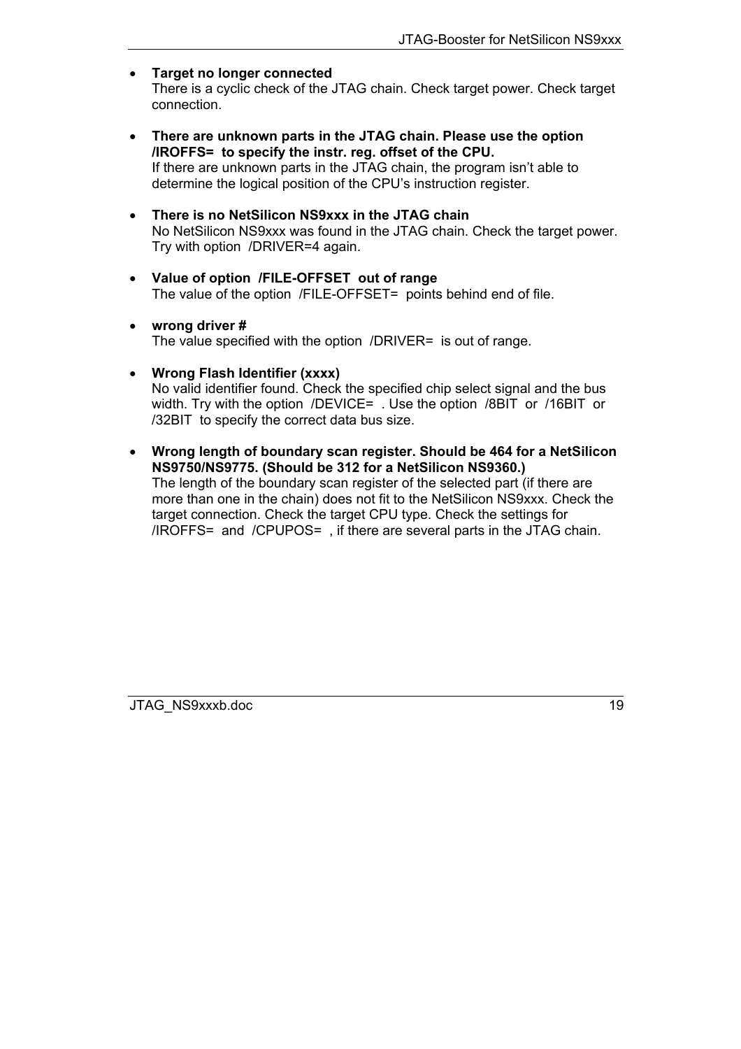- **Target no longer connected**
  There is a cyclic check of the JTAG chain. Check target power. Check target connection.

- **There are unknown parts in the JTAG chain. Please use the option /IROFFS= to specify the instr. reg. offset of the CPU.**
  If there are unknown parts in the JTAG chain, the program isn't able to determine the logical position of the CPU's instruction register.

- **There is no NetSilicon NS9xxx in the JTAG chain**
  No NetSilicon NS9xxx was found in the JTAG chain. Check the target power. Try with option /DRIVER=4 again.

- **Value of option /FILE-OFFSET out of range**
  The value of the option /FILE-OFFSET= points behind end of file.

- **wrong driver #**
  The value specified with the option /DRIVER= is out of range.

- **Wrong Flash Identifier (xxxx)**
  No valid identifier found. Check the specified chip select signal and the bus width. Try with the option /DEVICE= . Use the option /8BIT or /16BIT or /32BIT to specify the correct data bus size.

- **Wrong length of boundary scan register. Should be 464 for a NetSilicon NS9750/NS9775. (Should be 312 for a NetSilicon NS9360.)**
  The length of the boundary scan register of the selected part (if there are more than one in the chain) does not fit to the NetSilicon NS9xxx. Check the target connection. Check the target CPU type. Check the settings for /IROFFS= and /CPUPOS= , if there are several parts in the JTAG chain.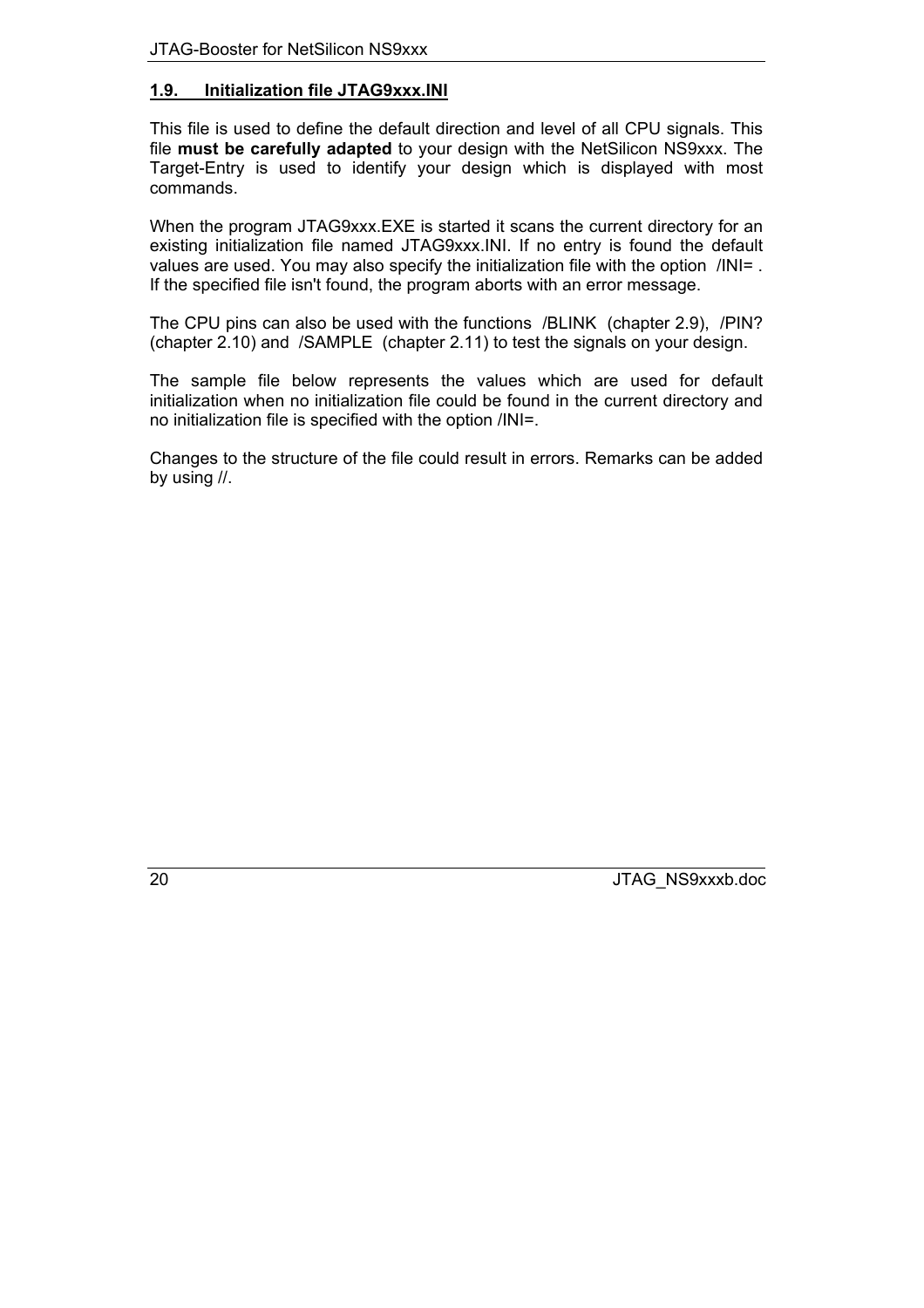## 1.9. Initialization file JTAG9xxx.INI

This file is used to define the default direction and level of all CPU signals. This file **must be carefully adapted** to your design with the NetSilicon NS9xxx. The Target-Entry is used to identify your design which is displayed with most commands.

When the program JTAG9xxx.EXE is started it scans the current directory for an existing initialization file named JTAG9xxx.INI. If no entry is found the default values are used. You may also specify the initialization file with the option /INI= . If the specified file isn't found, the program aborts with an error message.

The CPU pins can also be used with the functions /BLINK (chapter 2.9), /PIN? (chapter 2.10) and /SAMPLE (chapter 2.11) to test the signals on your design.

The sample file below represents the values which are used for default initialization when no initialization file could be found in the current directory and no initialization file is specified with the option /INI=.

Changes to the structure of the file could result in errors. Remarks can be added by using //.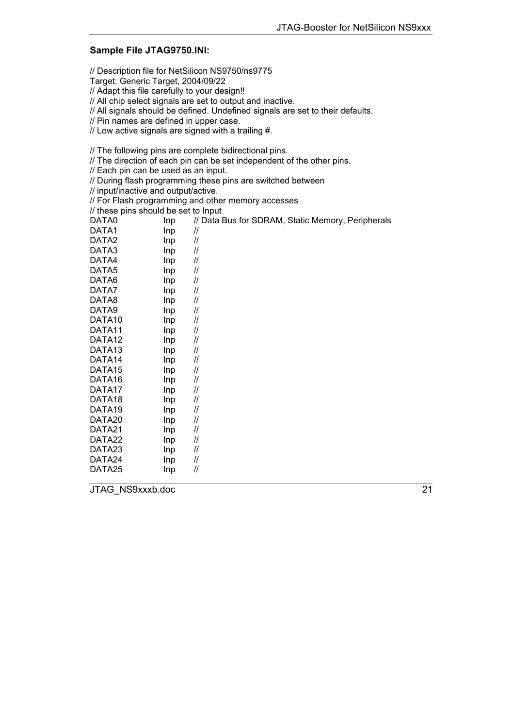**Sample File JTAG9750.INI:**

```
// Description file for NetSilicon NS9750/ns9775
Target: Generic Target, 2004/09/22
// Adapt this file carefully to your design!!
// All chip select signals are set to output and inactive.
// All signals should be defined. Undefined signals are set to their defaults.
// Pin names are defined in upper case.
// Low active signals are signed with a trailing #.

// The following pins are complete bidirectional pins.
// The direction of each pin can be set independent of the other pins.
// Each pin can be used as an input.
// During flash programming these pins are switched between
// input/inactive and output/active.
// For Flash programming and other memory accesses
// these pins should be set to Input
DATA0       Inp    // Data Bus for SDRAM, Static Memory, Peripherals
DATA1       Inp    //
DATA2       Inp    //
DATA3       Inp    //
DATA4       Inp    //
DATA5       Inp    //
DATA6       Inp    //
DATA7       Inp    //
DATA8       Inp    //
DATA9       Inp    //
DATA10      Inp    //
DATA11      Inp    //
DATA12      Inp    //
DATA13      Inp    //
DATA14      Inp    //
DATA15      Inp    //
DATA16      Inp    //
DATA17      Inp    //
DATA18      Inp    //
DATA19      Inp    //
DATA20      Inp    //
DATA21      Inp    //
DATA22      Inp    //
DATA23      Inp    //
DATA24      Inp    //
DATA25      Inp    //
```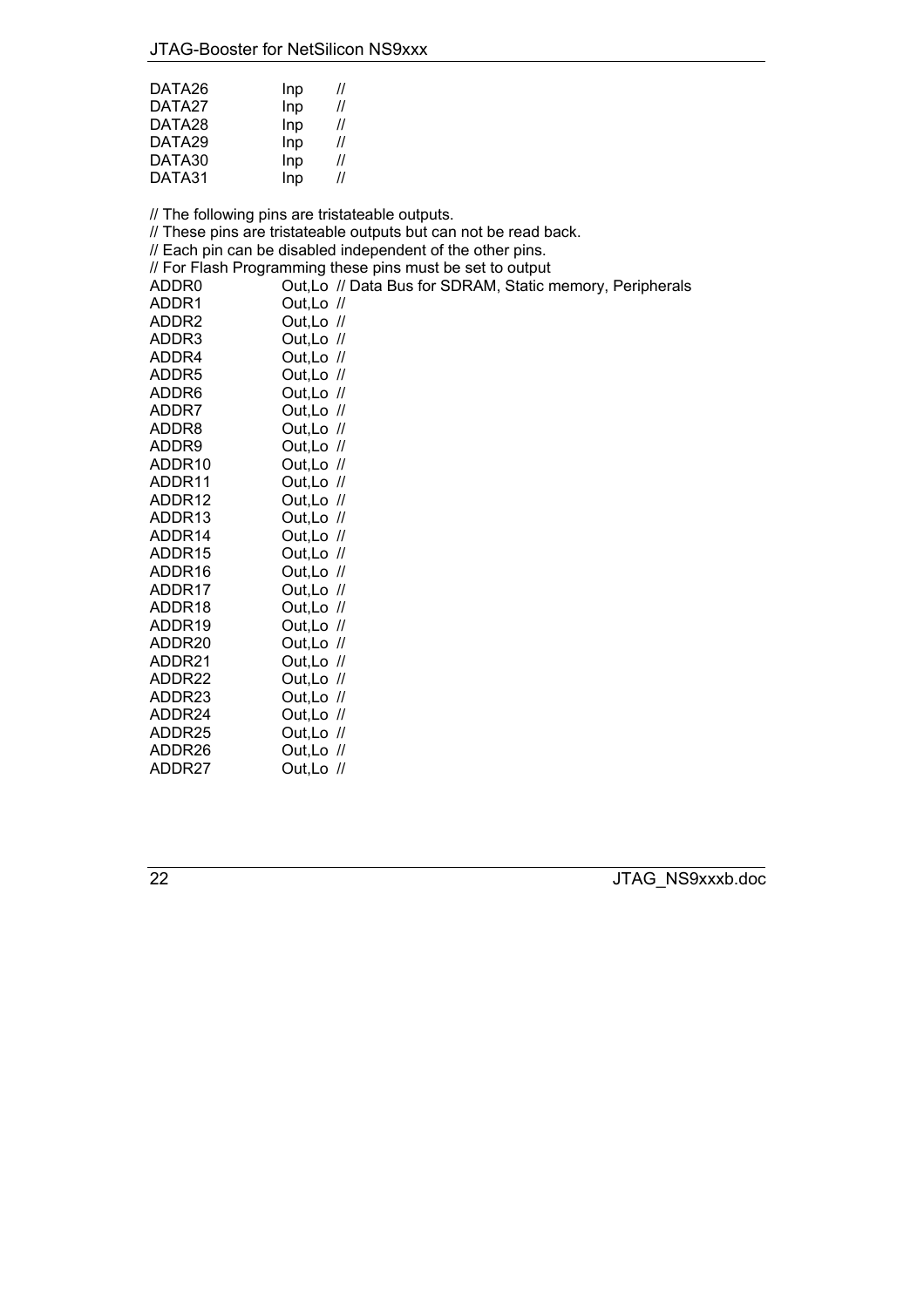```
DATA26       Inp    //
DATA27       Inp    //
DATA28       Inp    //
DATA29       Inp    //
DATA30       Inp    //
DATA31       Inp    //

// The following pins are tristateable outputs.
// These pins are tristateable outputs but can not be read back.
// Each pin can be disabled independent of the other pins.
// For Flash Programming these pins must be set to output
ADDR0        Out,Lo  // Data Bus for SDRAM, Static memory, Peripherals
ADDR1        Out,Lo  //
ADDR2        Out,Lo  //
ADDR3        Out,Lo  //
ADDR4        Out,Lo  //
ADDR5        Out,Lo  //
ADDR6        Out,Lo  //
ADDR7        Out,Lo  //
ADDR8        Out,Lo  //
ADDR9        Out,Lo  //
ADDR10       Out,Lo  //
ADDR11       Out,Lo  //
ADDR12       Out,Lo  //
ADDR13       Out,Lo  //
ADDR14       Out,Lo  //
ADDR15       Out,Lo  //
ADDR16       Out,Lo  //
ADDR17       Out,Lo  //
ADDR18       Out,Lo  //
ADDR19       Out,Lo  //
ADDR20       Out,Lo  //
ADDR21       Out,Lo  //
ADDR22       Out,Lo  //
ADDR23       Out,Lo  //
ADDR24       Out,Lo  //
ADDR25       Out,Lo  //
ADDR26       Out,Lo  //
ADDR27       Out,Lo  //
```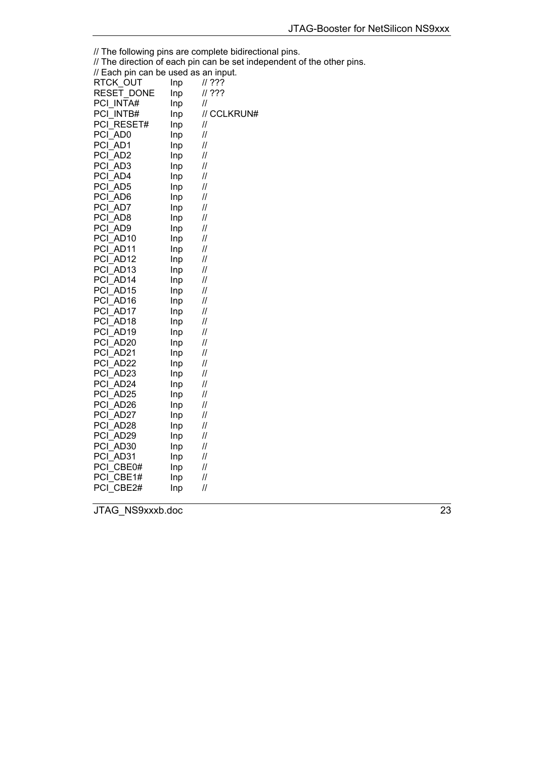```
// The following pins are complete bidirectional pins.
// The direction of each pin can be set independent of the other pins.
// Each pin can be used as an input.
RTCK_OUT      Inp    // ???
RESET_DONE    Inp    // ???
PCI_INTA#     Inp    //
PCI_INTB#     Inp    // CCLKRUN#
PCI_RESET#    Inp    //
PCI_AD0       Inp    //
PCI_AD1       Inp    //
PCI_AD2       Inp    //
PCI_AD3       Inp    //
PCI_AD4       Inp    //
PCI_AD5       Inp    //
PCI_AD6       Inp    //
PCI_AD7       Inp    //
PCI_AD8       Inp    //
PCI_AD9       Inp    //
PCI_AD10      Inp    //
PCI_AD11      Inp    //
PCI_AD12      Inp    //
PCI_AD13      Inp    //
PCI_AD14      Inp    //
PCI_AD15      Inp    //
PCI_AD16      Inp    //
PCI_AD17      Inp    //
PCI_AD18      Inp    //
PCI_AD19      Inp    //
PCI_AD20      Inp    //
PCI_AD21      Inp    //
PCI_AD22      Inp    //
PCI_AD23      Inp    //
PCI_AD24      Inp    //
PCI_AD25      Inp    //
PCI_AD26      Inp    //
PCI_AD27      Inp    //
PCI_AD28      Inp    //
PCI_AD29      Inp    //
PCI_AD30      Inp    //
PCI_AD31      Inp    //
PCI_CBE0#     Inp    //
PCI_CBE1#     Inp    //
PCI_CBE2#     Inp    //
```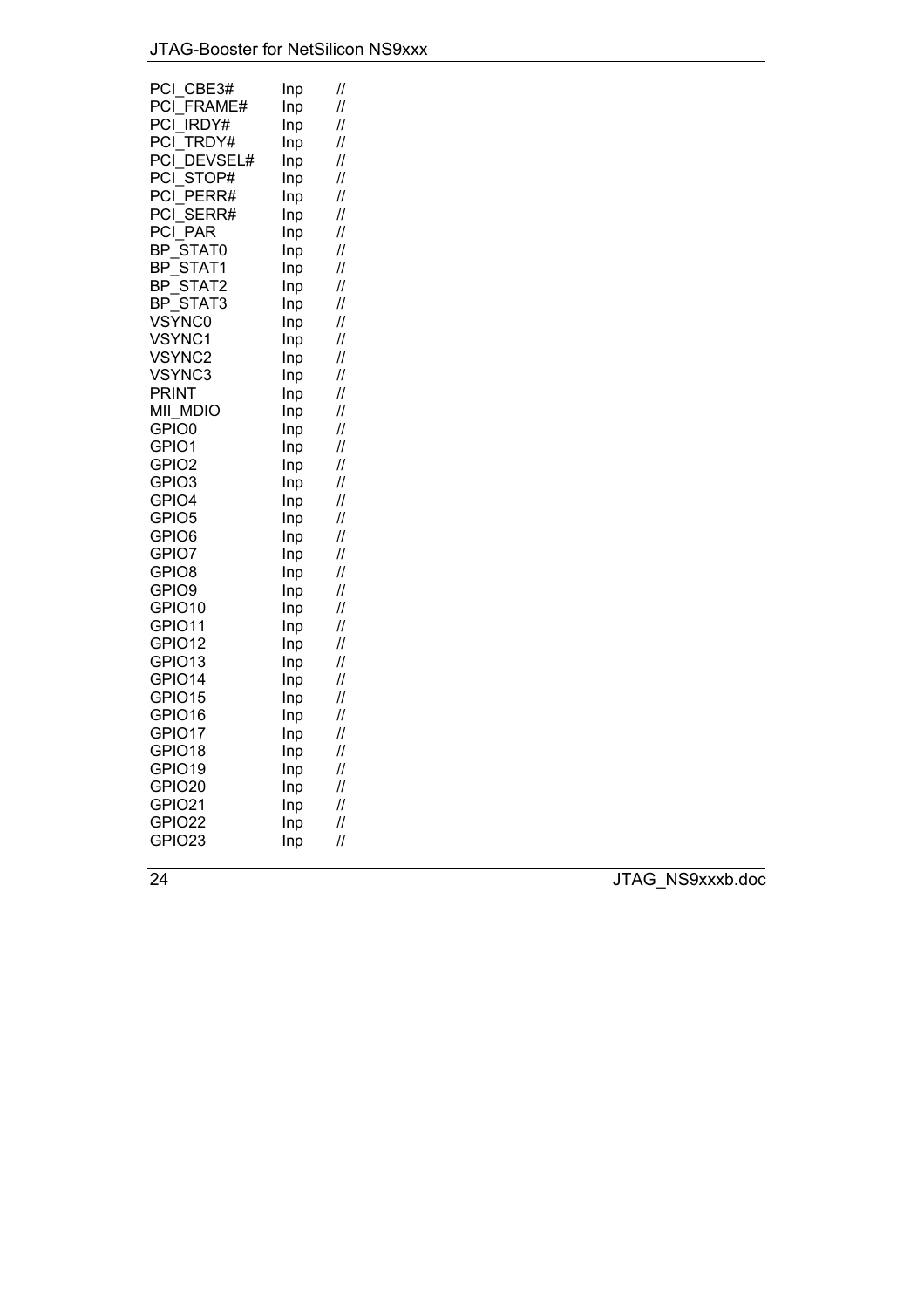```
PCI_CBE3#     Inp    //
PCI_FRAME#    Inp    //
PCI_IRDY#     Inp    //
PCI_TRDY#     Inp    //
PCI_DEVSEL#   Inp    //
PCI_STOP#     Inp    //
PCI_PERR#     Inp    //
PCI_SERR#     Inp    //
PCI_PAR       Inp    //
BP_STAT0      Inp    //
BP_STAT1      Inp    //
BP_STAT2      Inp    //
BP_STAT3      Inp    //
VSYNC0        Inp    //
VSYNC1        Inp    //
VSYNC2        Inp    //
VSYNC3        Inp    //
PRINT         Inp    //
MII_MDIO      Inp    //
GPIO0         Inp    //
GPIO1         Inp    //
GPIO2         Inp    //
GPIO3         Inp    //
GPIO4         Inp    //
GPIO5         Inp    //
GPIO6         Inp    //
GPIO7         Inp    //
GPIO8         Inp    //
GPIO9         Inp    //
GPIO10        Inp    //
GPIO11        Inp    //
GPIO12        Inp    //
GPIO13        Inp    //
GPIO14        Inp    //
GPIO15        Inp    //
GPIO16        Inp    //
GPIO17        Inp    //
GPIO18        Inp    //
GPIO19        Inp    //
GPIO20        Inp    //
GPIO21        Inp    //
GPIO22        Inp    //
GPIO23        Inp    //
```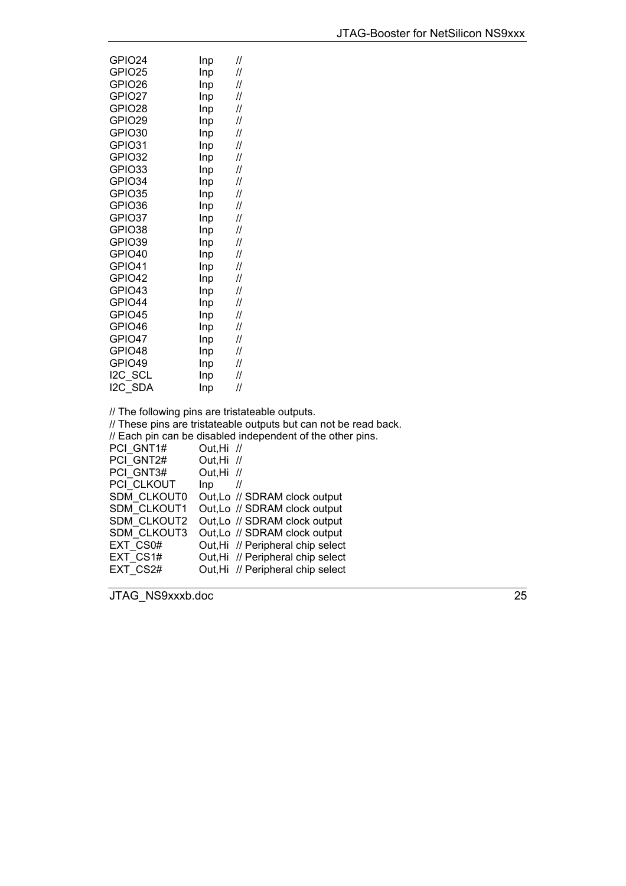```
GPIO24        Inp     //
GPIO25        Inp     //
GPIO26        Inp     //
GPIO27        Inp     //
GPIO28        Inp     //
GPIO29        Inp     //
GPIO30        Inp     //
GPIO31        Inp     //
GPIO32        Inp     //
GPIO33        Inp     //
GPIO34        Inp     //
GPIO35        Inp     //
GPIO36        Inp     //
GPIO37        Inp     //
GPIO38        Inp     //
GPIO39        Inp     //
GPIO40        Inp     //
GPIO41        Inp     //
GPIO42        Inp     //
GPIO43        Inp     //
GPIO44        Inp     //
GPIO45        Inp     //
GPIO46        Inp     //
GPIO47        Inp     //
GPIO48        Inp     //
GPIO49        Inp     //
I2C_SCL       Inp     //
I2C_SDA       Inp     //

// The following pins are tristateable outputs.
// These pins are tristateable outputs but can not be read back.
// Each pin can be disabled independent of the other pins.
PCI_GNT1#     Out,Hi  //
PCI_GNT2#     Out,Hi  //
PCI_GNT3#     Out,Hi  //
PCI_CLKOUT    Inp     //
SDM_CLKOUT0   Out,Lo  // SDRAM clock output
SDM_CLKOUT1   Out,Lo  // SDRAM clock output
SDM_CLKOUT2   Out,Lo  // SDRAM clock output
SDM_CLKOUT3   Out,Lo  // SDRAM clock output
EXT_CS0#      Out,Hi  // Peripheral chip select
EXT_CS1#      Out,Hi  // Peripheral chip select
EXT_CS2#      Out,Hi  // Peripheral chip select
```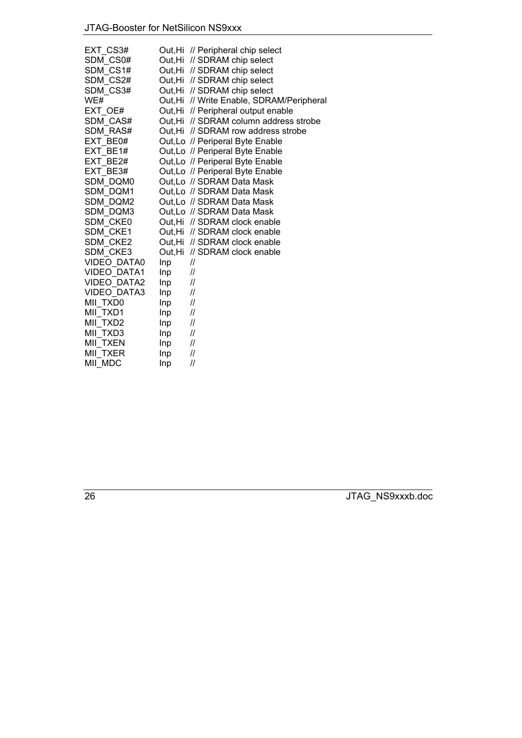```
EXT_CS3#      Out,Hi  // Peripheral chip select
SDM_CS0#      Out,Hi  // SDRAM chip select
SDM_CS1#      Out,Hi  // SDRAM chip select
SDM_CS2#      Out,Hi  // SDRAM chip select
SDM_CS3#      Out,Hi  // SDRAM chip select
WE#           Out,Hi  // Write Enable, SDRAM/Peripheral
EXT_OE#       Out,Hi  // Peripheral output enable
SDM_CAS#      Out,Hi  // SDRAM column address strobe
SDM_RAS#      Out,Hi  // SDRAM row address strobe
EXT_BE0#      Out,Lo  // Periperal Byte Enable
EXT_BE1#      Out,Lo  // Periperal Byte Enable
EXT_BE2#      Out,Lo  // Periperal Byte Enable
EXT_BE3#      Out,Lo  // Periperal Byte Enable
SDM_DQM0      Out,Lo  // SDRAM Data Mask
SDM_DQM1      Out,Lo  // SDRAM Data Mask
SDM_DQM2      Out,Lo  // SDRAM Data Mask
SDM_DQM3      Out,Lo  // SDRAM Data Mask
SDM_CKE0      Out,Hi  // SDRAM clock enable
SDM_CKE1      Out,Hi  // SDRAM clock enable
SDM_CKE2      Out,Hi  // SDRAM clock enable
SDM_CKE3      Out,Hi  // SDRAM clock enable
VIDEO_DATA0   Inp     //
VIDEO_DATA1   Inp     //
VIDEO_DATA2   Inp     //
VIDEO_DATA3   Inp     //
MII_TXD0      Inp     //
MII_TXD1      Inp     //
MII_TXD2      Inp     //
MII_TXD3      Inp     //
MII_TXEN      Inp     //
MII_TXER      Inp     //
MII_MDC       Inp     //
```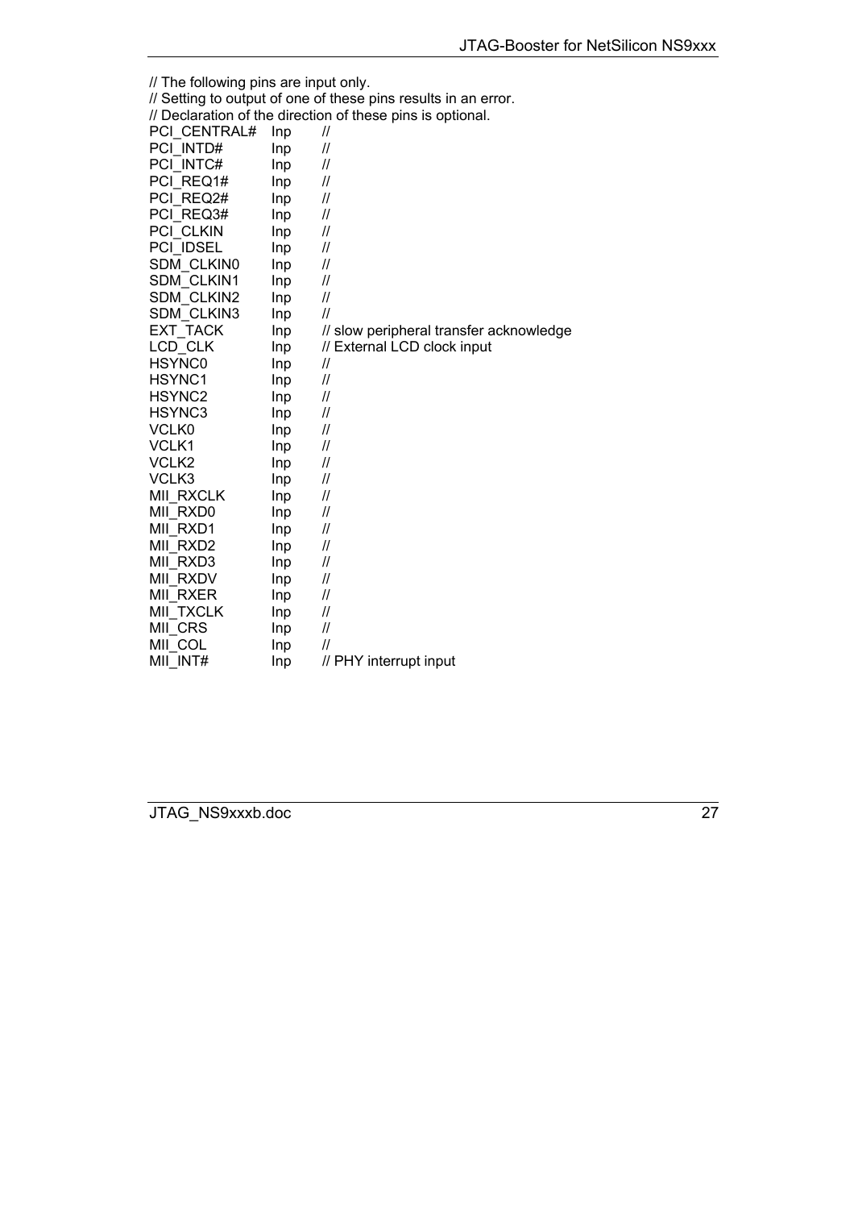```
// The following pins are input only.
// Setting to output of one of these pins results in an error.
// Declaration of the direction of these pins is optional.
PCI_CENTRAL#   Inp    //
PCI_INTD#      Inp    //
PCI_INTC#      Inp    //
PCI_REQ1#      Inp    //
PCI_REQ2#      Inp    //
PCI_REQ3#      Inp    //
PCI_CLKIN      Inp    //
PCI_IDSEL      Inp    //
SDM_CLKIN0     Inp    //
SDM_CLKIN1     Inp    //
SDM_CLKIN2     Inp    //
SDM_CLKIN3     Inp    //
EXT_TACK       Inp    // slow peripheral transfer acknowledge
LCD_CLK        Inp    // External LCD clock input
HSYNC0         Inp    //
HSYNC1         Inp    //
HSYNC2         Inp    //
HSYNC3         Inp    //
VCLK0          Inp    //
VCLK1          Inp    //
VCLK2          Inp    //
VCLK3          Inp    //
MII_RXCLK      Inp    //
MII_RXD0       Inp    //
MII_RXD1       Inp    //
MII_RXD2       Inp    //
MII_RXD3       Inp    //
MII_RXDV       Inp    //
MII_RXER       Inp    //
MII_TXCLK      Inp    //
MII_CRS        Inp    //
MII_COL        Inp    //
MII_INT#       Inp    // PHY interrupt input
```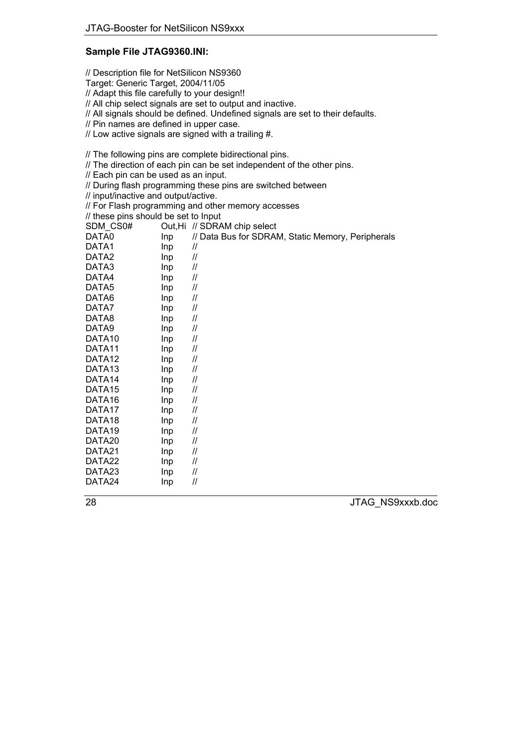### Sample File JTAG9360.INI:

```
// Description file for NetSilicon NS9360
Target: Generic Target, 2004/11/05
// Adapt this file carefully to your design!!
// All chip select signals are set to output and inactive.
// All signals should be defined. Undefined signals are set to their defaults.
// Pin names are defined in upper case.
// Low active signals are signed with a trailing #.

// The following pins are complete bidirectional pins.
// The direction of each pin can be set independent of the other pins.
// Each pin can be used as an input.
// During flash programming these pins are switched between
// input/inactive and output/active.
// For Flash programming and other memory accesses
// these pins should be set to Input
SDM_CS0#        Out,Hi  // SDRAM chip select
DATA0           Inp     // Data Bus for SDRAM, Static Memory, Peripherals
DATA1           Inp     //
DATA2           Inp     //
DATA3           Inp     //
DATA4           Inp     //
DATA5           Inp     //
DATA6           Inp     //
DATA7           Inp     //
DATA8           Inp     //
DATA9           Inp     //
DATA10          Inp     //
DATA11          Inp     //
DATA12          Inp     //
DATA13          Inp     //
DATA14          Inp     //
DATA15          Inp     //
DATA16          Inp     //
DATA17          Inp     //
DATA18          Inp     //
DATA19          Inp     //
DATA20          Inp     //
DATA21          Inp     //
DATA22          Inp     //
DATA23          Inp     //
DATA24          Inp     //
```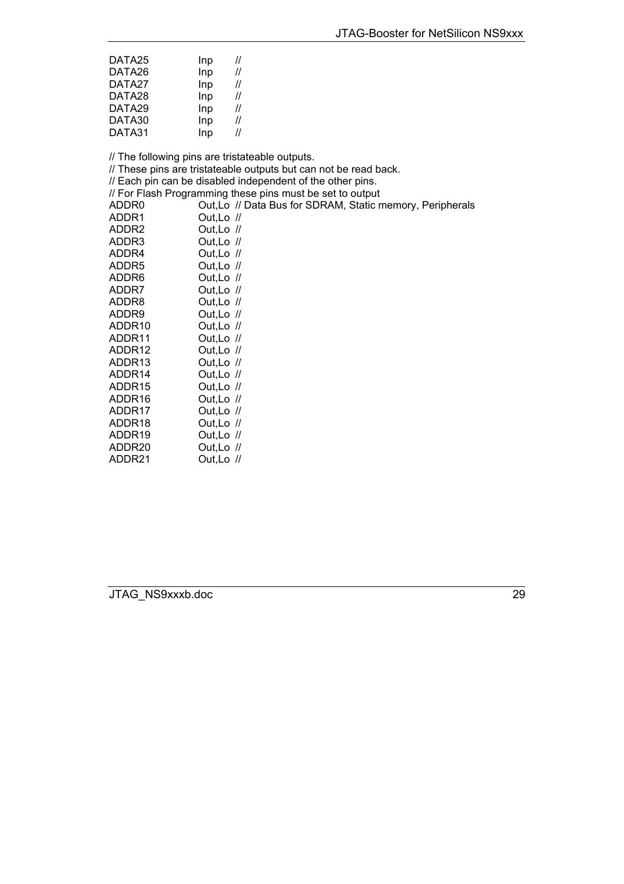```
DATA25          Inp     //
DATA26          Inp     //
DATA27          Inp     //
DATA28          Inp     //
DATA29          Inp     //
DATA30          Inp     //
DATA31          Inp     //

// The following pins are tristateable outputs.
// These pins are tristateable outputs but can not be read back.
// Each pin can be disabled independent of the other pins.
// For Flash Programming these pins must be set to output
ADDR0           Out,Lo  // Data Bus for SDRAM, Static memory, Peripherals
ADDR1           Out,Lo  //
ADDR2           Out,Lo  //
ADDR3           Out,Lo  //
ADDR4           Out,Lo  //
ADDR5           Out,Lo  //
ADDR6           Out,Lo  //
ADDR7           Out,Lo  //
ADDR8           Out,Lo  //
ADDR9           Out,Lo  //
ADDR10          Out,Lo  //
ADDR11          Out,Lo  //
ADDR12          Out,Lo  //
ADDR13          Out,Lo  //
ADDR14          Out,Lo  //
ADDR15          Out,Lo  //
ADDR16          Out,Lo  //
ADDR17          Out,Lo  //
ADDR18          Out,Lo  //
ADDR19          Out,Lo  //
ADDR20          Out,Lo  //
ADDR21          Out,Lo  //
```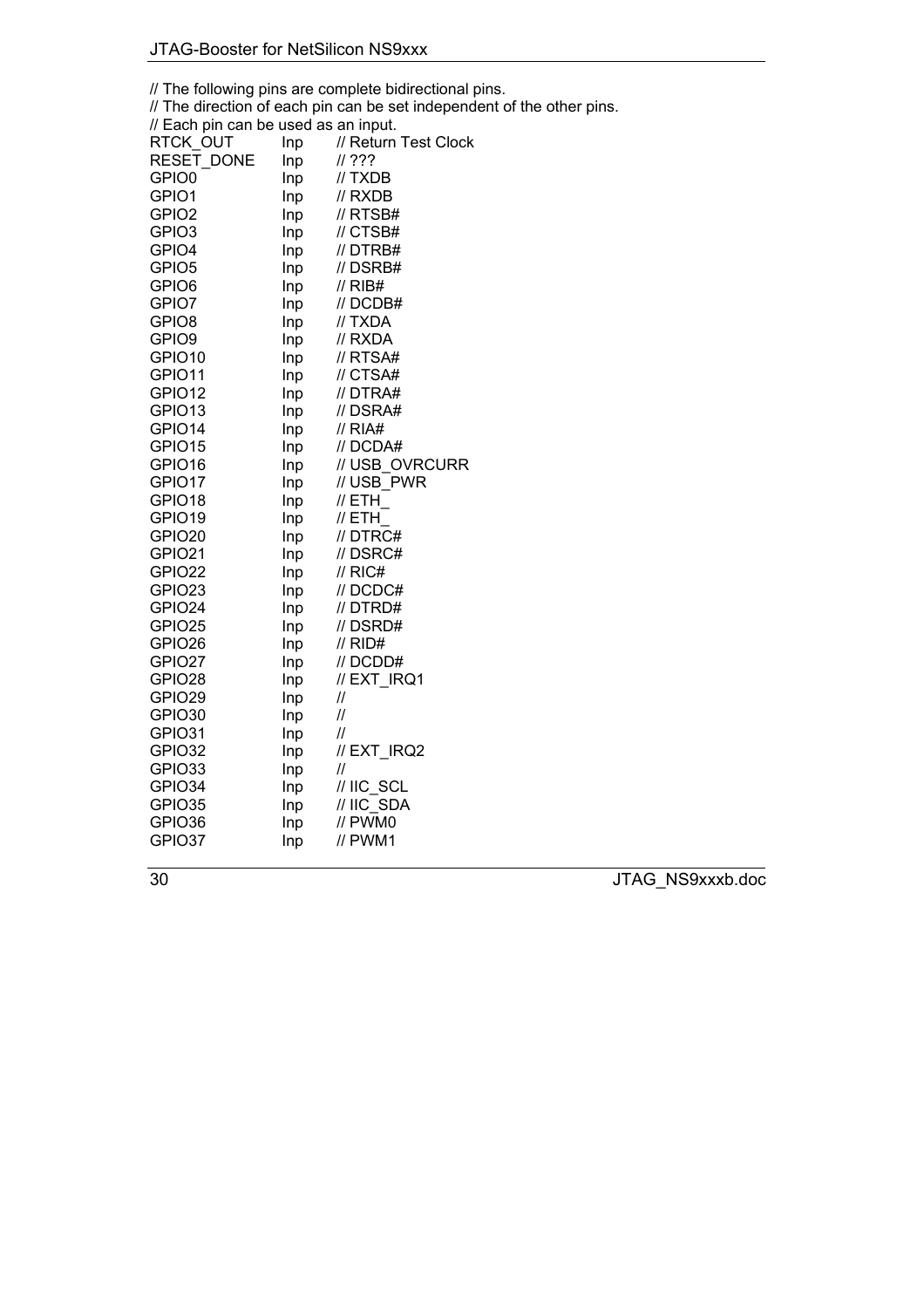```
// The following pins are complete bidirectional pins.
// The direction of each pin can be set independent of the other pins.
// Each pin can be used as an input.
RTCK_OUT      Inp     // Return Test Clock
RESET_DONE    Inp     // ???
GPIO0         Inp     // TXDB
GPIO1         Inp     // RXDB
GPIO2         Inp     // RTSB#
GPIO3         Inp     // CTSB#
GPIO4         Inp     // DTRB#
GPIO5         Inp     // DSRB#
GPIO6         Inp     // RIB#
GPIO7         Inp     // DCDB#
GPIO8         Inp     // TXDA
GPIO9         Inp     // RXDA
GPIO10        Inp     // RTSA#
GPIO11        Inp     // CTSA#
GPIO12        Inp     // DTRA#
GPIO13        Inp     // DSRA#
GPIO14        Inp     // RIA#
GPIO15        Inp     // DCDA#
GPIO16        Inp     // USB_OVRCURR
GPIO17        Inp     // USB_PWR
GPIO18        Inp     // ETH_
GPIO19        Inp     // ETH_
GPIO20        Inp     // DTRC#
GPIO21        Inp     // DSRC#
GPIO22        Inp     // RIC#
GPIO23        Inp     // DCDC#
GPIO24        Inp     // DTRD#
GPIO25        Inp     // DSRD#
GPIO26        Inp     // RID#
GPIO27        Inp     // DCDD#
GPIO28        Inp     // EXT_IRQ1
GPIO29        Inp     //
GPIO30        Inp     //
GPIO31        Inp     //
GPIO32        Inp     // EXT_IRQ2
GPIO33        Inp     //
GPIO34        Inp     // IIC_SCL
GPIO35        Inp     // IIC_SDA
GPIO36        Inp     // PWM0
GPIO37        Inp     // PWM1
```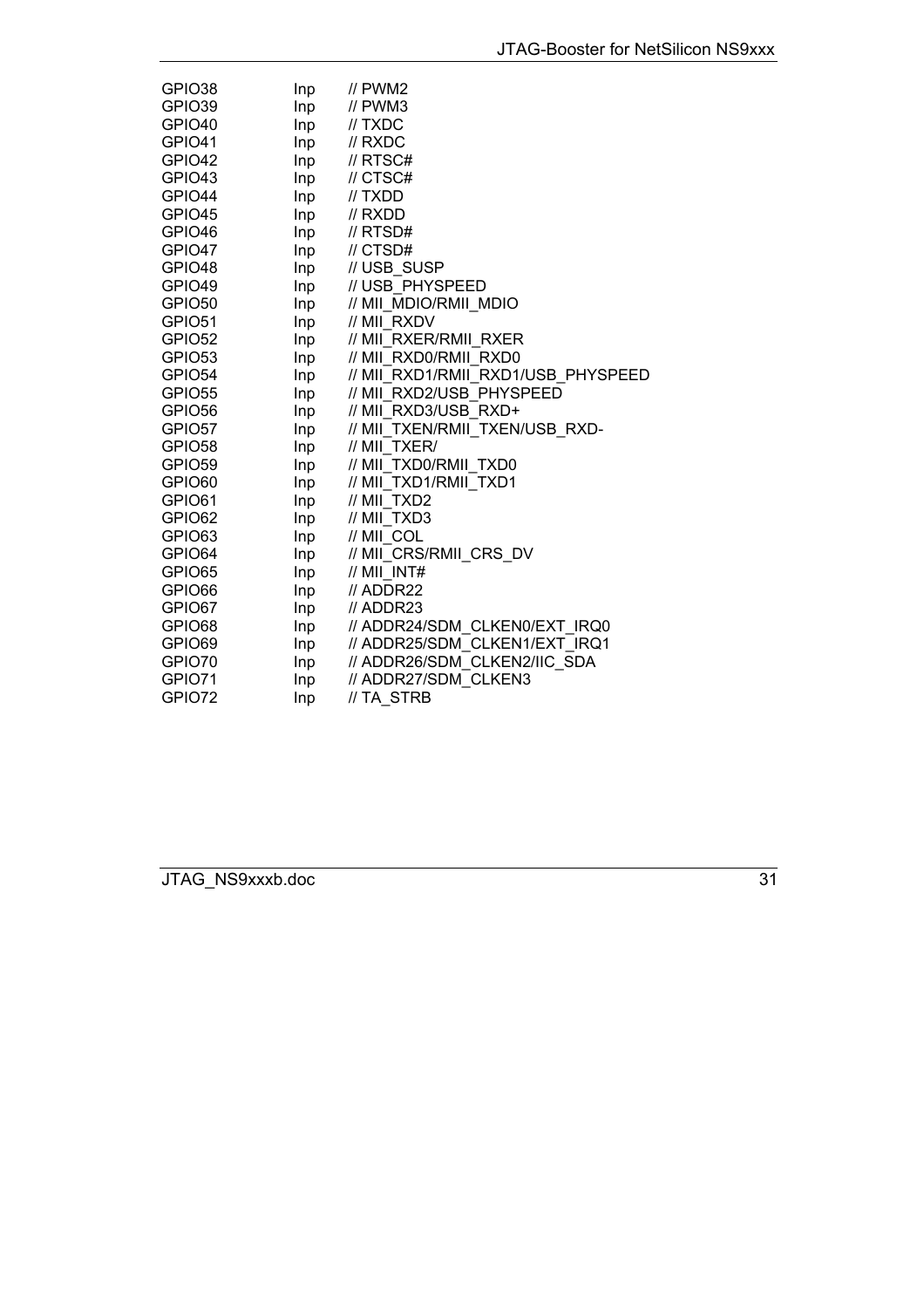```
GPIO38        Inp     // PWM2
GPIO39        Inp     // PWM3
GPIO40        Inp     // TXDC
GPIO41        Inp     // RXDC
GPIO42        Inp     // RTSC#
GPIO43        Inp     // CTSC#
GPIO44        Inp     // TXDD
GPIO45        Inp     // RXDD
GPIO46        Inp     // RTSD#
GPIO47        Inp     // CTSD#
GPIO48        Inp     // USB_SUSP
GPIO49        Inp     // USB_PHYSPEED
GPIO50        Inp     // MII_MDIO/RMII_MDIO
GPIO51        Inp     // MII_RXDV
GPIO52        Inp     // MII_RXER/RMII_RXER
GPIO53        Inp     // MII_RXD0/RMII_RXD0
GPIO54        Inp     // MII_RXD1/RMII_RXD1/USB_PHYSPEED
GPIO55        Inp     // MII_RXD2/USB_PHYSPEED
GPIO56        Inp     // MII_RXD3/USB_RXD+
GPIO57        Inp     // MII_TXEN/RMII_TXEN/USB_RXD-
GPIO58        Inp     // MII_TXER/
GPIO59        Inp     // MII_TXD0/RMII_TXD0
GPIO60        Inp     // MII_TXD1/RMII_TXD1
GPIO61        Inp     // MII_TXD2
GPIO62        Inp     // MII_TXD3
GPIO63        Inp     // MII_COL
GPIO64        Inp     // MII_CRS/RMII_CRS_DV
GPIO65        Inp     // MII_INT#
GPIO66        Inp     // ADDR22
GPIO67        Inp     // ADDR23
GPIO68        Inp     // ADDR24/SDM_CLKEN0/EXT_IRQ0
GPIO69        Inp     // ADDR25/SDM_CLKEN1/EXT_IRQ1
GPIO70        Inp     // ADDR26/SDM_CLKEN2/IIC_SDA
GPIO71        Inp     // ADDR27/SDM_CLKEN3
GPIO72        Inp     // TA_STRB
```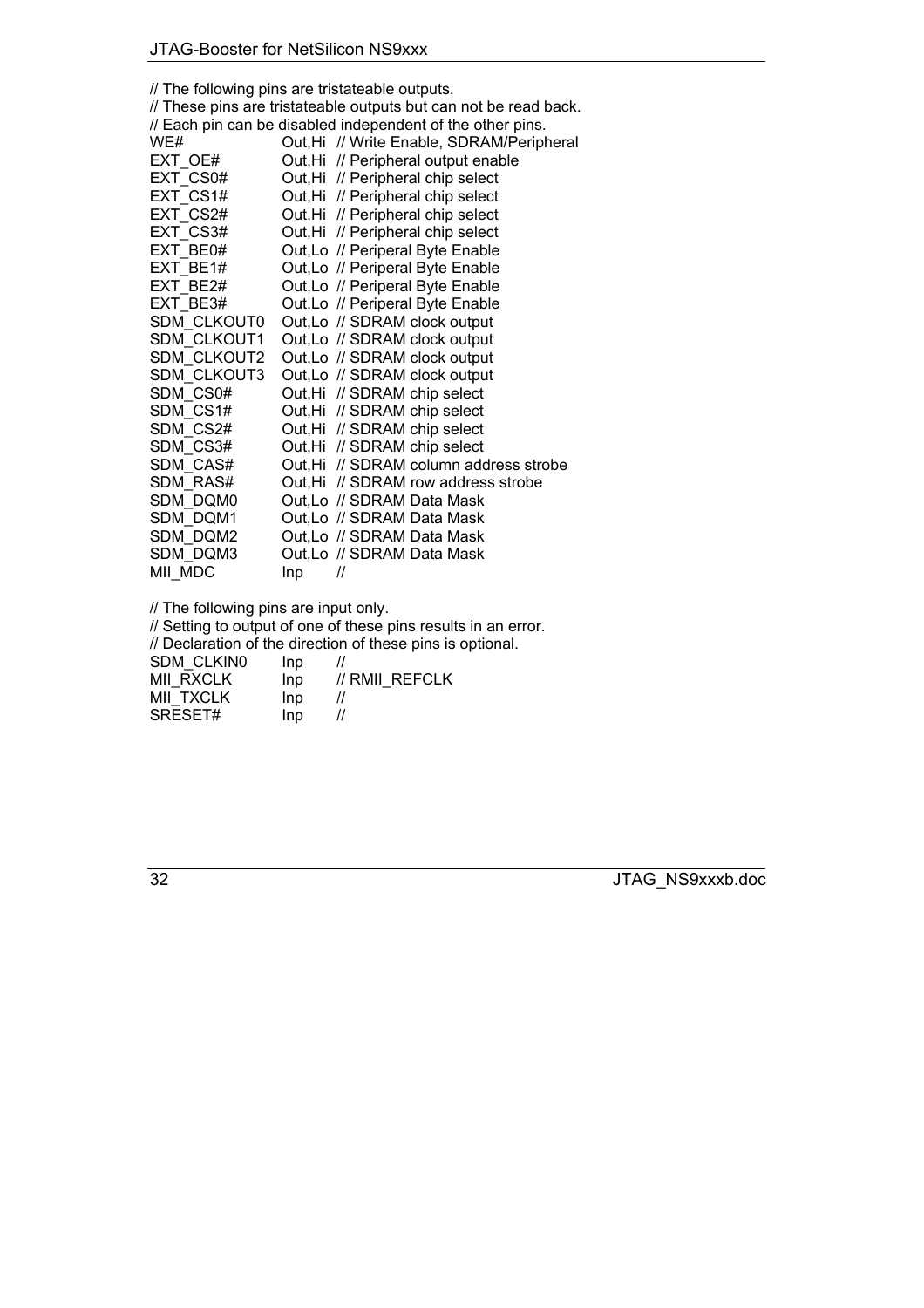```
// The following pins are tristateable outputs.
// These pins are tristateable outputs but can not be read back.
// Each pin can be disabled independent of the other pins.
WE#           Out,Hi  // Write Enable, SDRAM/Peripheral
EXT_OE#       Out,Hi  // Peripheral output enable
EXT_CS0#      Out,Hi  // Peripheral chip select
EXT_CS1#      Out,Hi  // Peripheral chip select
EXT_CS2#      Out,Hi  // Peripheral chip select
EXT_CS3#      Out,Hi  // Peripheral chip select
EXT_BE0#      Out,Lo  // Periperal Byte Enable
EXT_BE1#      Out,Lo  // Periperal Byte Enable
EXT_BE2#      Out,Lo  // Periperal Byte Enable
EXT_BE3#      Out,Lo  // Periperal Byte Enable
SDM_CLKOUT0   Out,Lo  // SDRAM clock output
SDM_CLKOUT1   Out,Lo  // SDRAM clock output
SDM_CLKOUT2   Out,Lo  // SDRAM clock output
SDM_CLKOUT3   Out,Lo  // SDRAM clock output
SDM_CS0#      Out,Hi  // SDRAM chip select
SDM_CS1#      Out,Hi  // SDRAM chip select
SDM_CS2#      Out,Hi  // SDRAM chip select
SDM_CS3#      Out,Hi  // SDRAM chip select
SDM_CAS#      Out,Hi  // SDRAM column address strobe
SDM_RAS#      Out,Hi  // SDRAM row address strobe
SDM_DQM0      Out,Lo  // SDRAM Data Mask
SDM_DQM1      Out,Lo  // SDRAM Data Mask
SDM_DQM2      Out,Lo  // SDRAM Data Mask
SDM_DQM3      Out,Lo  // SDRAM Data Mask
MII_MDC       Inp     //

// The following pins are input only.
// Setting to output of one of these pins results in an error.
// Declaration of the direction of these pins is optional.
SDM_CLKIN0    Inp     //
MII_RXCLK     Inp     // RMII_REFCLK
MII_TXCLK     Inp     //
SRESET#       Inp     //
```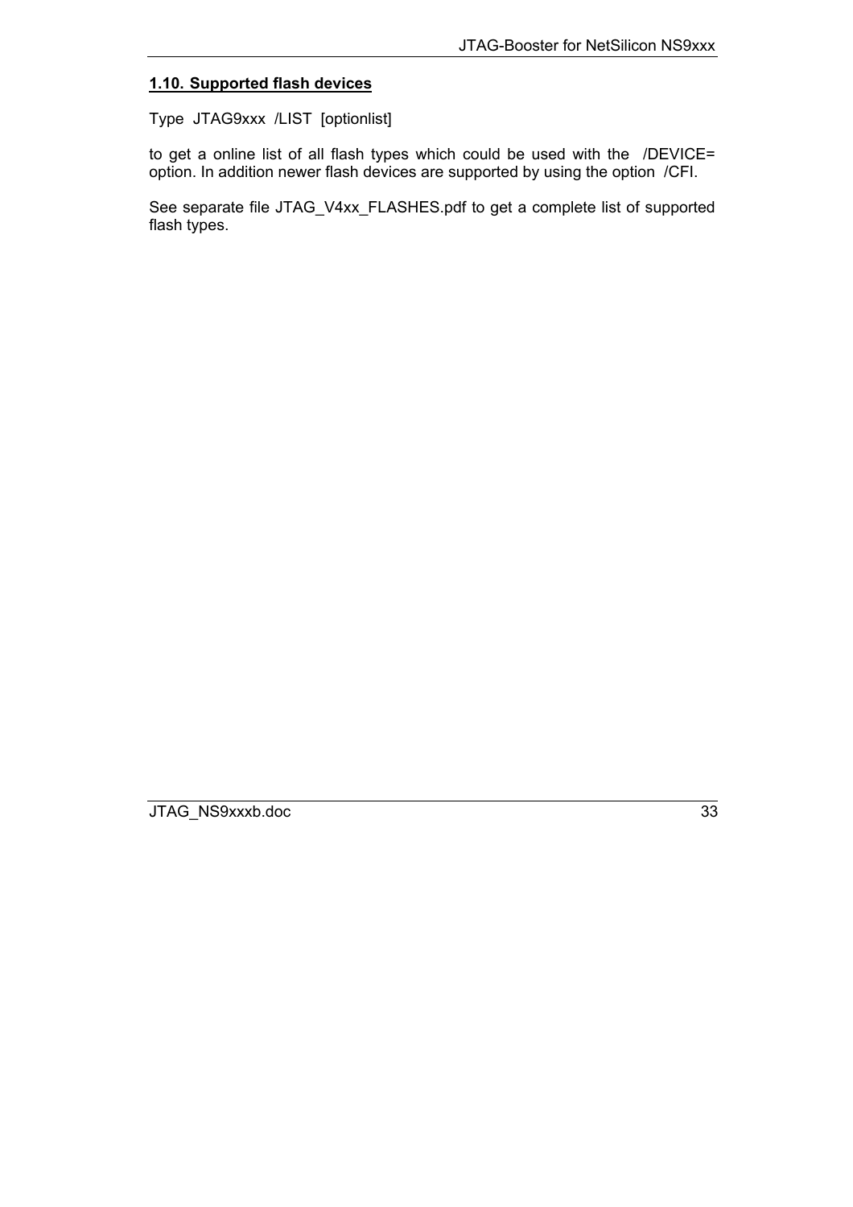## 1.10. Supported flash devices

Type  JTAG9xxx  /LIST  [optionlist]

to get a online list of all flash types which could be used with the  /DEVICE= option. In addition newer flash devices are supported by using the option  /CFI.

See separate file JTAG_V4xx_FLASHES.pdf to get a complete list of supported flash types.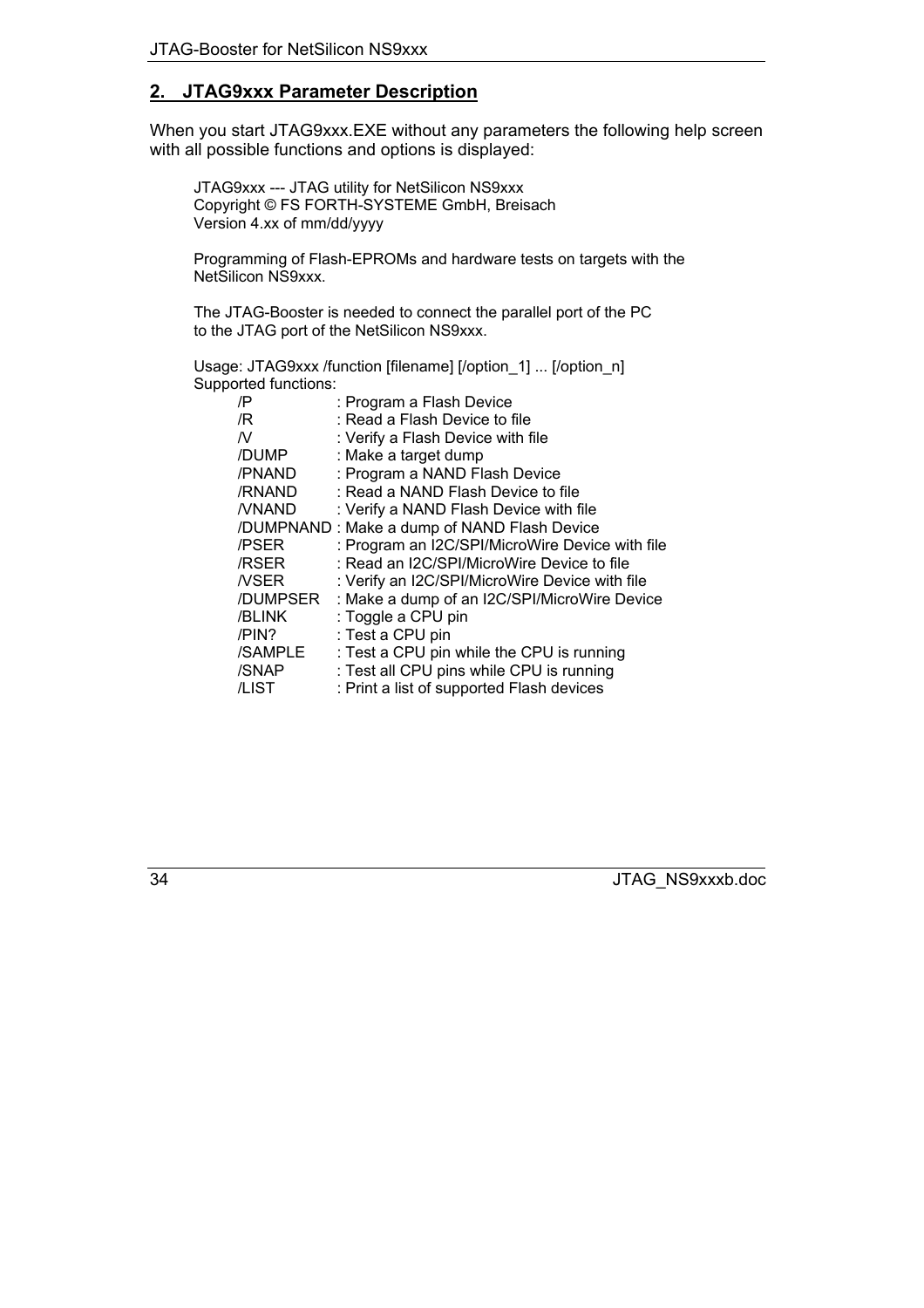## 2. JTAG9xxx Parameter Description

When you start JTAG9xxx.EXE without any parameters the following help screen with all possible functions and options is displayed:

```
JTAG9xxx --- JTAG utility for NetSilicon NS9xxx
Copyright © FS FORTH-SYSTEME GmbH, Breisach
Version 4.xx of mm/dd/yyyy

Programming of Flash-EPROMs and hardware tests on targets with the
NetSilicon NS9xxx.

The JTAG-Booster is needed to connect the parallel port of the PC
to the JTAG port of the NetSilicon NS9xxx.

Usage: JTAG9xxx /function [filename] [/option_1] ... [/option_n]
Supported functions:
    /P          : Program a Flash Device
    /R          : Read a Flash Device to file
    /V          : Verify a Flash Device with file
    /DUMP       : Make a target dump
    /PNAND      : Program a NAND Flash Device
    /RNAND      : Read a NAND Flash Device to file
    /VNAND      : Verify a NAND Flash Device with file
    /DUMPNAND   : Make a dump of NAND Flash Device
    /PSER       : Program an I2C/SPI/MicroWire Device with file
    /RSER       : Read an I2C/SPI/MicroWire Device to file
    /VSER       : Verify an I2C/SPI/MicroWire Device with file
    /DUMPSER    : Make a dump of an I2C/SPI/MicroWire Device
    /BLINK      : Toggle a CPU pin
    /PIN?       : Test a CPU pin
    /SAMPLE     : Test a CPU pin while the CPU is running
    /SNAP       : Test all CPU pins while CPU is running
    /LIST       : Print a list of supported Flash devices
```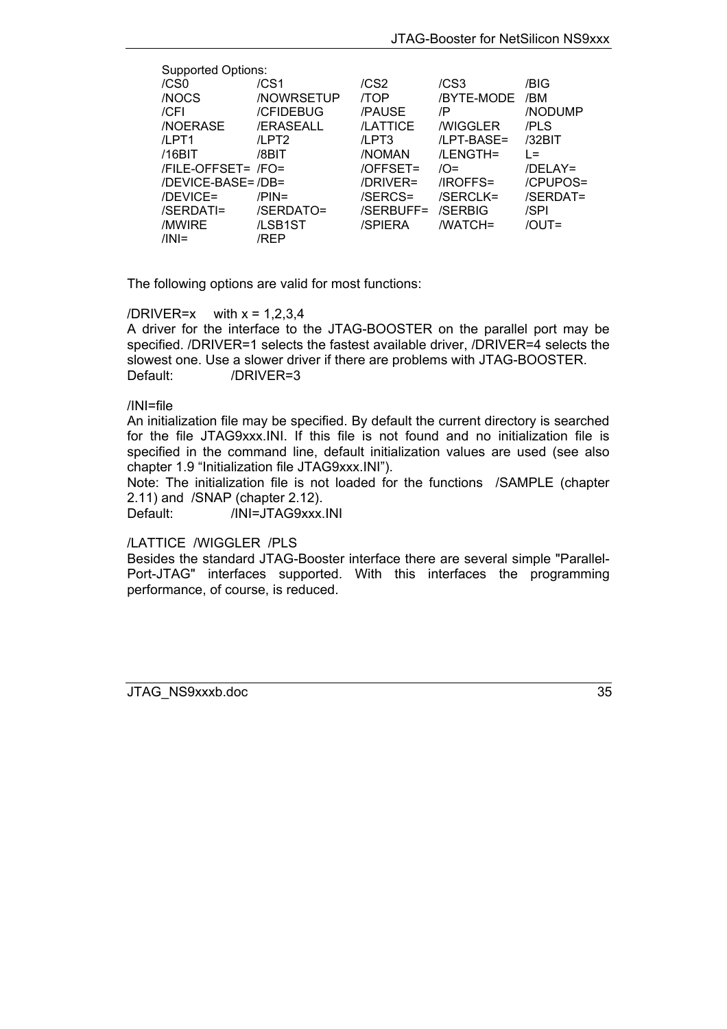Supported Options:

| | | | | |
|---|---|---|---|---|
| /CS0 | /CS1 | /CS2 | /CS3 | /BIG |
| /NOCS | /NOWRSETUP | /TOP | /BYTE-MODE | /BM |
| /CFI | /CFIDEBUG | /PAUSE | /P | /NODUMP |
| /NOERASE | /ERASEALL | /LATTICE | /WIGGLER | /PLS |
| /LPT1 | /LPT2 | /LPT3 | /LPT-BASE= | /32BIT |
| /16BIT | /8BIT | /NOMAN | /LENGTH= | L= |
| /FILE-OFFSET= | /FO= | /OFFSET= | /O= | /DELAY= |
| /DEVICE-BASE= | /DB= | /DRIVER= | /IROFFS= | /CPUPOS= |
| /DEVICE= | /PIN= | /SERCS= | /SERCLK= | /SERDAT= |
| /SERDATI= | /SERDATO= | /SERBUFF= | /SERBIG | /SPI |
| /MWIRE | /LSB1ST | /SPIERA | /WATCH= | /OUT= |
| /INI= | /REP | | | |

The following options are valid for most functions:

/DRIVER=x with x = 1,2,3,4
A driver for the interface to the JTAG-BOOSTER on the parallel port may be specified. /DRIVER=1 selects the fastest available driver, /DRIVER=4 selects the slowest one. Use a slower driver if there are problems with JTAG-BOOSTER.
Default: /DRIVER=3

/INI=file
An initialization file may be specified. By default the current directory is searched for the file JTAG9xxx.INI. If this file is not found and no initialization file is specified in the command line, default initialization values are used (see also chapter 1.9 "Initialization file JTAG9xxx.INI").
Note: The initialization file is not loaded for the functions /SAMPLE (chapter 2.11) and /SNAP (chapter 2.12).
Default: /INI=JTAG9xxx.INI

/LATTICE /WIGGLER /PLS
Besides the standard JTAG-Booster interface there are several simple "Parallel-Port-JTAG" interfaces supported. With this interfaces the programming performance, of course, is reduced.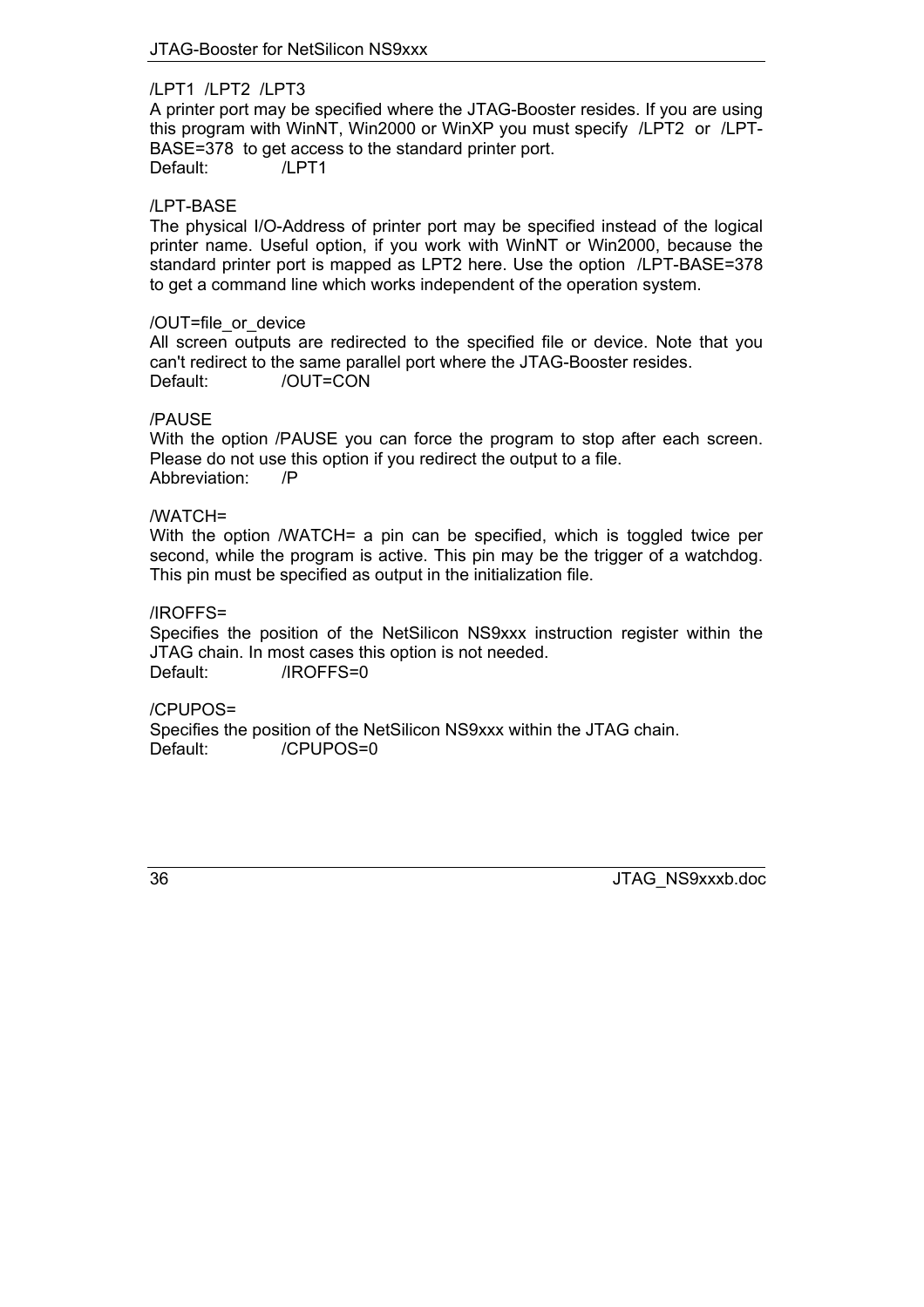/LPT1 /LPT2 /LPT3
A printer port may be specified where the JTAG-Booster resides. If you are using this program with WinNT, Win2000 or WinXP you must specify /LPT2 or /LPT-BASE=378 to get access to the standard printer port.
Default: /LPT1

/LPT-BASE
The physical I/O-Address of printer port may be specified instead of the logical printer name. Useful option, if you work with WinNT or Win2000, because the standard printer port is mapped as LPT2 here. Use the option /LPT-BASE=378 to get a command line which works independent of the operation system.

/OUT=file_or_device
All screen outputs are redirected to the specified file or device. Note that you can't redirect to the same parallel port where the JTAG-Booster resides.
Default: /OUT=CON

/PAUSE
With the option /PAUSE you can force the program to stop after each screen. Please do not use this option if you redirect the output to a file.
Abbreviation: /P

/WATCH=
With the option /WATCH= a pin can be specified, which is toggled twice per second, while the program is active. This pin may be the trigger of a watchdog. This pin must be specified as output in the initialization file.

/IROFFS=
Specifies the position of the NetSilicon NS9xxx instruction register within the JTAG chain. In most cases this option is not needed.
Default: /IROFFS=0

/CPUPOS=
Specifies the position of the NetSilicon NS9xxx within the JTAG chain.
Default: /CPUPOS=0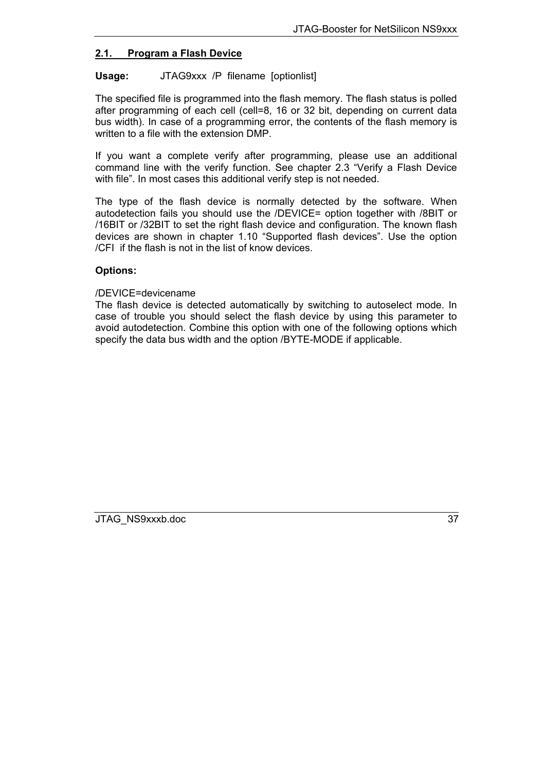## 2.1. Program a Flash Device

**Usage:** JTAG9xxx /P filename [optionlist]

The specified file is programmed into the flash memory. The flash status is polled after programming of each cell (cell=8, 16 or 32 bit, depending on current data bus width). In case of a programming error, the contents of the flash memory is written to a file with the extension DMP.

If you want a complete verify after programming, please use an additional command line with the verify function. See chapter 2.3 “Verify a Flash Device with file”. In most cases this additional verify step is not needed.

The type of the flash device is normally detected by the software. When autodetection fails you should use the /DEVICE= option together with /8BIT or /16BIT or /32BIT to set the right flash device and configuration. The known flash devices are shown in chapter 1.10 “Supported flash devices”. Use the option /CFI if the flash is not in the list of know devices.

**Options:**

/DEVICE=devicename
The flash device is detected automatically by switching to autoselect mode. In case of trouble you should select the flash device by using this parameter to avoid autodetection. Combine this option with one of the following options which specify the data bus width and the option /BYTE-MODE if applicable.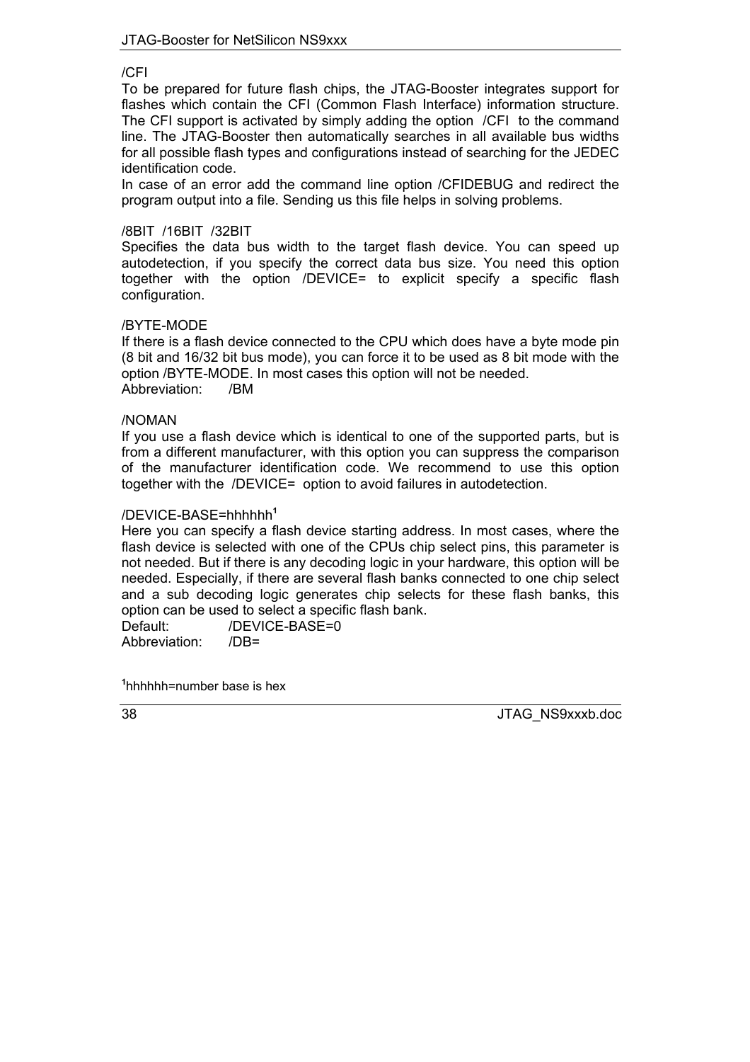/CFI

To be prepared for future flash chips, the JTAG-Booster integrates support for flashes which contain the CFI (Common Flash Interface) information structure. The CFI support is activated by simply adding the option /CFI to the command line. The JTAG-Booster then automatically searches in all available bus widths for all possible flash types and configurations instead of searching for the JEDEC identification code.

In case of an error add the command line option /CFIDEBUG and redirect the program output into a file. Sending us this file helps in solving problems.

/8BIT /16BIT /32BIT

Specifies the data bus width to the target flash device. You can speed up autodetection, if you specify the correct data bus size. You need this option together with the option /DEVICE= to explicit specify a specific flash configuration.

/BYTE-MODE

If there is a flash device connected to the CPU which does have a byte mode pin (8 bit and 16/32 bit bus mode), you can force it to be used as 8 bit mode with the option /BYTE-MODE. In most cases this option will not be needed.

Abbreviation: /BM

/NOMAN

If you use a flash device which is identical to one of the supported parts, but is from a different manufacturer, with this option you can suppress the comparison of the manufacturer identification code. We recommend to use this option together with the /DEVICE= option to avoid failures in autodetection.

/DEVICE-BASE=hhhhhh[1]

Here you can specify a flash device starting address. In most cases, where the flash device is selected with one of the CPUs chip select pins, this parameter is not needed. But if there is any decoding logic in your hardware, this option will be needed. Especially, if there are several flash banks connected to one chip select and a sub decoding logic generates chip selects for these flash banks, this option can be used to select a specific flash bank.

Default: /DEVICE-BASE=0

Abbreviation: /DB=

[1]hhhhhh=number base is hex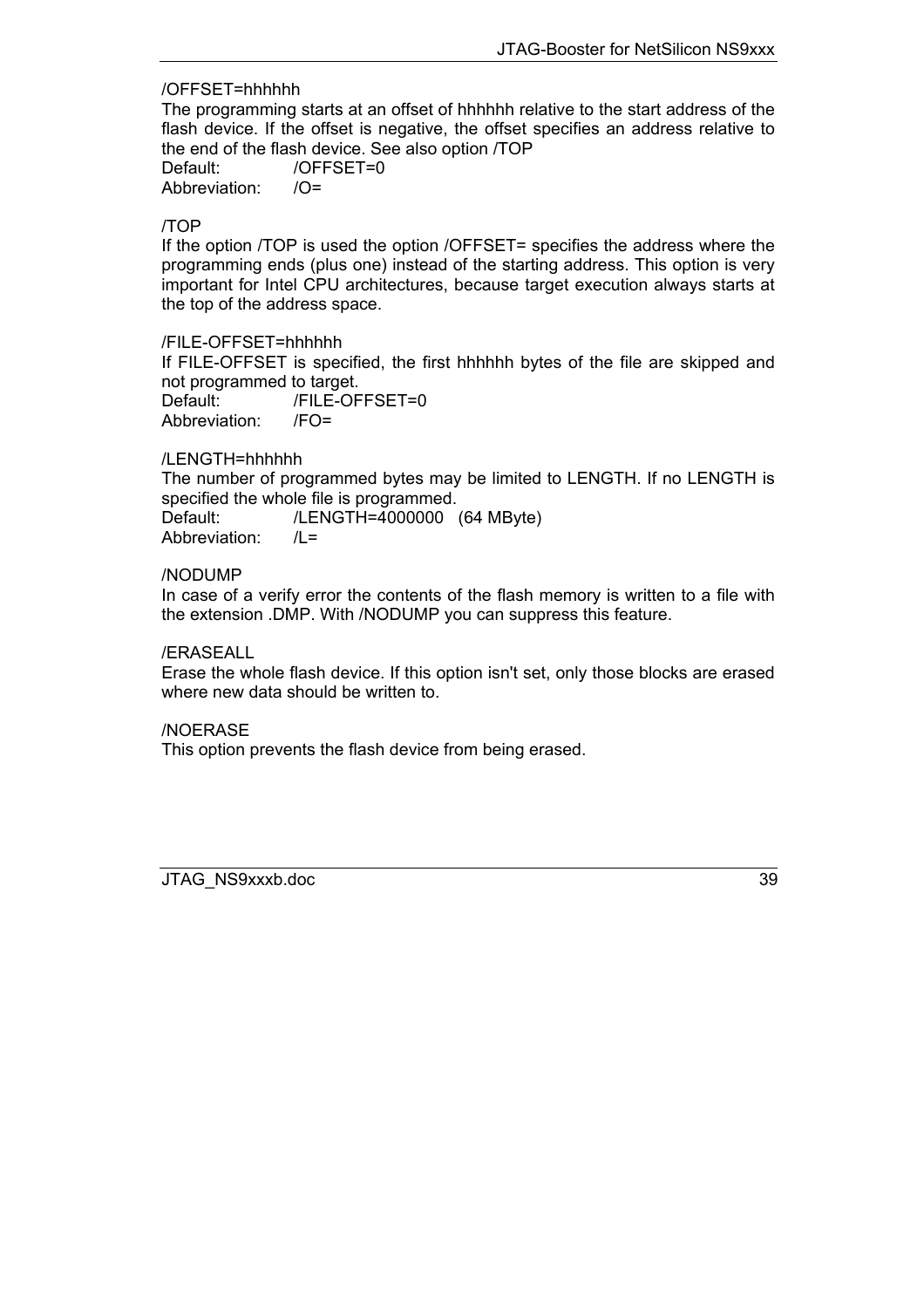/OFFSET=hhhhhh

The programming starts at an offset of hhhhhh relative to the start address of the flash device. If the offset is negative, the offset specifies an address relative to the end of the flash device. See also option /TOP

Default: /OFFSET=0
Abbreviation: /O=

/TOP

If the option /TOP is used the option /OFFSET= specifies the address where the programming ends (plus one) instead of the starting address. This option is very important for Intel CPU architectures, because target execution always starts at the top of the address space.

/FILE-OFFSET=hhhhhh

If FILE-OFFSET is specified, the first hhhhhh bytes of the file are skipped and not programmed to target.

Default: /FILE-OFFSET=0
Abbreviation: /FO=

/LENGTH=hhhhhh

The number of programmed bytes may be limited to LENGTH. If no LENGTH is specified the whole file is programmed.

Default: /LENGTH=4000000 (64 MByte)
Abbreviation: /L=

/NODUMP

In case of a verify error the contents of the flash memory is written to a file with the extension .DMP. With /NODUMP you can suppress this feature.

/ERASEALL

Erase the whole flash device. If this option isn't set, only those blocks are erased where new data should be written to.

/NOERASE

This option prevents the flash device from being erased.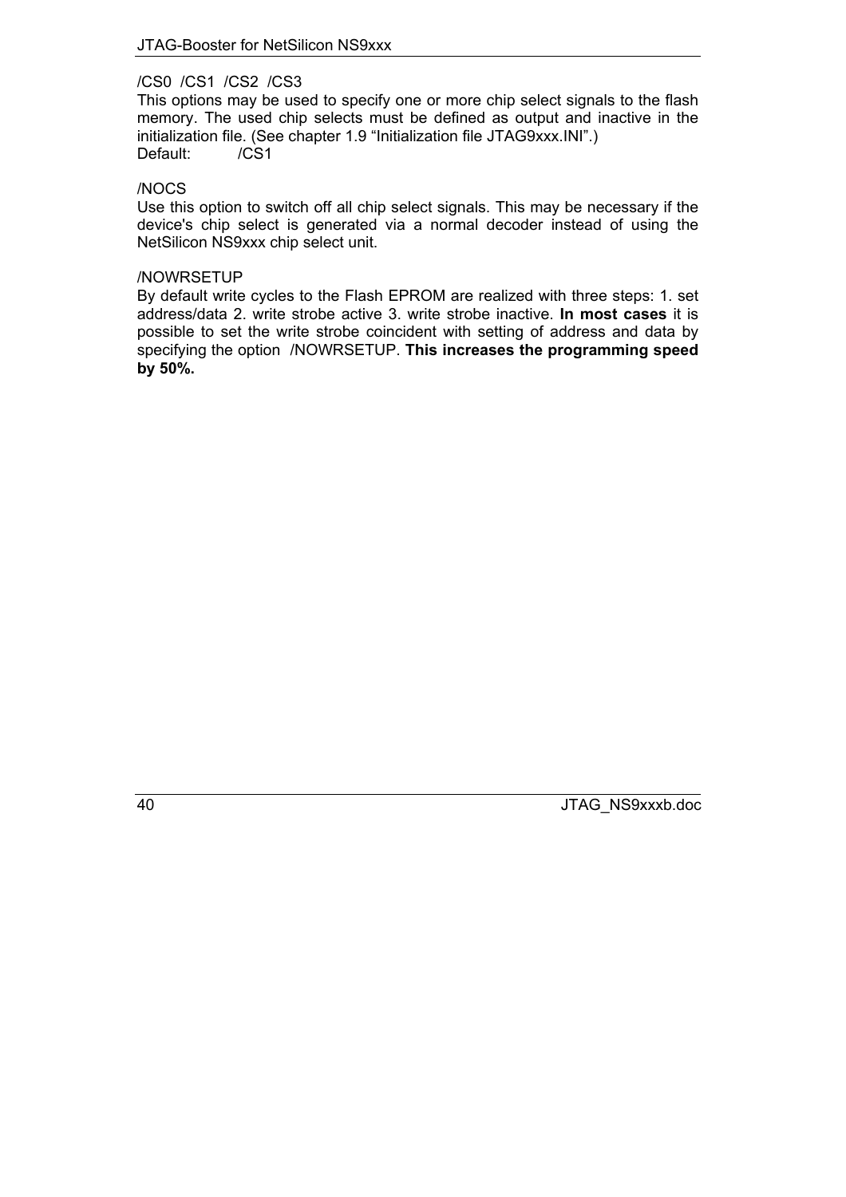/CS0 /CS1 /CS2 /CS3

This options may be used to specify one or more chip select signals to the flash memory. The used chip selects must be defined as output and inactive in the initialization file. (See chapter 1.9 “Initialization file JTAG9xxx.INI”.)
Default: /CS1

/NOCS

Use this option to switch off all chip select signals. This may be necessary if the device's chip select is generated via a normal decoder instead of using the NetSilicon NS9xxx chip select unit.

/NOWRSETUP

By default write cycles to the Flash EPROM are realized with three steps: 1. set address/data 2. write strobe active 3. write strobe inactive. **In most cases** it is possible to set the write strobe coincident with setting of address and data by specifying the option /NOWRSETUP. **This increases the programming speed by 50%.**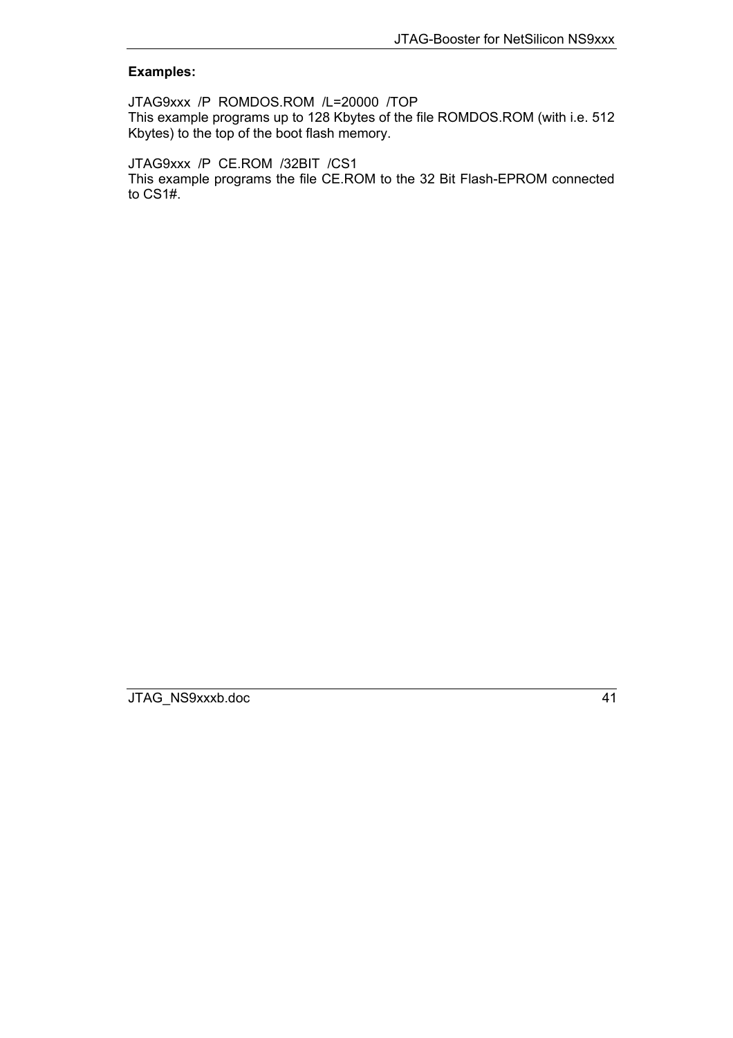**Examples:**

JTAG9xxx /P ROMDOS.ROM /L=20000 /TOP

This example programs up to 128 Kbytes of the file ROMDOS.ROM (with i.e. 512 Kbytes) to the top of the boot flash memory.

JTAG9xxx /P CE.ROM /32BIT /CS1

This example programs the file CE.ROM to the 32 Bit Flash-EPROM connected to CS1#.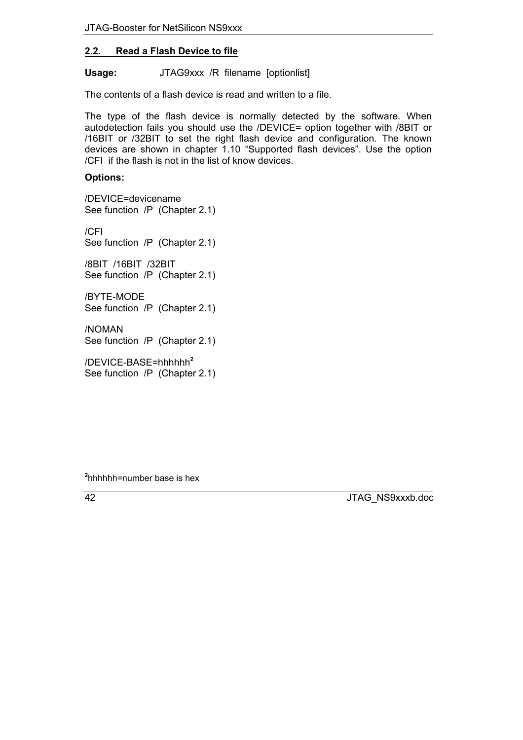## 2.2. Read a Flash Device to file

**Usage:** JTAG9xxx /R filename [optionlist]

The contents of a flash device is read and written to a file.

The type of the flash device is normally detected by the software. When autodetection fails you should use the /DEVICE= option together with /8BIT or /16BIT or /32BIT to set the right flash device and configuration. The known devices are shown in chapter 1.10 “Supported flash devices”. Use the option /CFI if the flash is not in the list of know devices.

**Options:**

/DEVICE=devicename
See function /P (Chapter 2.1)

/CFI
See function /P (Chapter 2.1)

/8BIT /16BIT /32BIT
See function /P (Chapter 2.1)

/BYTE-MODE
See function /P (Chapter 2.1)

/NOMAN
See function /P (Chapter 2.1)

/DEVICE-BASE=hhhhhh[2]
See function /P (Chapter 2.1)

[2] hhhhhh=number base is hex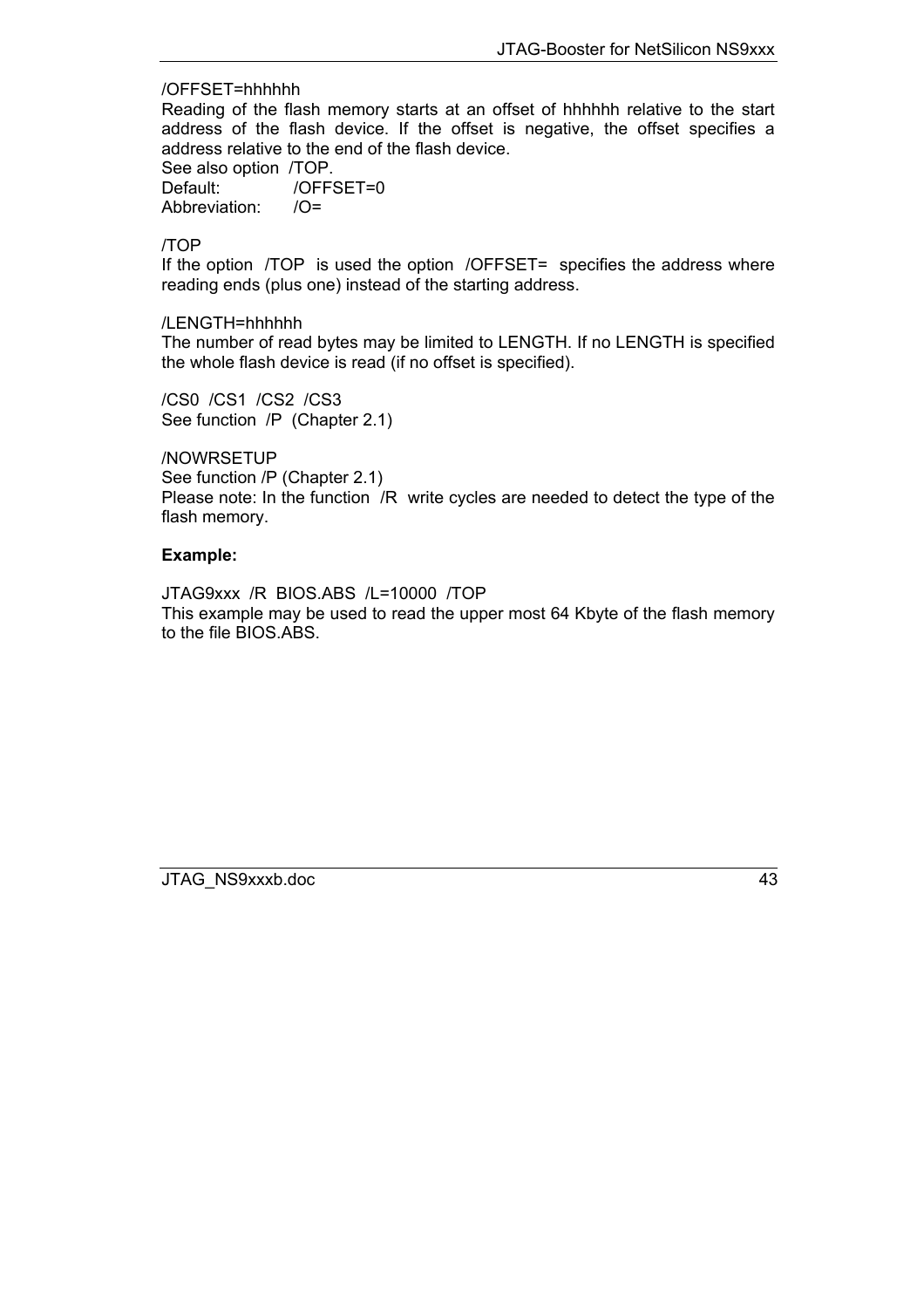/OFFSET=hhhhhh
Reading of the flash memory starts at an offset of hhhhhh relative to the start address of the flash device. If the offset is negative, the offset specifies a address relative to the end of the flash device.
See also option /TOP.
Default: /OFFSET=0
Abbreviation: /O=

/TOP
If the option /TOP is used the option /OFFSET= specifies the address where reading ends (plus one) instead of the starting address.

/LENGTH=hhhhhh
The number of read bytes may be limited to LENGTH. If no LENGTH is specified the whole flash device is read (if no offset is specified).

/CS0 /CS1 /CS2 /CS3
See function /P (Chapter 2.1)

/NOWRSETUP
See function /P (Chapter 2.1)
Please note: In the function /R write cycles are needed to detect the type of the flash memory.

**Example:**

JTAG9xxx /R BIOS.ABS /L=10000 /TOP
This example may be used to read the upper most 64 Kbyte of the flash memory to the file BIOS.ABS.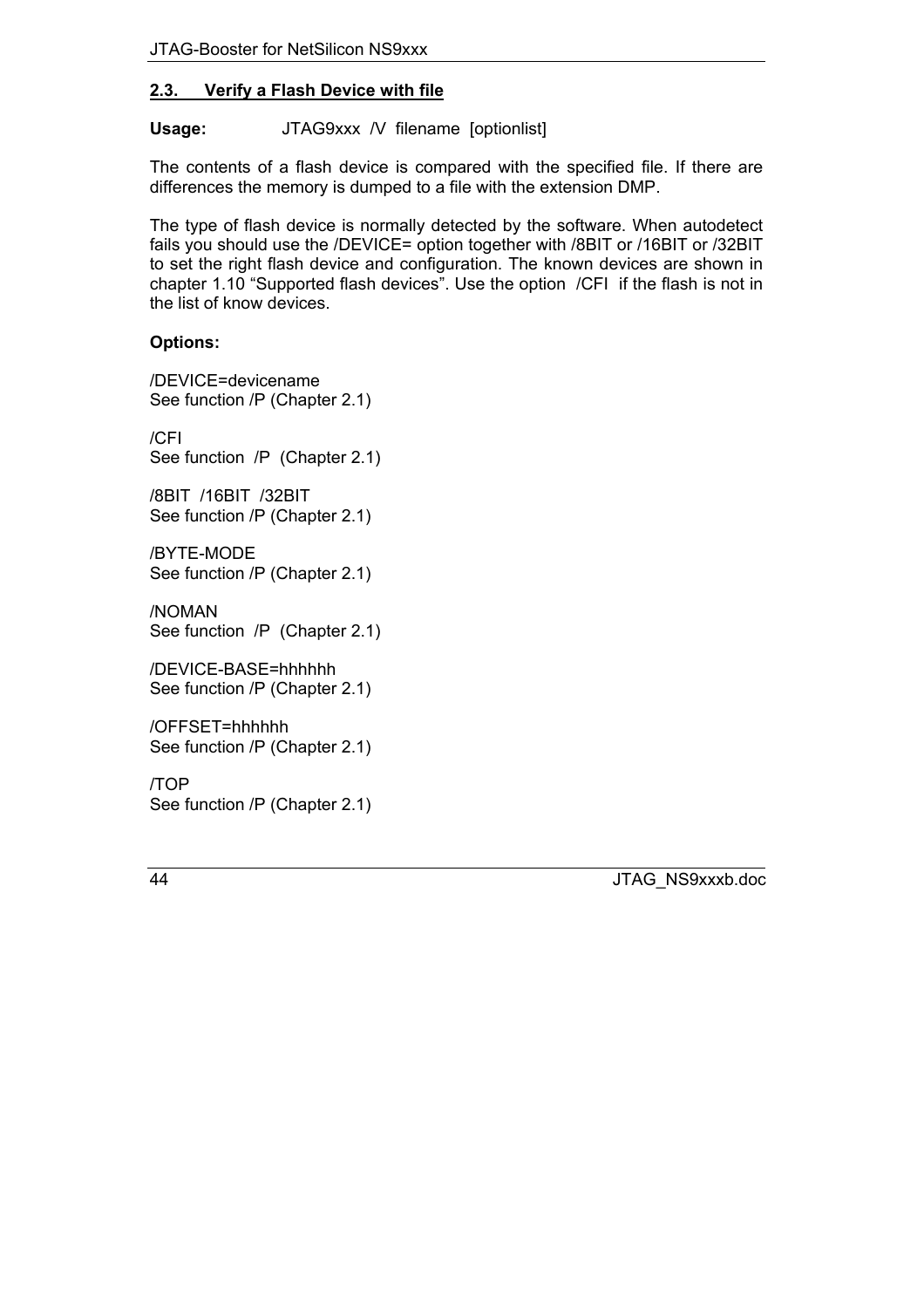## 2.3. Verify a Flash Device with file

**Usage:** JTAG9xxx /V filename [optionlist]

The contents of a flash device is compared with the specified file. If there are differences the memory is dumped to a file with the extension DMP.

The type of flash device is normally detected by the software. When autodetect fails you should use the /DEVICE= option together with /8BIT or /16BIT or /32BIT to set the right flash device and configuration. The known devices are shown in chapter 1.10 “Supported flash devices”. Use the option /CFI if the flash is not in the list of know devices.

**Options:**

/DEVICE=devicename
See function /P (Chapter 2.1)

/CFI
See function /P (Chapter 2.1)

/8BIT /16BIT /32BIT
See function /P (Chapter 2.1)

/BYTE-MODE
See function /P (Chapter 2.1)

/NOMAN
See function /P (Chapter 2.1)

/DEVICE-BASE=hhhhhh
See function /P (Chapter 2.1)

/OFFSET=hhhhhh
See function /P (Chapter 2.1)

/TOP
See function /P (Chapter 2.1)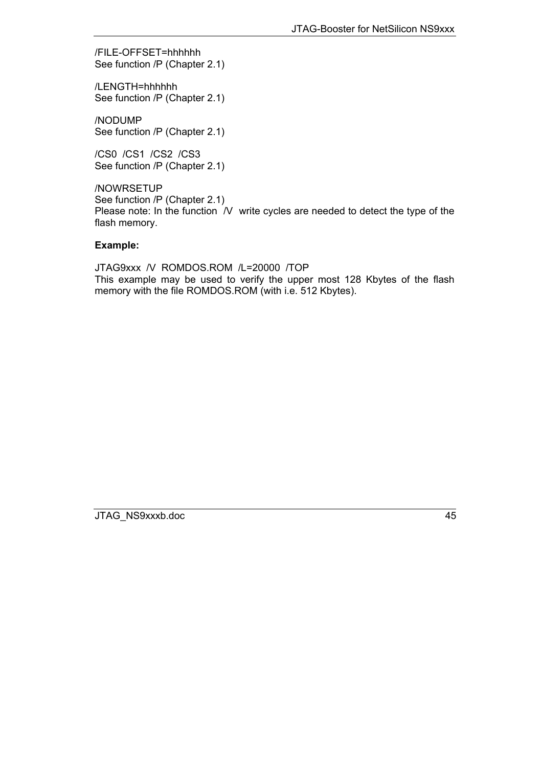/FILE-OFFSET=hhhhhh
See function /P (Chapter 2.1)

/LENGTH=hhhhhh
See function /P (Chapter 2.1)

/NODUMP
See function /P (Chapter 2.1)

/CS0 /CS1 /CS2 /CS3
See function /P (Chapter 2.1)

/NOWRSETUP
See function /P (Chapter 2.1)
Please note: In the function /V write cycles are needed to detect the type of the flash memory.

**Example:**

JTAG9xxx /V ROMDOS.ROM /L=20000 /TOP
This example may be used to verify the upper most 128 Kbytes of the flash memory with the file ROMDOS.ROM (with i.e. 512 Kbytes).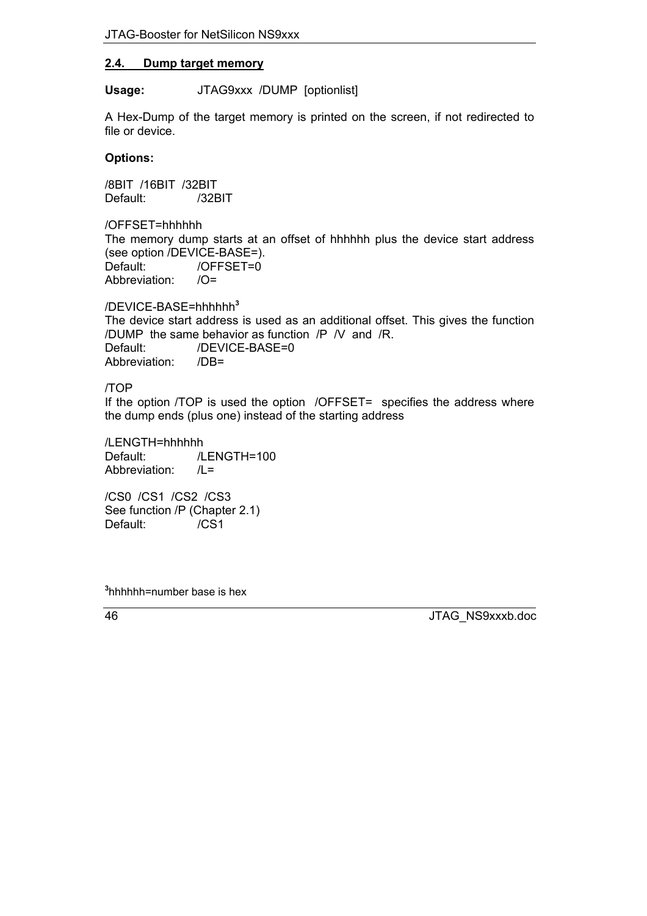## 2.4. Dump target memory

**Usage:** JTAG9xxx /DUMP [optionlist]

A Hex-Dump of the target memory is printed on the screen, if not redirected to file or device.

**Options:**

/8BIT /16BIT /32BIT
Default: /32BIT

/OFFSET=hhhhhh
The memory dump starts at an offset of hhhhhh plus the device start address (see option /DEVICE-BASE=).
Default: /OFFSET=0
Abbreviation: /O=

/DEVICE-BASE=hhhhhh[3]
The device start address is used as an additional offset. This gives the function /DUMP the same behavior as function /P /V and /R.
Default: /DEVICE-BASE=0
Abbreviation: /DB=

/TOP
If the option /TOP is used the option /OFFSET= specifies the address where the dump ends (plus one) instead of the starting address

/LENGTH=hhhhhh
Default: /LENGTH=100
Abbreviation: /L=

/CS0 /CS1 /CS2 /CS3
See function /P (Chapter 2.1)
Default: /CS1

[3]hhhhhh=number base is hex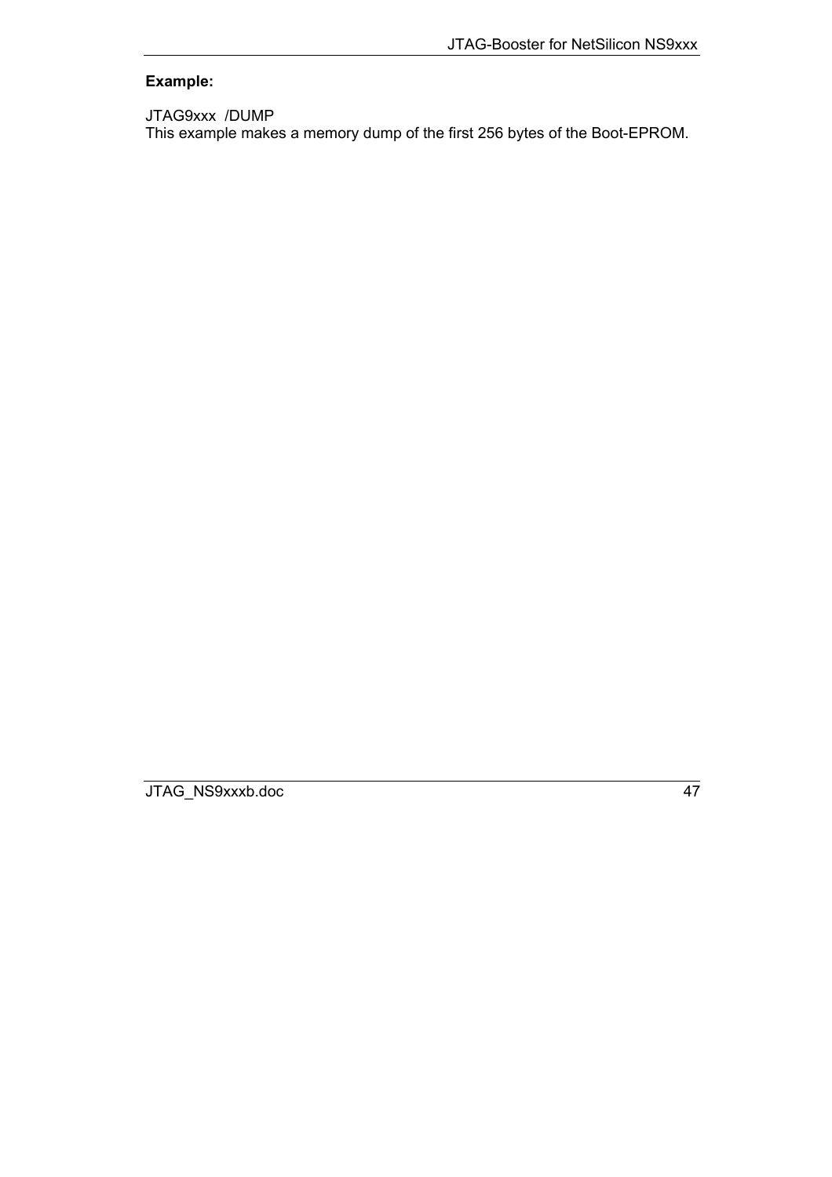**Example:**

JTAG9xxx /DUMP
This example makes a memory dump of the first 256 bytes of the Boot-EPROM.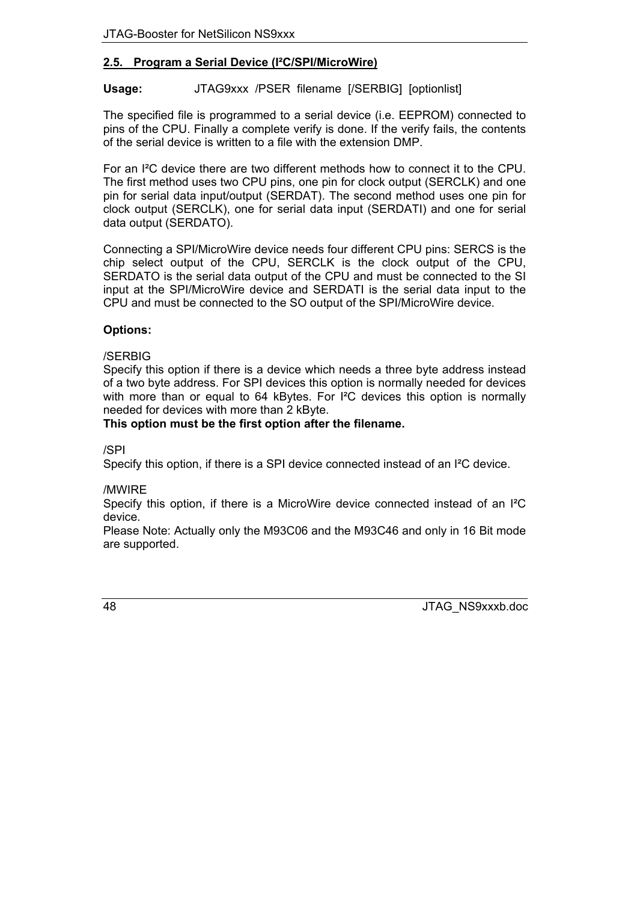## 2.5. Program a Serial Device (I²C/SPI/MicroWire)

**Usage:** JTAG9xxx /PSER filename [/SERBIG] [optionlist]

The specified file is programmed to a serial device (i.e. EEPROM) connected to pins of the CPU. Finally a complete verify is done. If the verify fails, the contents of the serial device is written to a file with the extension DMP.

For an I²C device there are two different methods how to connect it to the CPU. The first method uses two CPU pins, one pin for clock output (SERCLK) and one pin for serial data input/output (SERDAT). The second method uses one pin for clock output (SERCLK), one for serial data input (SERDATI) and one for serial data output (SERDATO).

Connecting a SPI/MicroWire device needs four different CPU pins: SERCS is the chip select output of the CPU, SERCLK is the clock output of the CPU, SERDATO is the serial data output of the CPU and must be connected to the SI input at the SPI/MicroWire device and SERDATI is the serial data input to the CPU and must be connected to the SO output of the SPI/MicroWire device.

**Options:**

/SERBIG
Specify this option if there is a device which needs a three byte address instead of a two byte address. For SPI devices this option is normally needed for devices with more than or equal to 64 kBytes. For I²C devices this option is normally needed for devices with more than 2 kByte.
**This option must be the first option after the filename.**

/SPI
Specify this option, if there is a SPI device connected instead of an I²C device.

/MWIRE
Specify this option, if there is a MicroWire device connected instead of an I²C device.
Please Note: Actually only the M93C06 and the M93C46 and only in 16 Bit mode are supported.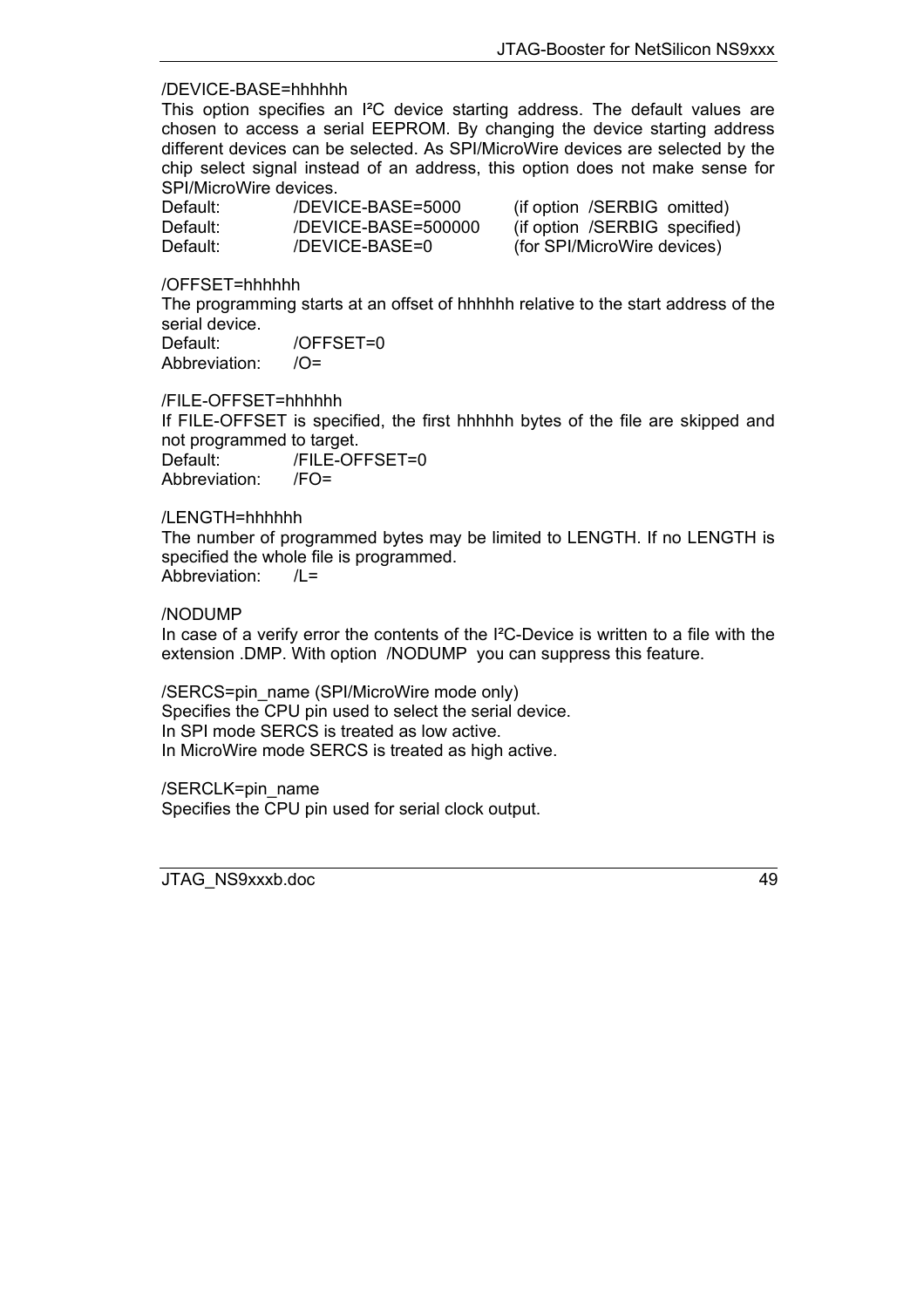/DEVICE-BASE=hhhhhh

This option specifies an I²C device starting address. The default values are chosen to access a serial EEPROM. By changing the device starting address different devices can be selected. As SPI/MicroWire devices are selected by the chip select signal instead of an address, this option does not make sense for SPI/MicroWire devices.

| | | |
|---|---|---|
| Default: | /DEVICE-BASE=5000 | (if option /SERBIG omitted) |
| Default: | /DEVICE-BASE=500000 | (if option /SERBIG specified) |
| Default: | /DEVICE-BASE=0 | (for SPI/MicroWire devices) |

/OFFSET=hhhhhh

The programming starts at an offset of hhhhhh relative to the start address of the serial device.

Default: /OFFSET=0
Abbreviation: /O=

/FILE-OFFSET=hhhhhh

If FILE-OFFSET is specified, the first hhhhhh bytes of the file are skipped and not programmed to target.

Default: /FILE-OFFSET=0
Abbreviation: /FO=

/LENGTH=hhhhhh

The number of programmed bytes may be limited to LENGTH. If no LENGTH is specified the whole file is programmed.

Abbreviation: /L=

/NODUMP

In case of a verify error the contents of the I²C-Device is written to a file with the extension .DMP. With option /NODUMP you can suppress this feature.

/SERCS=pin_name (SPI/MicroWire mode only)

Specifies the CPU pin used to select the serial device.
In SPI mode SERCS is treated as low active.
In MicroWire mode SERCS is treated as high active.

/SERCLK=pin_name

Specifies the CPU pin used for serial clock output.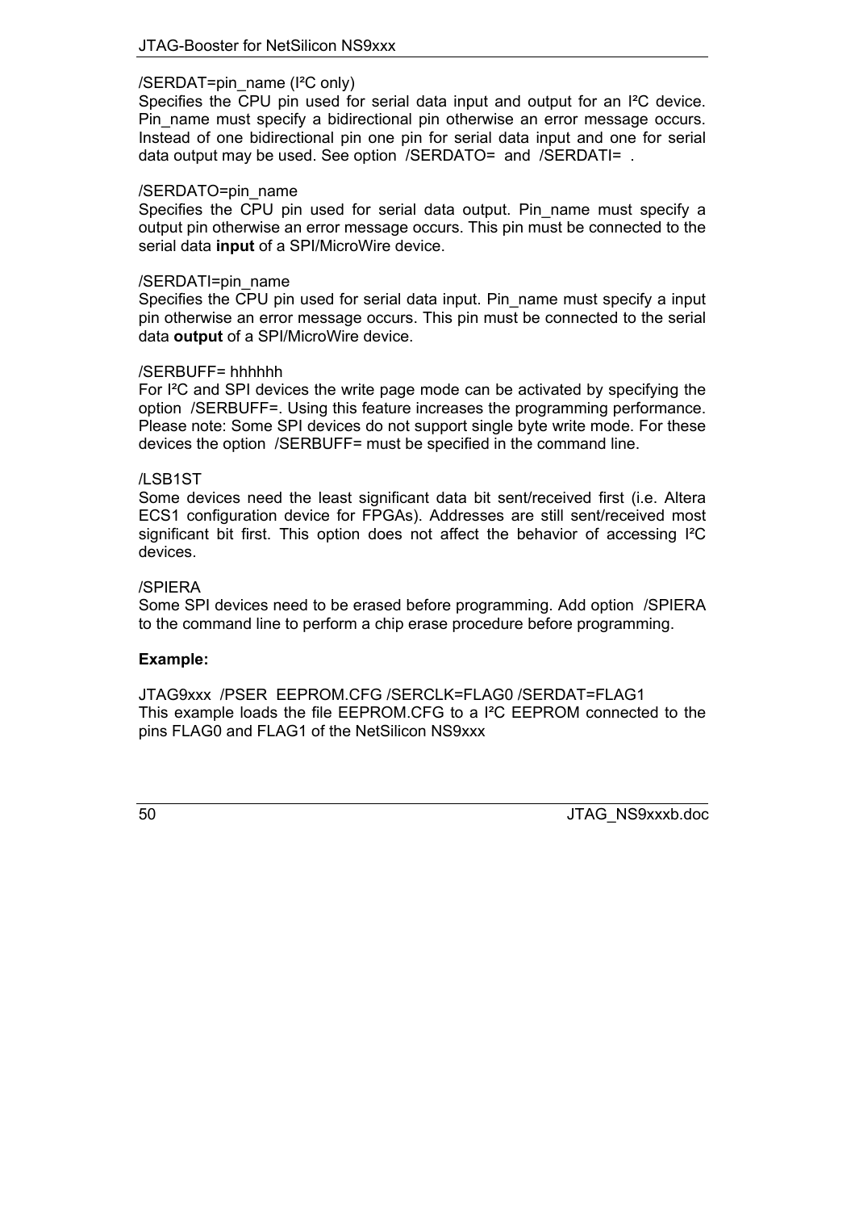/SERDAT=pin_name (I²C only)

Specifies the CPU pin used for serial data input and output for an I²C device. Pin_name must specify a bidirectional pin otherwise an error message occurs. Instead of one bidirectional pin one pin for serial data input and one for serial data output may be used. See option /SERDATO= and /SERDATI= .

/SERDATO=pin_name

Specifies the CPU pin used for serial data output. Pin_name must specify a output pin otherwise an error message occurs. This pin must be connected to the serial data **input** of a SPI/MicroWire device.

/SERDATI=pin_name

Specifies the CPU pin used for serial data input. Pin_name must specify a input pin otherwise an error message occurs. This pin must be connected to the serial data **output** of a SPI/MicroWire device.

/SERBUFF= hhhhhh

For I²C and SPI devices the write page mode can be activated by specifying the option /SERBUFF=. Using this feature increases the programming performance. Please note: Some SPI devices do not support single byte write mode. For these devices the option /SERBUFF= must be specified in the command line.

/LSB1ST

Some devices need the least significant data bit sent/received first (i.e. Altera ECS1 configuration device for FPGAs). Addresses are still sent/received most significant bit first. This option does not affect the behavior of accessing I²C devices.

/SPIERA

Some SPI devices need to be erased before programming. Add option /SPIERA to the command line to perform a chip erase procedure before programming.

**Example:**

JTAG9xxx /PSER EEPROM.CFG /SERCLK=FLAG0 /SERDAT=FLAG1
This example loads the file EEPROM.CFG to a I²C EEPROM connected to the pins FLAG0 and FLAG1 of the NetSilicon NS9xxx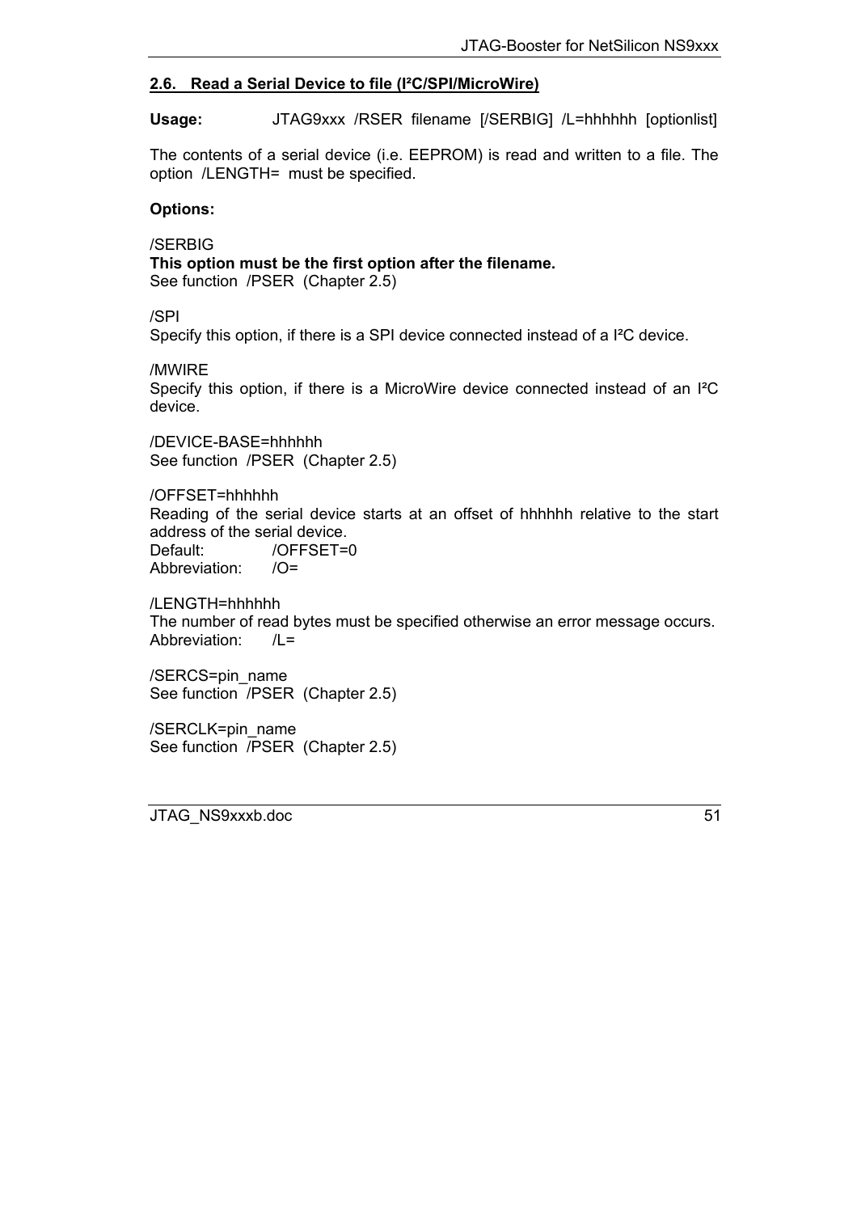## 2.6. Read a Serial Device to file (I²C/SPI/MicroWire)

**Usage:** JTAG9xxx /RSER filename [/SERBIG] /L=hhhhhh [optionlist]

The contents of a serial device (i.e. EEPROM) is read and written to a file. The option /LENGTH= must be specified.

**Options:**

/SERBIG
**This option must be the first option after the filename.**
See function /PSER (Chapter 2.5)

/SPI
Specify this option, if there is a SPI device connected instead of a I²C device.

/MWIRE
Specify this option, if there is a MicroWire device connected instead of an I²C device.

/DEVICE-BASE=hhhhhh
See function /PSER (Chapter 2.5)

/OFFSET=hhhhhh
Reading of the serial device starts at an offset of hhhhhh relative to the start address of the serial device.
Default: /OFFSET=0
Abbreviation: /O=

/LENGTH=hhhhhh
The number of read bytes must be specified otherwise an error message occurs.
Abbreviation: /L=

/SERCS=pin_name
See function /PSER (Chapter 2.5)

/SERCLK=pin_name
See function /PSER (Chapter 2.5)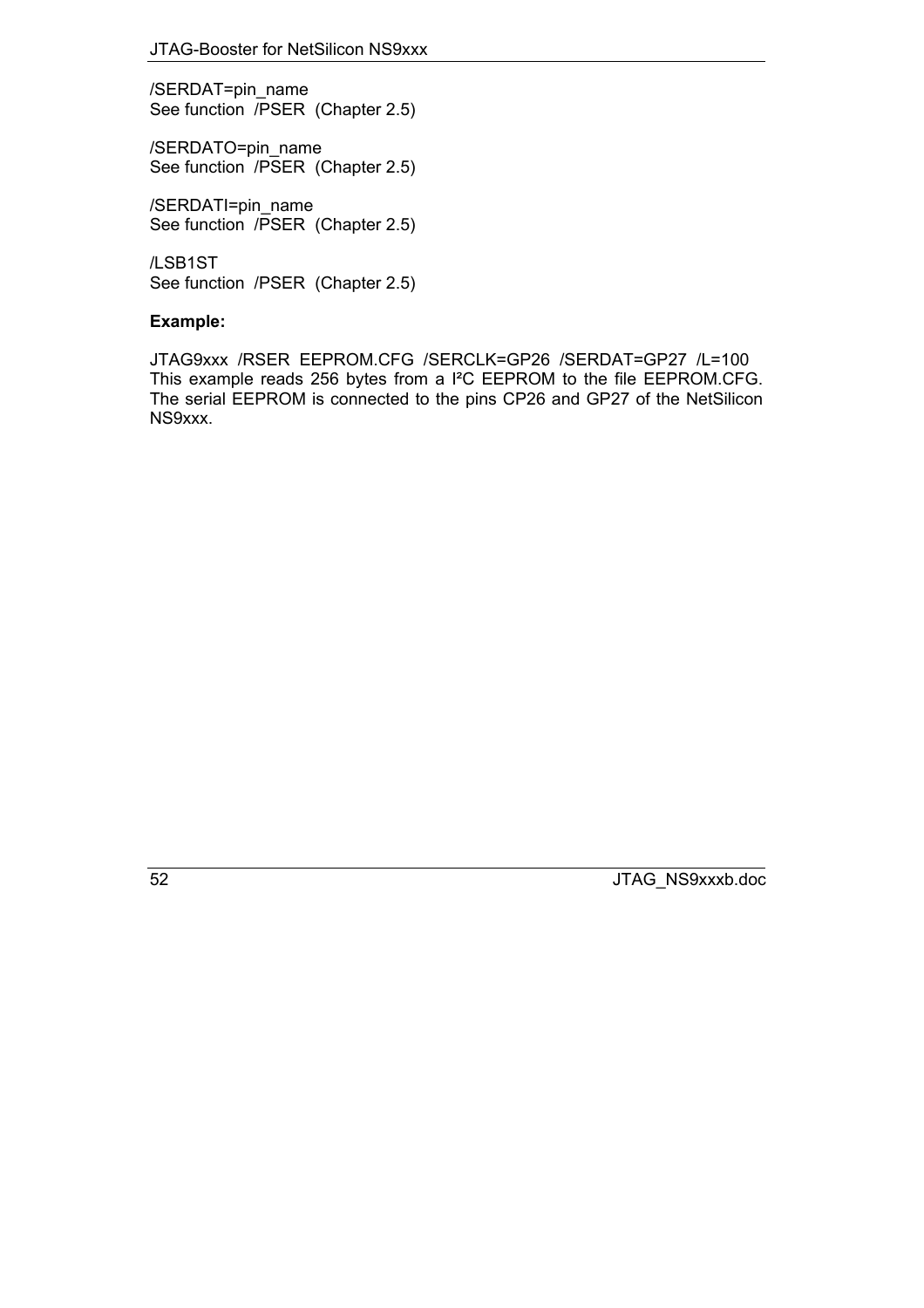/SERDAT=pin_name
See function /PSER (Chapter 2.5)

/SERDATO=pin_name
See function /PSER (Chapter 2.5)

/SERDATI=pin_name
See function /PSER (Chapter 2.5)

/LSB1ST
See function /PSER (Chapter 2.5)

**Example:**

JTAG9xxx /RSER EEPROM.CFG /SERCLK=GP26 /SERDAT=GP27 /L=100
This example reads 256 bytes from a I²C EEPROM to the file EEPROM.CFG. The serial EEPROM is connected to the pins CP26 and GP27 of the NetSilicon NS9xxx.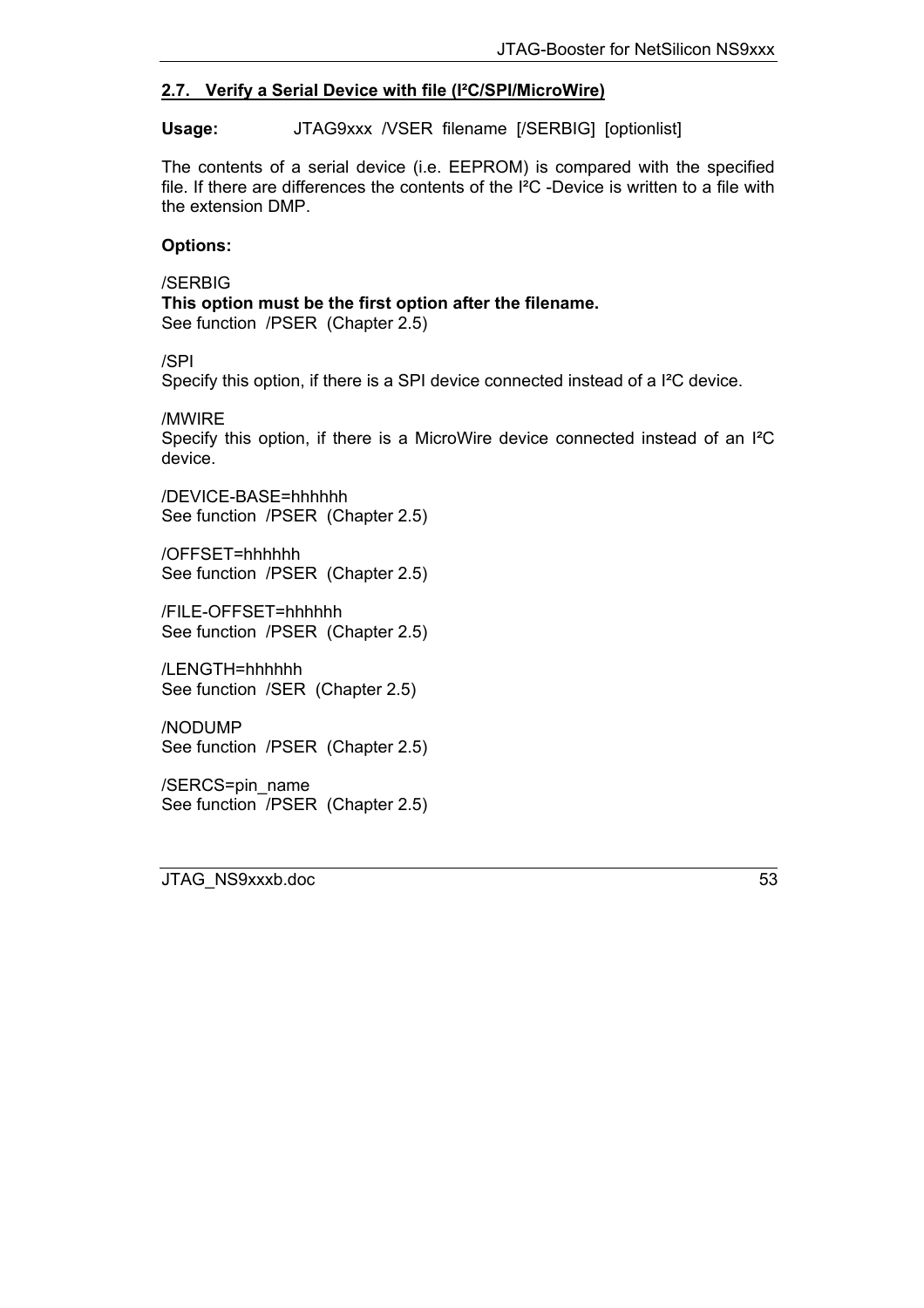## 2.7. Verify a Serial Device with file (I²C/SPI/MicroWire)

**Usage:** JTAG9xxx /VSER filename [/SERBIG] [optionlist]

The contents of a serial device (i.e. EEPROM) is compared with the specified file. If there are differences the contents of the I²C -Device is written to a file with the extension DMP.

**Options:**

/SERBIG
**This option must be the first option after the filename.**
See function /PSER (Chapter 2.5)

/SPI
Specify this option, if there is a SPI device connected instead of a I²C device.

/MWIRE
Specify this option, if there is a MicroWire device connected instead of an I²C device.

/DEVICE-BASE=hhhhhh
See function /PSER (Chapter 2.5)

/OFFSET=hhhhhh
See function /PSER (Chapter 2.5)

/FILE-OFFSET=hhhhhh
See function /PSER (Chapter 2.5)

/LENGTH=hhhhhh
See function /SER (Chapter 2.5)

/NODUMP
See function /PSER (Chapter 2.5)

/SERCS=pin_name
See function /PSER (Chapter 2.5)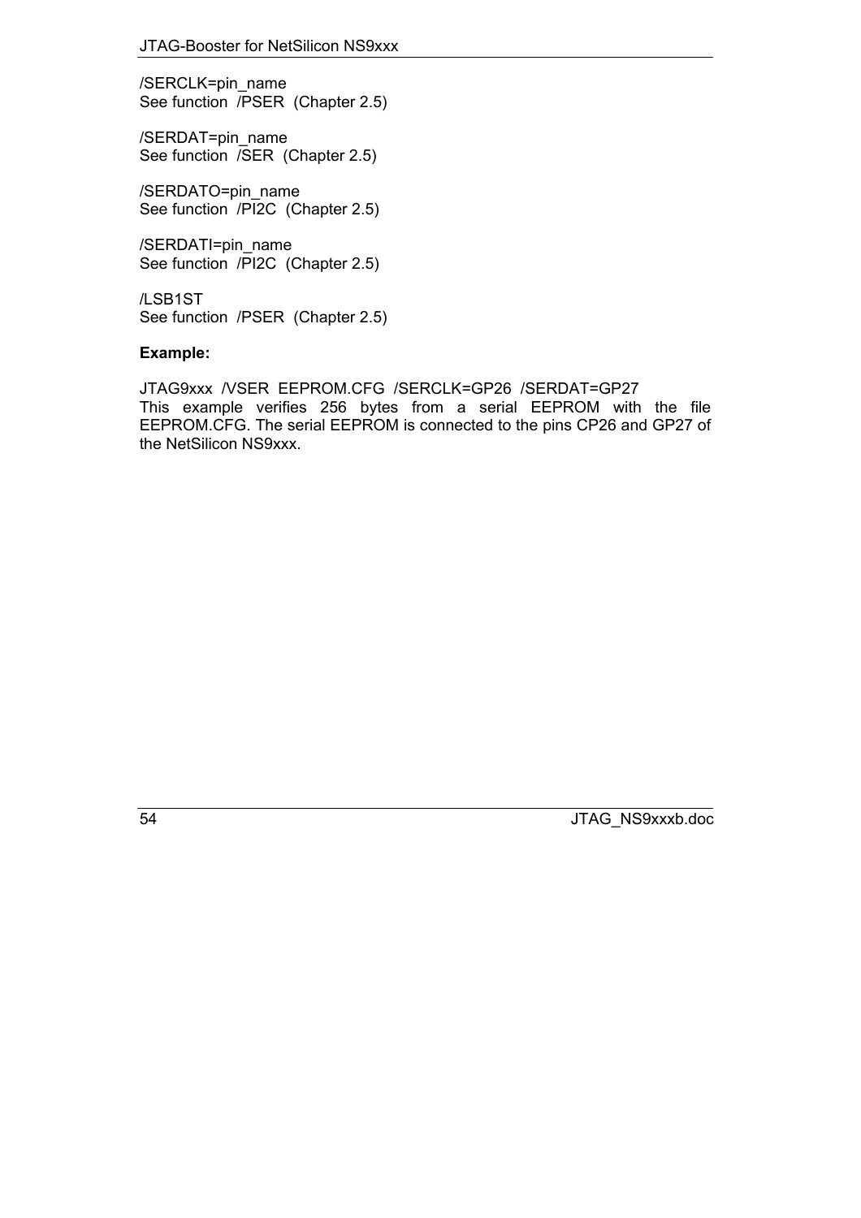/SERCLK=pin_name
See function /PSER (Chapter 2.5)

/SERDAT=pin_name
See function /SER (Chapter 2.5)

/SERDATO=pin_name
See function /PI2C (Chapter 2.5)

/SERDATI=pin_name
See function /PI2C (Chapter 2.5)

/LSB1ST
See function /PSER (Chapter 2.5)

**Example:**

JTAG9xxx /VSER EEPROM.CFG /SERCLK=GP26 /SERDAT=GP27
This example verifies 256 bytes from a serial EEPROM with the file EEPROM.CFG. The serial EEPROM is connected to the pins CP26 and GP27 of the NetSilicon NS9xxx.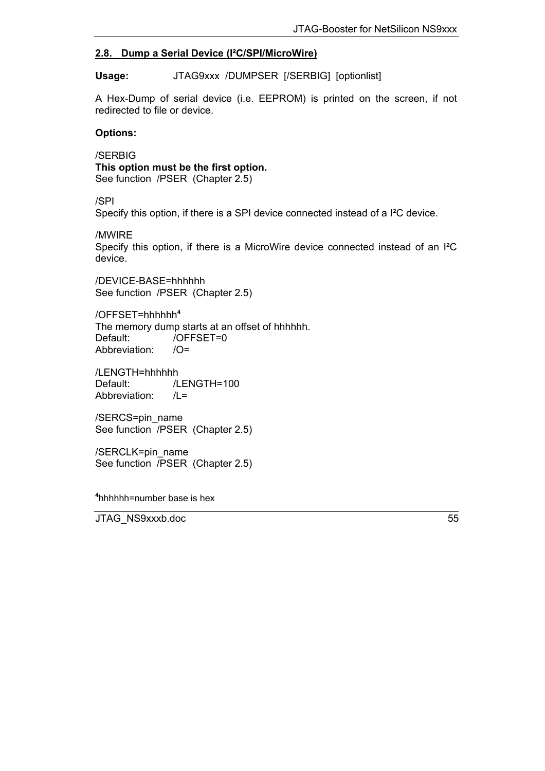## 2.8. Dump a Serial Device (I²C/SPI/MicroWire)

**Usage:** JTAG9xxx /DUMPSER [/SERBIG] [optionlist]

A Hex-Dump of serial device (i.e. EEPROM) is printed on the screen, if not redirected to file or device.

**Options:**

/SERBIG
**This option must be the first option.**
See function /PSER (Chapter 2.5)

/SPI
Specify this option, if there is a SPI device connected instead of a I²C device.

/MWIRE
Specify this option, if there is a MicroWire device connected instead of an I²C device.

/DEVICE-BASE=hhhhhh
See function /PSER (Chapter 2.5)

/OFFSET=hhhhhh[4]
The memory dump starts at an offset of hhhhhh.
Default: /OFFSET=0
Abbreviation: /O=

/LENGTH=hhhhhh
Default: /LENGTH=100
Abbreviation: /L=

/SERCS=pin_name
See function /PSER (Chapter 2.5)

/SERCLK=pin_name
See function /PSER (Chapter 2.5)

[4]hhhhhh=number base is hex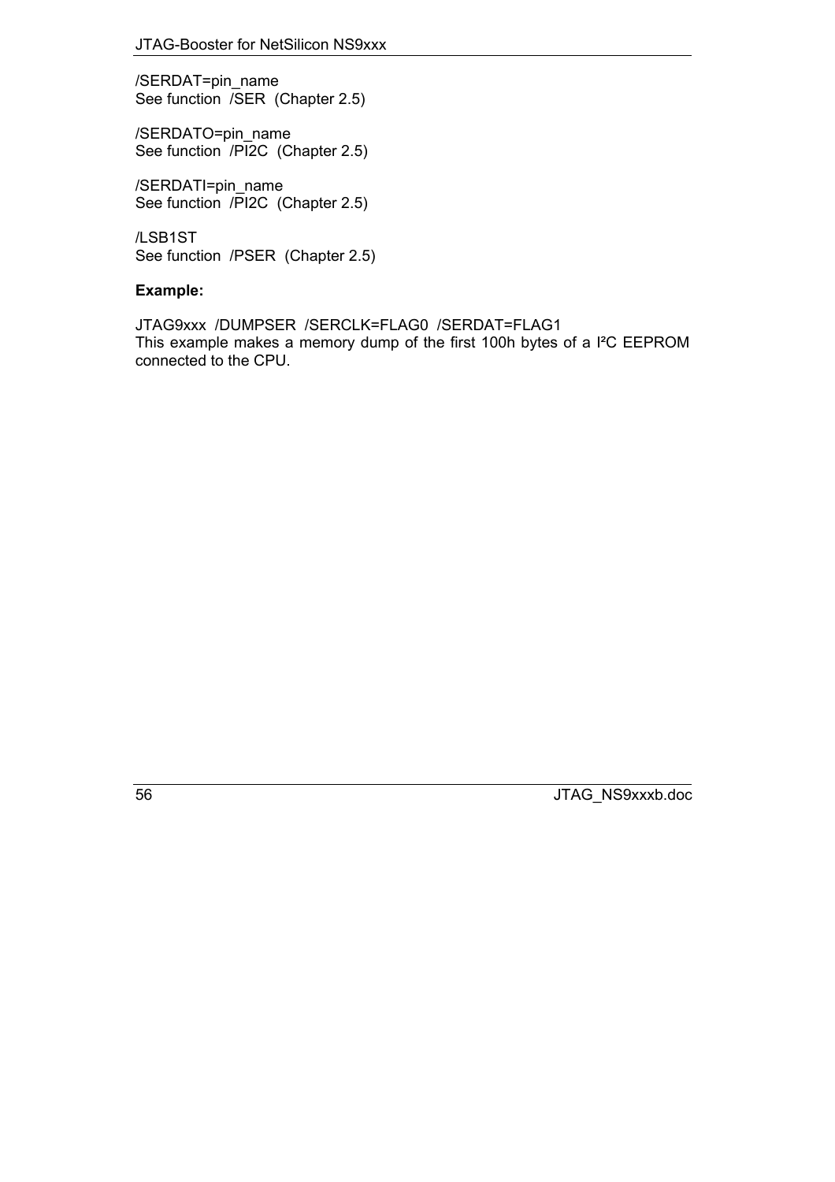/SERDAT=pin_name
See function /SER (Chapter 2.5)

/SERDATO=pin_name
See function /PI2C (Chapter 2.5)

/SERDATI=pin_name
See function /PI2C (Chapter 2.5)

/LSB1ST
See function /PSER (Chapter 2.5)

**Example:**

JTAG9xxx /DUMPSER /SERCLK=FLAG0 /SERDAT=FLAG1
This example makes a memory dump of the first 100h bytes of a I²C EEPROM connected to the CPU.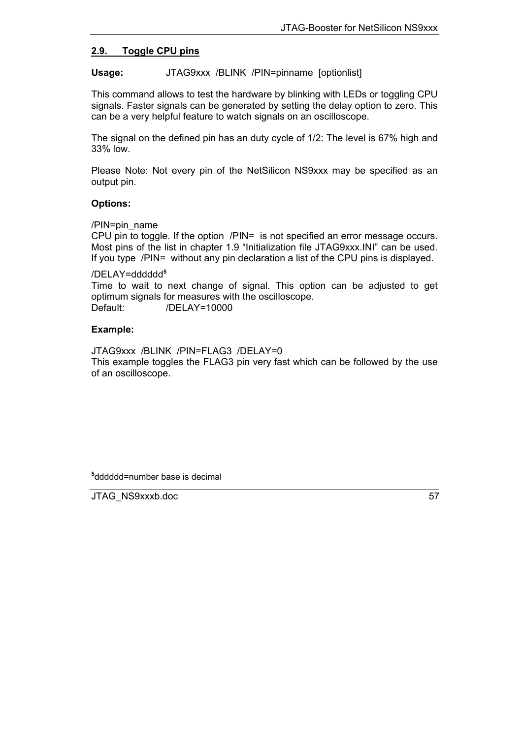## 2.9. Toggle CPU pins

**Usage:** JTAG9xxx /BLINK /PIN=pinname [optionlist]

This command allows to test the hardware by blinking with LEDs or toggling CPU signals. Faster signals can be generated by setting the delay option to zero. This can be a very helpful feature to watch signals on an oscilloscope.

The signal on the defined pin has an duty cycle of 1/2: The level is 67% high and 33% low.

Please Note: Not every pin of the NetSilicon NS9xxx may be specified as an output pin.

**Options:**

/PIN=pin_name
CPU pin to toggle. If the option /PIN= is not specified an error message occurs. Most pins of the list in chapter 1.9 "Initialization file JTAG9xxx.INI" can be used. If you type /PIN= without any pin declaration a list of the CPU pins is displayed.

/DELAY=dddddd[5]
Time to wait to next change of signal. This option can be adjusted to get optimum signals for measures with the oscilloscope.
Default: /DELAY=10000

**Example:**

JTAG9xxx /BLINK /PIN=FLAG3 /DELAY=0
This example toggles the FLAG3 pin very fast which can be followed by the use of an oscilloscope.

[5]dddddd=number base is decimal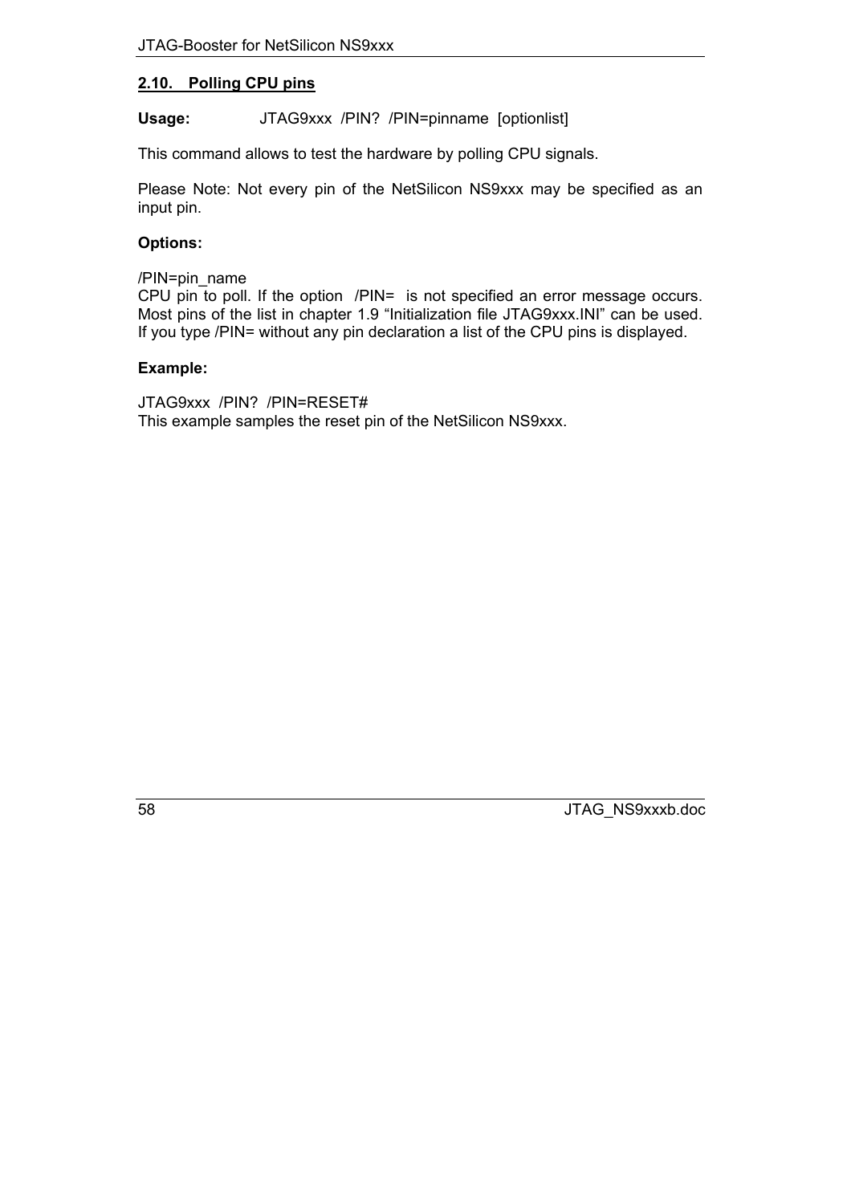## 2.10. Polling CPU pins

**Usage:** JTAG9xxx /PIN? /PIN=pinname [optionlist]

This command allows to test the hardware by polling CPU signals.

Please Note: Not every pin of the NetSilicon NS9xxx may be specified as an input pin.

**Options:**

/PIN=pin_name
CPU pin to poll. If the option /PIN= is not specified an error message occurs. Most pins of the list in chapter 1.9 “Initialization file JTAG9xxx.INI” can be used. If you type /PIN= without any pin declaration a list of the CPU pins is displayed.

**Example:**

JTAG9xxx /PIN? /PIN=RESET#
This example samples the reset pin of the NetSilicon NS9xxx.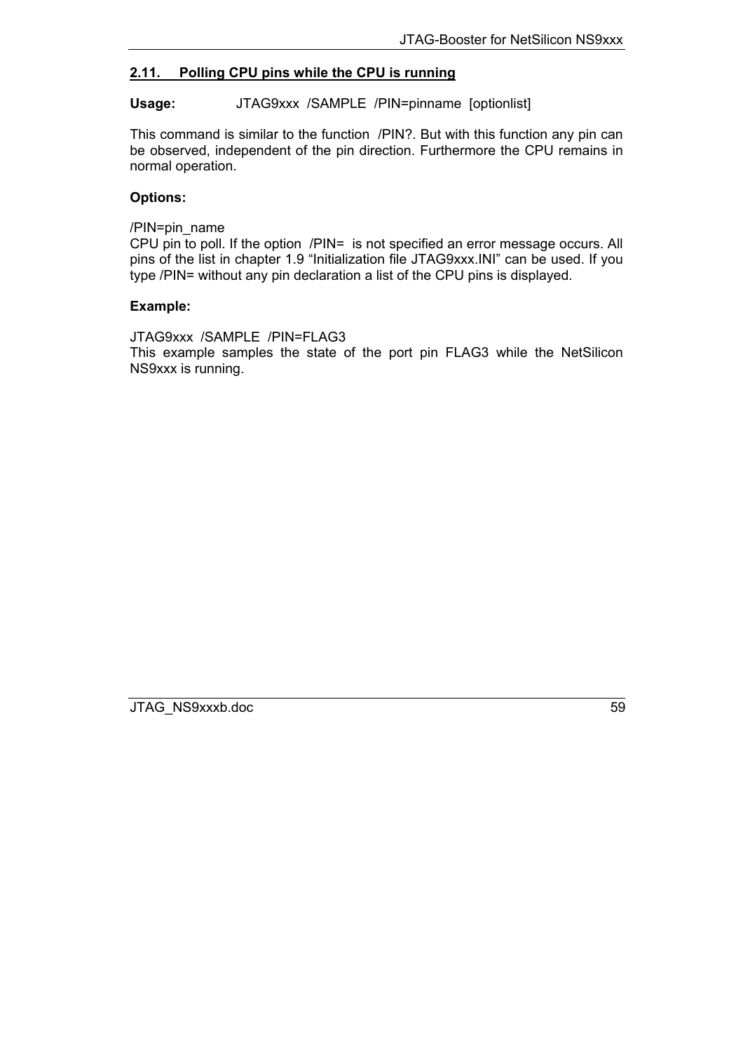## 2.11. Polling CPU pins while the CPU is running

**Usage:** JTAG9xxx /SAMPLE /PIN=pinname [optionlist]

This command is similar to the function /PIN?. But with this function any pin can be observed, independent of the pin direction. Furthermore the CPU remains in normal operation.

**Options:**

/PIN=pin_name
CPU pin to poll. If the option /PIN= is not specified an error message occurs. All pins of the list in chapter 1.9 “Initialization file JTAG9xxx.INI” can be used. If you type /PIN= without any pin declaration a list of the CPU pins is displayed.

**Example:**

JTAG9xxx /SAMPLE /PIN=FLAG3
This example samples the state of the port pin FLAG3 while the NetSilicon NS9xxx is running.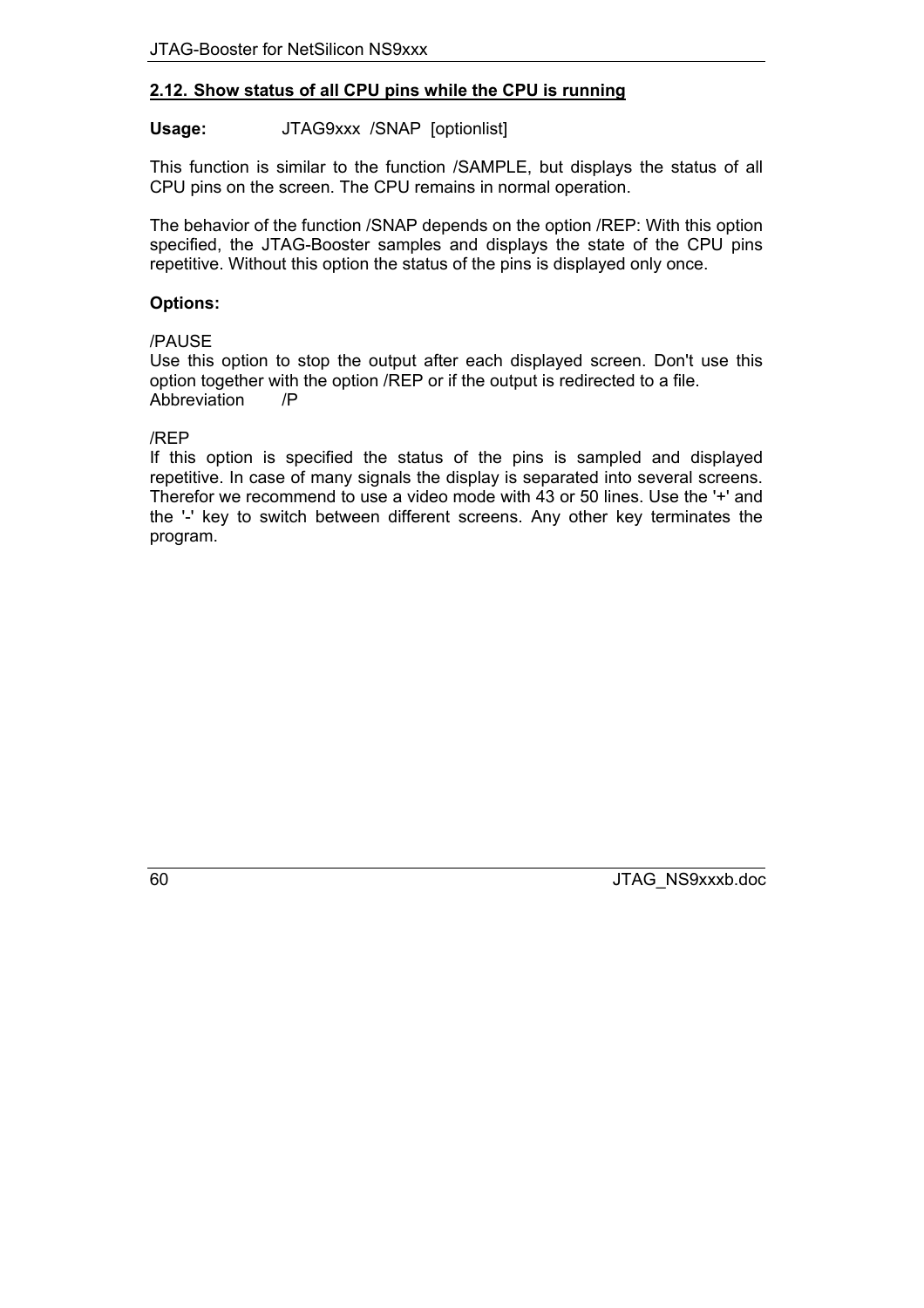## 2.12. Show status of all CPU pins while the CPU is running

**Usage:** JTAG9xxx /SNAP [optionlist]

This function is similar to the function /SAMPLE, but displays the status of all CPU pins on the screen. The CPU remains in normal operation.

The behavior of the function /SNAP depends on the option /REP: With this option specified, the JTAG-Booster samples and displays the state of the CPU pins repetitive. Without this option the status of the pins is displayed only once.

**Options:**

/PAUSE
Use this option to stop the output after each displayed screen. Don't use this option together with the option /REP or if the output is redirected to a file.
Abbreviation /P

/REP
If this option is specified the status of the pins is sampled and displayed repetitive. In case of many signals the display is separated into several screens. Therefor we recommend to use a video mode with 43 or 50 lines. Use the '+' and the '-' key to switch between different screens. Any other key terminates the program.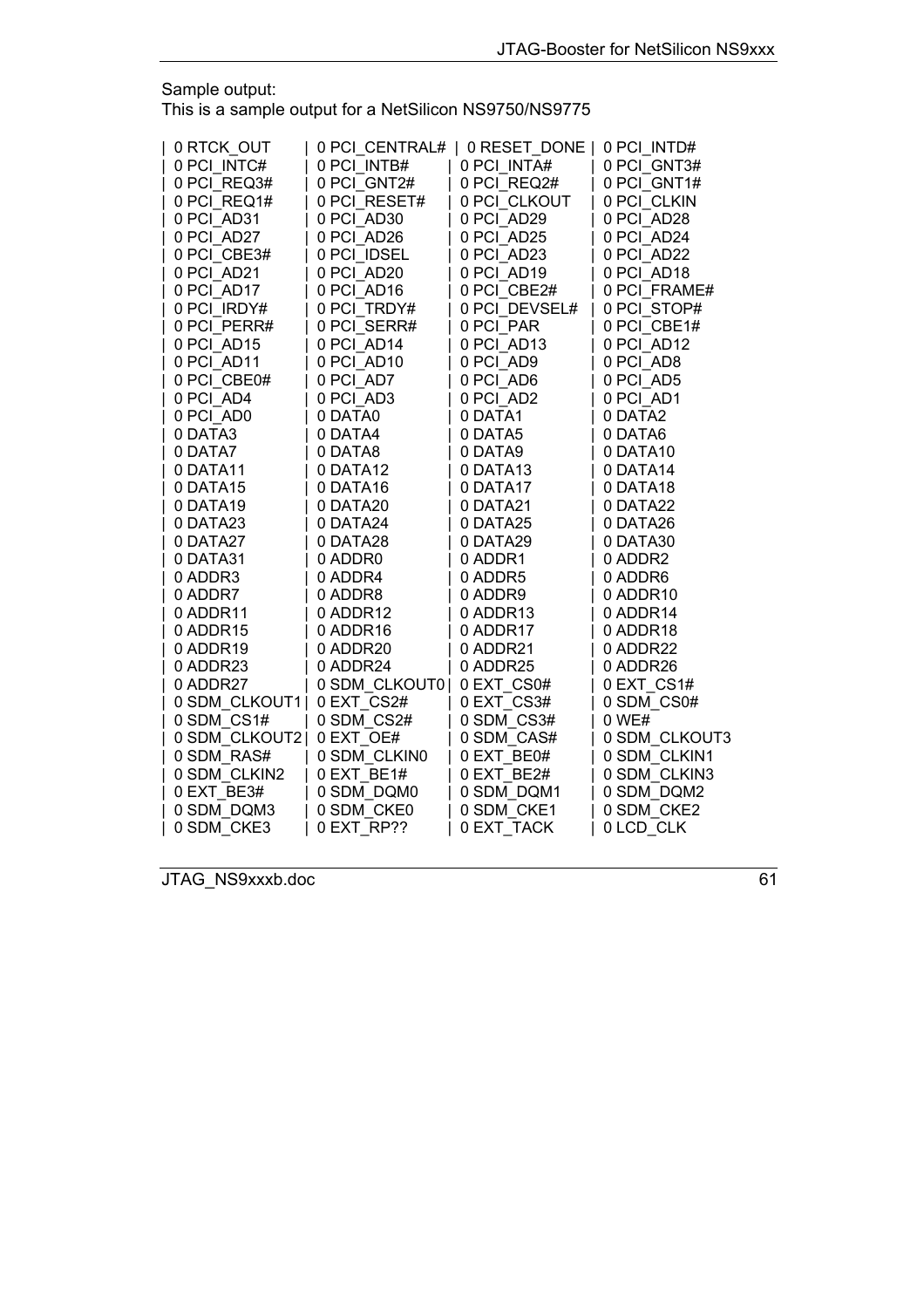Sample output:
This is a sample output for a NetSilicon NS9750/NS9775

```
| 0 RTCK_OUT     | 0 PCI_CENTRAL# | 0 RESET_DONE | 0 PCI_INTD#
| 0 PCI_INTC#    | 0 PCI_INTB#    | 0 PCI_INTA#   | 0 PCI_GNT3#
| 0 PCI_REQ3#    | 0 PCI_GNT2#    | 0 PCI_REQ2#   | 0 PCI_GNT1#
| 0 PCI_REQ1#    | 0 PCI_RESET#   | 0 PCI_CLKOUT  | 0 PCI_CLKIN
| 0 PCI_AD31     | 0 PCI_AD30     | 0 PCI_AD29    | 0 PCI_AD28
| 0 PCI_AD27     | 0 PCI_AD26     | 0 PCI_AD25    | 0 PCI_AD24
| 0 PCI_CBE3#    | 0 PCI_IDSEL    | 0 PCI_AD23    | 0 PCI_AD22
| 0 PCI_AD21     | 0 PCI_AD20     | 0 PCI_AD19    | 0 PCI_AD18
| 0 PCI_AD17     | 0 PCI_AD16     | 0 PCI_CBE2#   | 0 PCI_FRAME#
| 0 PCI_IRDY#    | 0 PCI_TRDY#    | 0 PCI_DEVSEL# | 0 PCI_STOP#
| 0 PCI_PERR#    | 0 PCI_SERR#    | 0 PCI_PAR     | 0 PCI_CBE1#
| 0 PCI_AD15     | 0 PCI_AD14     | 0 PCI_AD13    | 0 PCI_AD12
| 0 PCI_AD11     | 0 PCI_AD10     | 0 PCI_AD9     | 0 PCI_AD8
| 0 PCI_CBE0#    | 0 PCI_AD7      | 0 PCI_AD6     | 0 PCI_AD5
| 0 PCI_AD4      | 0 PCI_AD3      | 0 PCI_AD2     | 0 PCI_AD1
| 0 PCI_AD0      | 0 DATA0        | 0 DATA1       | 0 DATA2
| 0 DATA3        | 0 DATA4        | 0 DATA5       | 0 DATA6
| 0 DATA7        | 0 DATA8        | 0 DATA9       | 0 DATA10
| 0 DATA11       | 0 DATA12       | 0 DATA13      | 0 DATA14
| 0 DATA15       | 0 DATA16       | 0 DATA17      | 0 DATA18
| 0 DATA19       | 0 DATA20       | 0 DATA21      | 0 DATA22
| 0 DATA23       | 0 DATA24       | 0 DATA25      | 0 DATA26
| 0 DATA27       | 0 DATA28       | 0 DATA29      | 0 DATA30
| 0 DATA31       | 0 ADDR0        | 0 ADDR1       | 0 ADDR2
| 0 ADDR3        | 0 ADDR4        | 0 ADDR5       | 0 ADDR6
| 0 ADDR7        | 0 ADDR8        | 0 ADDR9       | 0 ADDR10
| 0 ADDR11       | 0 ADDR12       | 0 ADDR13      | 0 ADDR14
| 0 ADDR15       | 0 ADDR16       | 0 ADDR17      | 0 ADDR18
| 0 ADDR19       | 0 ADDR20       | 0 ADDR21      | 0 ADDR22
| 0 ADDR23       | 0 ADDR24       | 0 ADDR25      | 0 ADDR26
| 0 ADDR27       | 0 SDM_CLKOUT0  | 0 EXT_CS0#    | 0 EXT_CS1#
| 0 SDM_CLKOUT1  | 0 EXT_CS2#     | 0 EXT_CS3#    | 0 SDM_CS0#
| 0 SDM_CS1#     | 0 SDM_CS2#     | 0 SDM_CS3#    | 0 WE#
| 0 SDM_CLKOUT2  | 0 EXT_OE#      | 0 SDM_CAS#    | 0 SDM_CLKOUT3
| 0 SDM_RAS#     | 0 SDM_CLKIN0   | 0 EXT_BE0#    | 0 SDM_CLKIN1
| 0 SDM_CLKIN2   | 0 EXT_BE1#     | 0 EXT_BE2#    | 0 SDM_CLKIN3
| 0 EXT_BE3#     | 0 SDM_DQM0     | 0 SDM_DQM1    | 0 SDM_DQM2
| 0 SDM_DQM3     | 0 SDM_CKE0     | 0 SDM_CKE1    | 0 SDM_CKE2
| 0 SDM_CKE3     | 0 EXT_RP??     | 0 EXT_TACK    | 0 LCD_CLK
```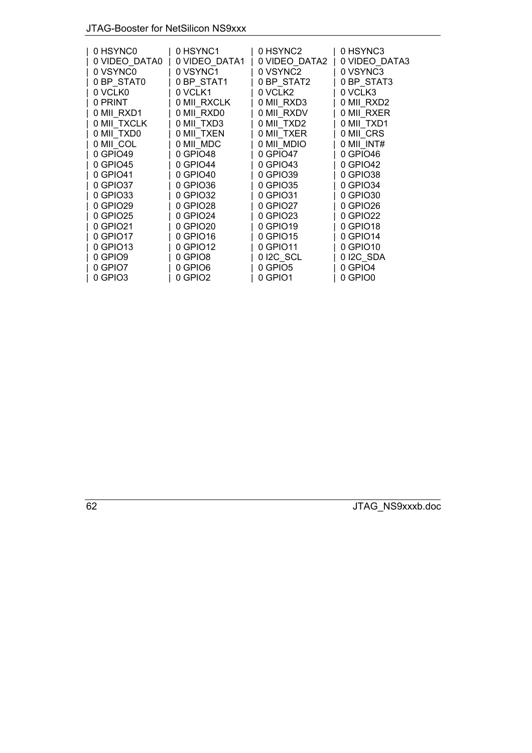```
| 0 HSYNC0       | 0 HSYNC1       | 0 HSYNC2       | 0 HSYNC3
| 0 VIDEO_DATA0  | 0 VIDEO_DATA1  | 0 VIDEO_DATA2  | 0 VIDEO_DATA3
| 0 VSYNC0       | 0 VSYNC1       | 0 VSYNC2       | 0 VSYNC3
| 0 BP_STAT0     | 0 BP_STAT1     | 0 BP_STAT2     | 0 BP_STAT3
| 0 VCLK0        | 0 VCLK1        | 0 VCLK2        | 0 VCLK3
| 0 PRINT        | 0 MII_RXCLK    | 0 MII_RXD3     | 0 MII_RXD2
| 0 MII_RXD1     | 0 MII_RXD0     | 0 MII_RXDV     | 0 MII_RXER
| 0 MII_TXCLK    | 0 MII_TXD3     | 0 MII_TXD2     | 0 MII_TXD1
| 0 MII_TXD0     | 0 MII_TXEN     | 0 MII_TXER     | 0 MII_CRS
| 0 MII_COL      | 0 MII_MDC      | 0 MII_MDIO     | 0 MII_INT#
| 0 GPIO49       | 0 GPIO48       | 0 GPIO47       | 0 GPIO46
| 0 GPIO45       | 0 GPIO44       | 0 GPIO43       | 0 GPIO42
| 0 GPIO41       | 0 GPIO40       | 0 GPIO39       | 0 GPIO38
| 0 GPIO37       | 0 GPIO36       | 0 GPIO35       | 0 GPIO34
| 0 GPIO33       | 0 GPIO32       | 0 GPIO31       | 0 GPIO30
| 0 GPIO29       | 0 GPIO28       | 0 GPIO27       | 0 GPIO26
| 0 GPIO25       | 0 GPIO24       | 0 GPIO23       | 0 GPIO22
| 0 GPIO21       | 0 GPIO20       | 0 GPIO19       | 0 GPIO18
| 0 GPIO17       | 0 GPIO16       | 0 GPIO15       | 0 GPIO14
| 0 GPIO13       | 0 GPIO12       | 0 GPIO11       | 0 GPIO10
| 0 GPIO9        | 0 GPIO8        | 0 I2C_SCL      | 0 I2C_SDA
| 0 GPIO7        | 0 GPIO6        | 0 GPIO5        | 0 GPIO4
| 0 GPIO3        | 0 GPIO2        | 0 GPIO1        | 0 GPIO0
```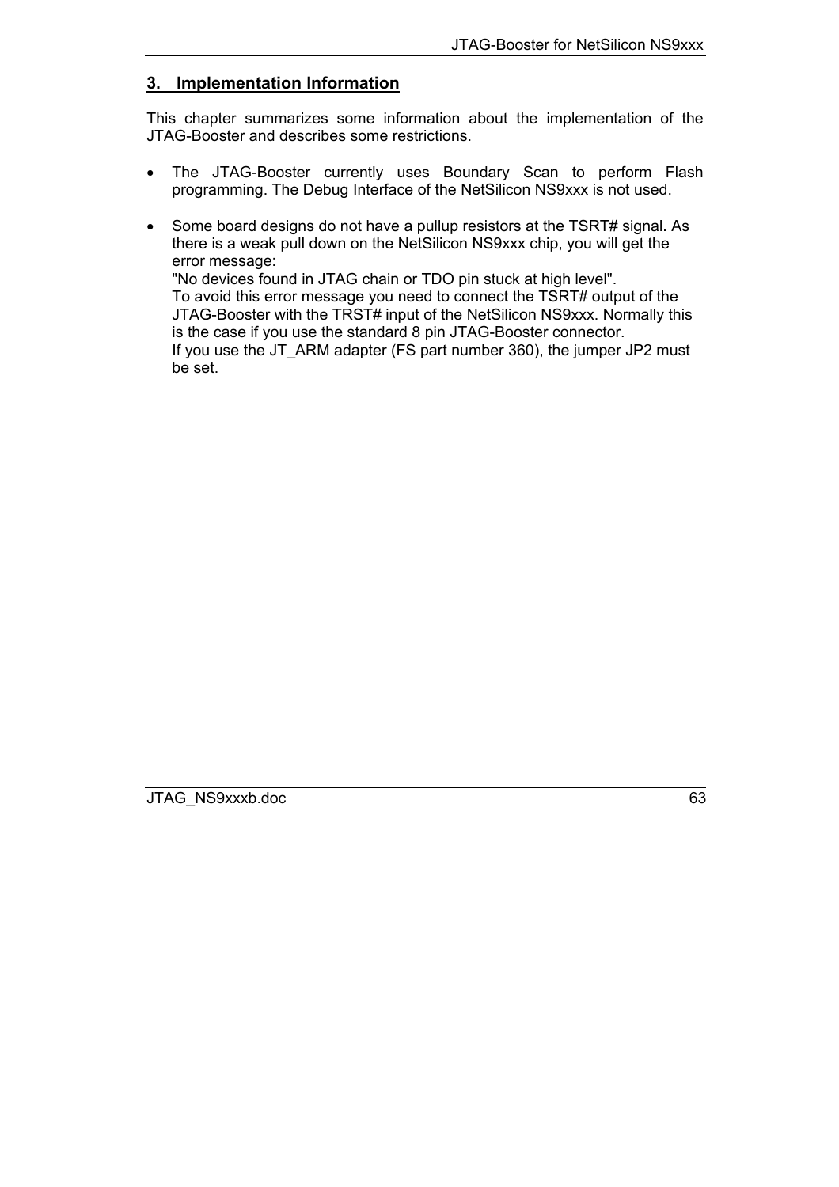# 3. Implementation Information

This chapter summarizes some information about the implementation of the JTAG-Booster and describes some restrictions.

- The JTAG-Booster currently uses Boundary Scan to perform Flash programming. The Debug Interface of the NetSilicon NS9xxx is not used.

- Some board designs do not have a pullup resistors at the TSRT# signal. As there is a weak pull down on the NetSilicon NS9xxx chip, you will get the error message:
  "No devices found in JTAG chain or TDO pin stuck at high level".
  To avoid this error message you need to connect the TSRT# output of the JTAG-Booster with the TRST# input of the NetSilicon NS9xxx. Normally this is the case if you use the standard 8 pin JTAG-Booster connector.
  If you use the JT_ARM adapter (FS part number 360), the jumper JP2 must be set.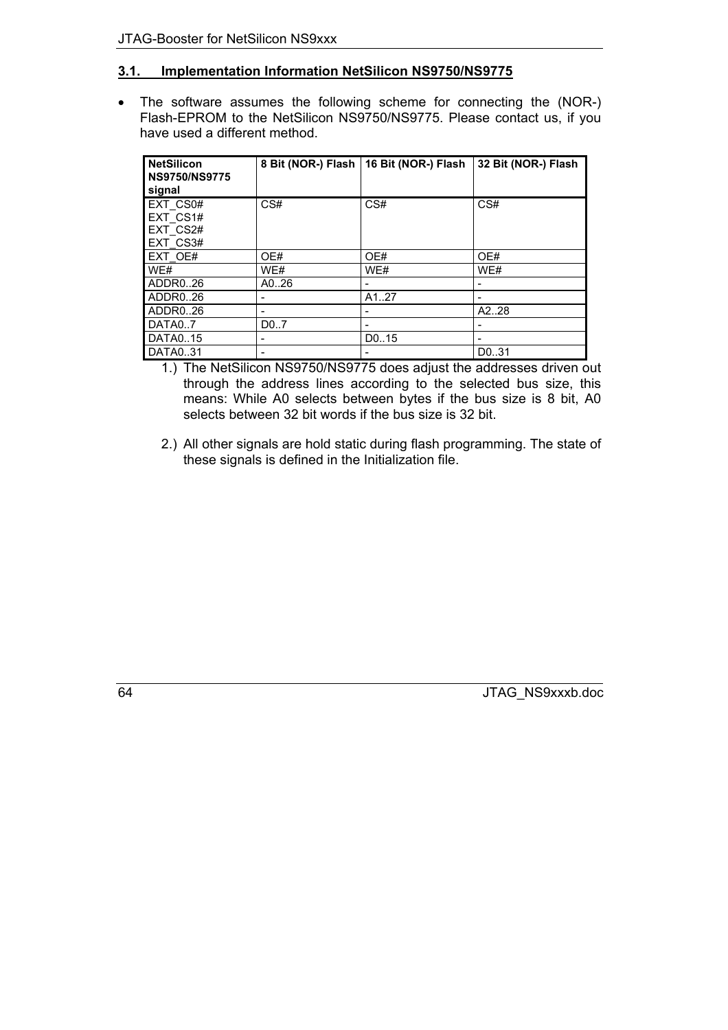### 3.1. Implementation Information NetSilicon NS9750/NS9775

- The software assumes the following scheme for connecting the (NOR-) Flash-EPROM to the NetSilicon NS9750/NS9775. Please contact us, if you have used a different method.

| NetSilicon NS9750/NS9775 signal | 8 Bit (NOR-) Flash | 16 Bit (NOR-) Flash | 32 Bit (NOR-) Flash |
|---|---|---|---|
| EXT_CS0# EXT_CS1# EXT_CS2# EXT_CS3# | CS# | CS# | CS# |
| EXT_OE# | OE# | OE# | OE# |
| WE# | WE# | WE# | WE# |
| ADDR0..26 | A0..26 | - | - |
| ADDR0..26 | - | A1..27 | - |
| ADDR0..26 | - | - | A2..28 |
| DATA0..7 | D0..7 | - | - |
| DATA0..15 | - | D0..15 | - |
| DATA0..31 | - | - | D0..31 |

1.) The NetSilicon NS9750/NS9775 does adjust the addresses driven out through the address lines according to the selected bus size, this means: While A0 selects between bytes if the bus size is 8 bit, A0 selects between 32 bit words if the bus size is 32 bit.

2.) All other signals are hold static during flash programming. The state of these signals is defined in the Initialization file.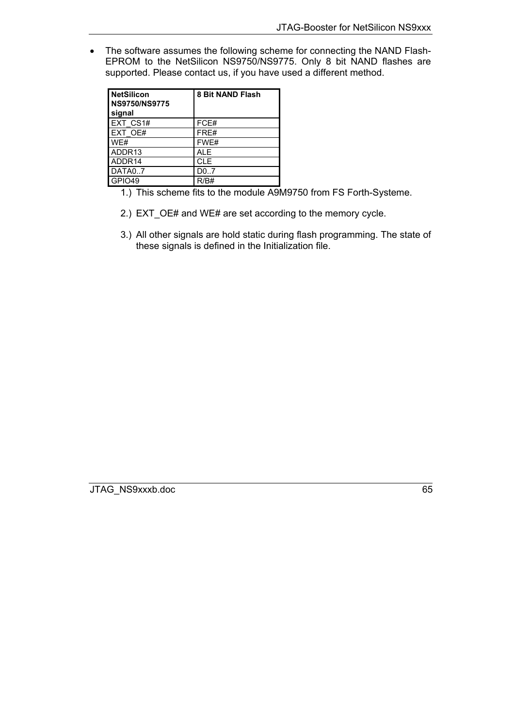- The software assumes the following scheme for connecting the NAND Flash-EPROM to the NetSilicon NS9750/NS9775. Only 8 bit NAND flashes are supported. Please contact us, if you have used a different method.

| NetSilicon NS9750/NS9775 signal | 8 Bit NAND Flash |
|---|---|
| EXT_CS1# | FCE# |
| EXT_OE# | FRE# |
| WE# | FWE# |
| ADDR13 | ALE |
| ADDR14 | CLE |
| DATA0..7 | D0..7 |
| GPIO49 | R/B# |

1.) This scheme fits to the module A9M9750 from FS Forth-Systeme.

2.) EXT_OE# and WE# are set according to the memory cycle.

3.) All other signals are hold static during flash programming. The state of these signals is defined in the Initialization file.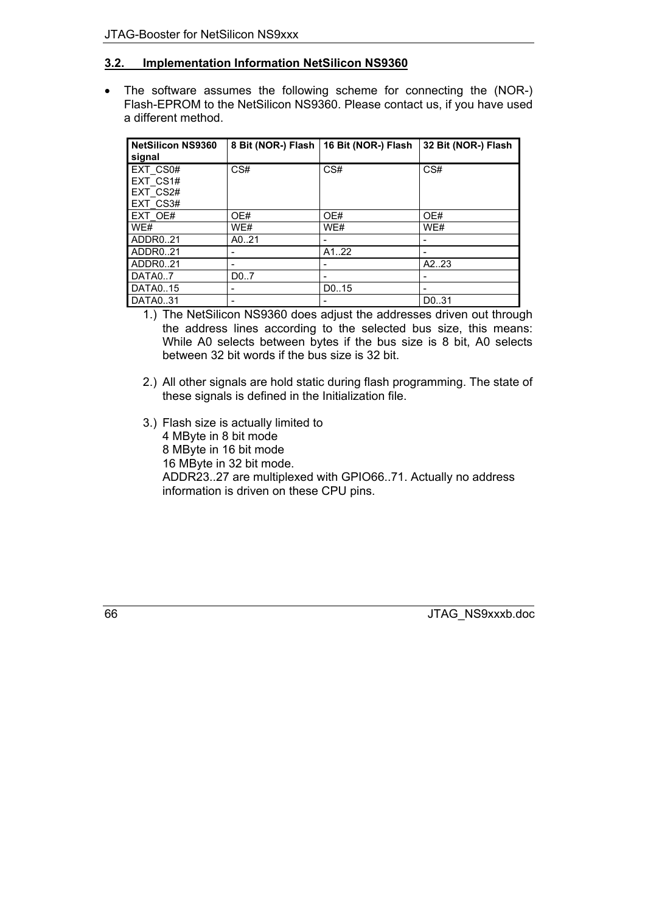## 3.2. Implementation Information NetSilicon NS9360

- The software assumes the following scheme for connecting the (NOR-) Flash-EPROM to the NetSilicon NS9360. Please contact us, if you have used a different method.

| NetSilicon NS9360 signal | 8 Bit (NOR-) Flash | 16 Bit (NOR-) Flash | 32 Bit (NOR-) Flash |
|---|---|---|---|
| EXT_CS0#<br>EXT_CS1#<br>EXT_CS2#<br>EXT_CS3# | CS# | CS# | CS# |
| EXT_OE# | OE# | OE# | OE# |
| WE# | WE# | WE# | WE# |
| ADDR0..21 | A0..21 | - | - |
| ADDR0..21 | - | A1..22 | - |
| ADDR0..21 | - | - | A2..23 |
| DATA0..7 | D0..7 | - | - |
| DATA0..15 | - | D0..15 | - |
| DATA0..31 | - | - | D0..31 |

1.) The NetSilicon NS9360 does adjust the addresses driven out through the address lines according to the selected bus size, this means: While A0 selects between bytes if the bus size is 8 bit, A0 selects between 32 bit words if the bus size is 32 bit.

2.) All other signals are hold static during flash programming. The state of these signals is defined in the Initialization file.

3.) Flash size is actually limited to
4 MByte in 8 bit mode
8 MByte in 16 bit mode
16 MByte in 32 bit mode.
ADDR23..27 are multiplexed with GPIO66..71. Actually no address information is driven on these CPU pins.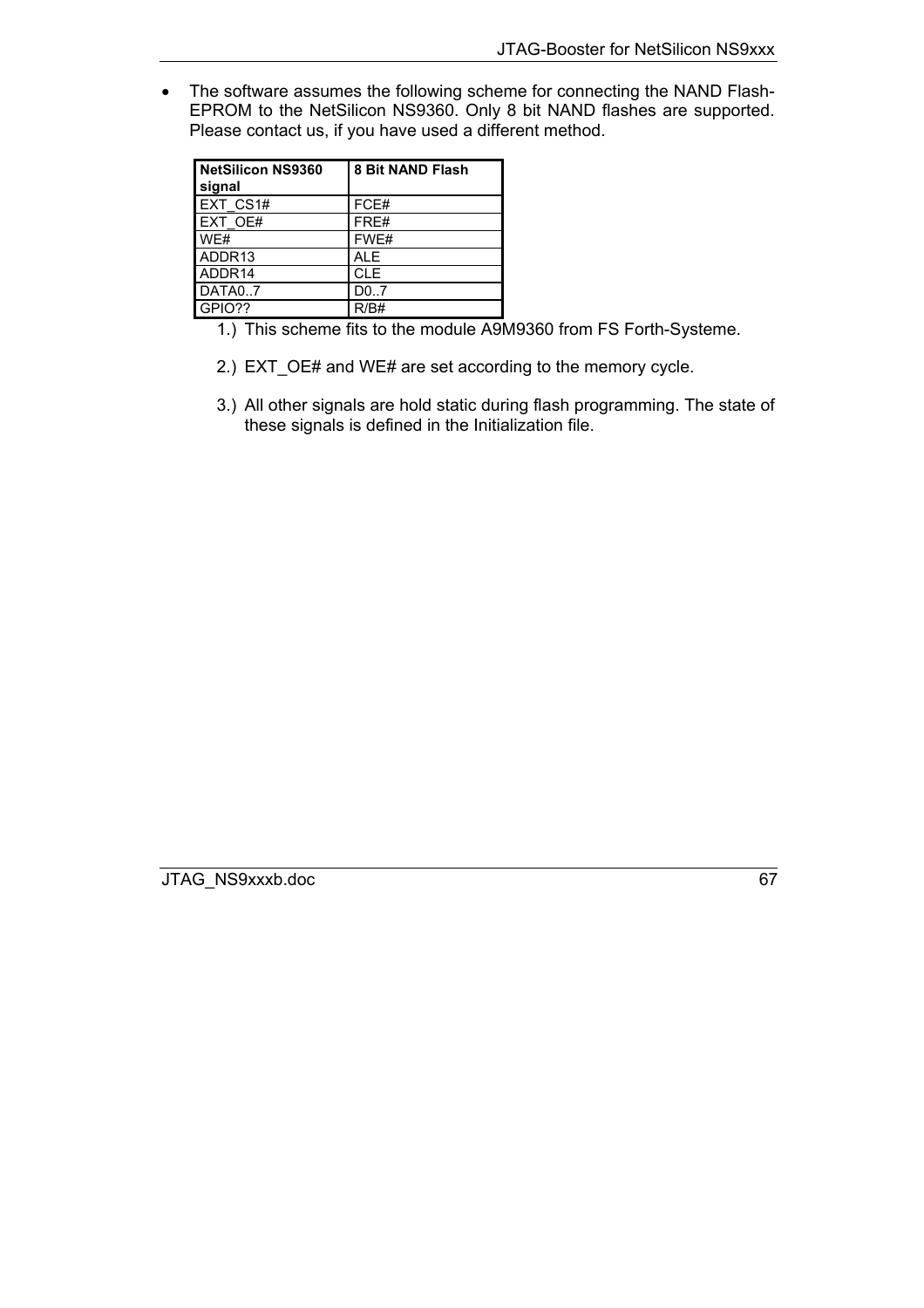- The software assumes the following scheme for connecting the NAND Flash-EPROM to the NetSilicon NS9360. Only 8 bit NAND flashes are supported. Please contact us, if you have used a different method.

| NetSilicon NS9360 signal | 8 Bit NAND Flash |
|---|---|
| EXT_CS1# | FCE# |
| EXT_OE# | FRE# |
| WE# | FWE# |
| ADDR13 | ALE |
| ADDR14 | CLE |
| DATA0..7 | D0..7 |
| GPIO?? | R/B# |

1.) This scheme fits to the module A9M9360 from FS Forth-Systeme.

2.) EXT_OE# and WE# are set according to the memory cycle.

3.) All other signals are hold static during flash programming. The state of these signals is defined in the Initialization file.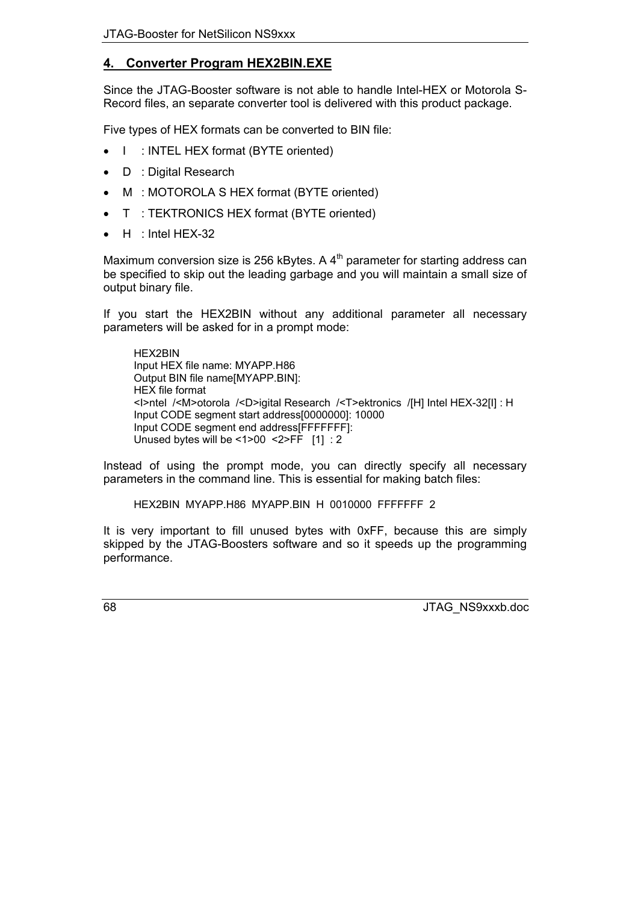## 4. Converter Program HEX2BIN.EXE

Since the JTAG-Booster software is not able to handle Intel-HEX or Motorola S-Record files, an separate converter tool is delivered with this product package.

Five types of HEX formats can be converted to BIN file:

- I : INTEL HEX format (BYTE oriented)
- D : Digital Research
- M : MOTOROLA S HEX format (BYTE oriented)
- T : TEKTRONICS HEX format (BYTE oriented)
- H : Intel HEX-32

Maximum conversion size is 256 kBytes. A 4th parameter for starting address can be specified to skip out the leading garbage and you will maintain a small size of output binary file.

If you start the HEX2BIN without any additional parameter all necessary parameters will be asked for in a prompt mode:

```
HEX2BIN
Input HEX file name: MYAPP.H86
Output BIN file name[MYAPP.BIN]:
HEX file format
<I>ntel  /<M>otorola  /<D>igital Research  /<T>ektronics  /[H] Intel HEX-32[I] : H
Input CODE segment start address[0000000]: 10000
Input CODE segment end address[FFFFFFF]:
Unused bytes will be <1>00  <2>FF   [1]  : 2
```

Instead of using the prompt mode, you can directly specify all necessary parameters in the command line. This is essential for making batch files:

```
HEX2BIN  MYAPP.H86  MYAPP.BIN  H  0010000  FFFFFFF  2
```

It is very important to fill unused bytes with 0xFF, because this are simply skipped by the JTAG-Boosters software and so it speeds up the programming performance.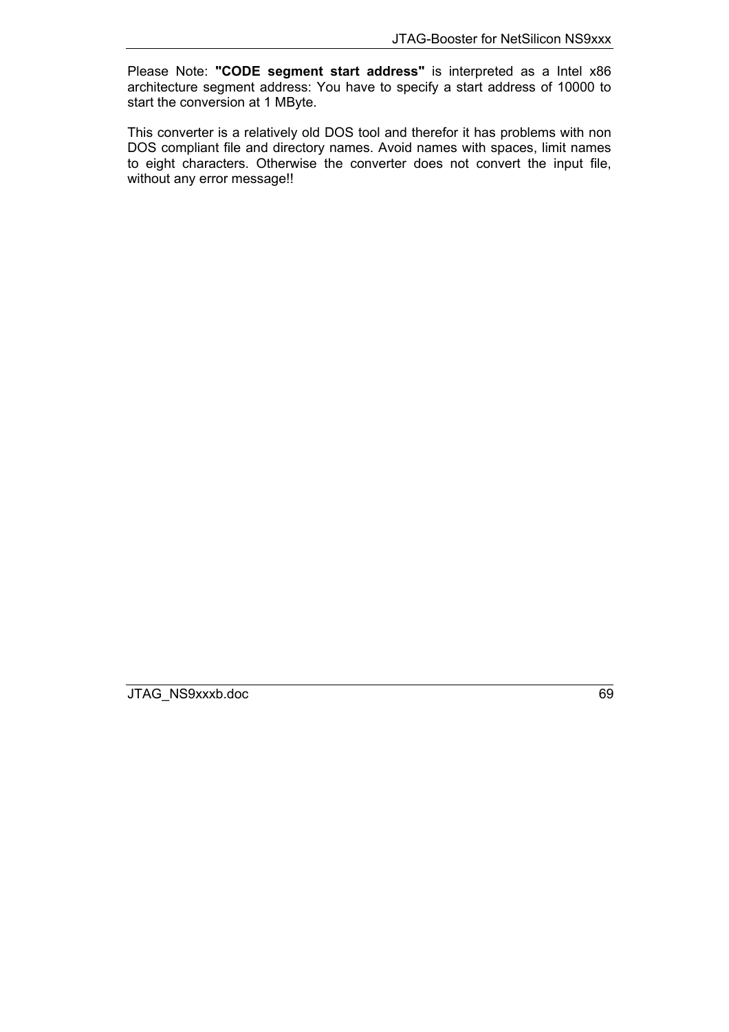Please Note: **"CODE segment start address"** is interpreted as a Intel x86 architecture segment address: You have to specify a start address of 10000 to start the conversion at 1 MByte.

This converter is a relatively old DOS tool and therefor it has problems with non DOS compliant file and directory names. Avoid names with spaces, limit names to eight characters. Otherwise the converter does not convert the input file, without any error message!!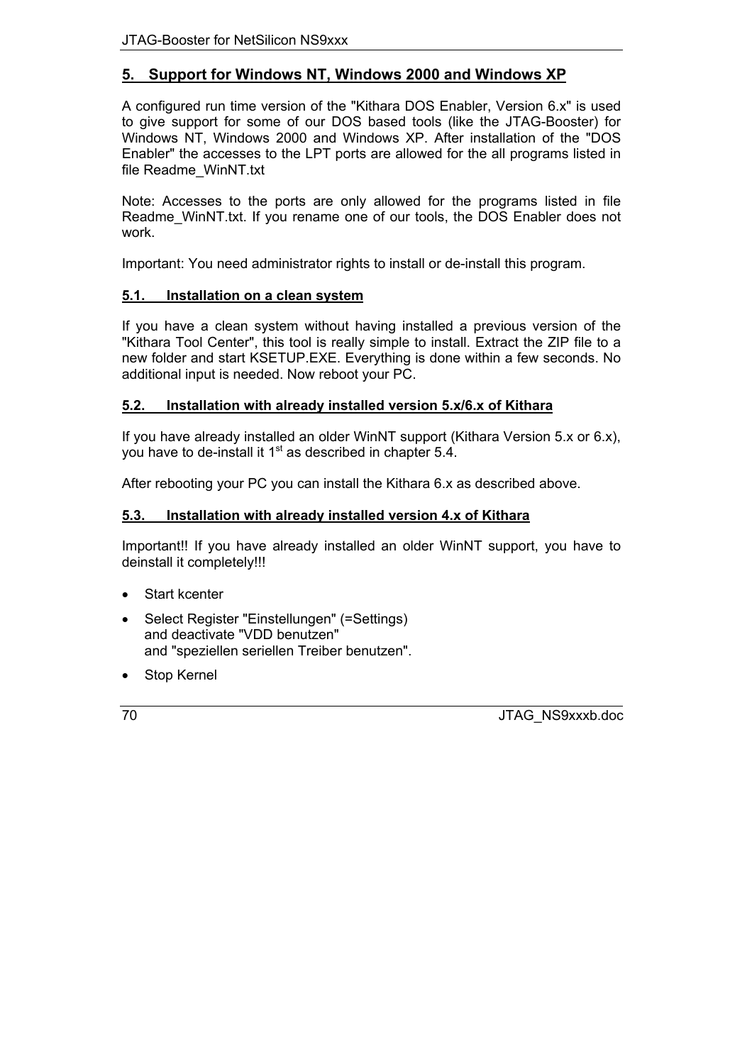## 5. Support for Windows NT, Windows 2000 and Windows XP

A configured run time version of the "Kithara DOS Enabler, Version 6.x" is used to give support for some of our DOS based tools (like the JTAG-Booster) for Windows NT, Windows 2000 and Windows XP. After installation of the "DOS Enabler" the accesses to the LPT ports are allowed for the all programs listed in file Readme_WinNT.txt

Note: Accesses to the ports are only allowed for the programs listed in file Readme_WinNT.txt. If you rename one of our tools, the DOS Enabler does not work.

Important: You need administrator rights to install or de-install this program.

### 5.1. Installation on a clean system

If you have a clean system without having installed a previous version of the "Kithara Tool Center", this tool is really simple to install. Extract the ZIP file to a new folder and start KSETUP.EXE. Everything is done within a few seconds. No additional input is needed. Now reboot your PC.

### 5.2. Installation with already installed version 5.x/6.x of Kithara

If you have already installed an older WinNT support (Kithara Version 5.x or 6.x), you have to de-install it 1st as described in chapter 5.4.

After rebooting your PC you can install the Kithara 6.x as described above.

### 5.3. Installation with already installed version 4.x of Kithara

Important!! If you have already installed an older WinNT support, you have to deinstall it completely!!!

- Start kcenter
- Select Register "Einstellungen" (=Settings)
  and deactivate "VDD benutzen"
  and "speziellen seriellen Treiber benutzen".
- Stop Kernel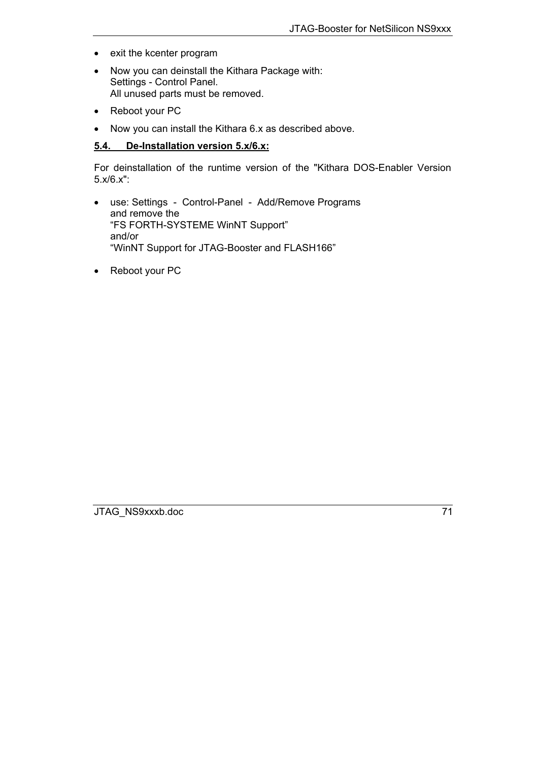- exit the kcenter program
- Now you can deinstall the Kithara Package with:
  Settings - Control Panel.
  All unused parts must be removed.
- Reboot your PC
- Now you can install the Kithara 6.x as described above.

## 5.4. De-Installation version 5.x/6.x:

For deinstallation of the runtime version of the "Kithara DOS-Enabler Version 5.x/6.x":

- use: Settings - Control-Panel - Add/Remove Programs
  and remove the
  “FS FORTH-SYSTEME WinNT Support”
  and/or
  “WinNT Support for JTAG-Booster and FLASH166”
- Reboot your PC